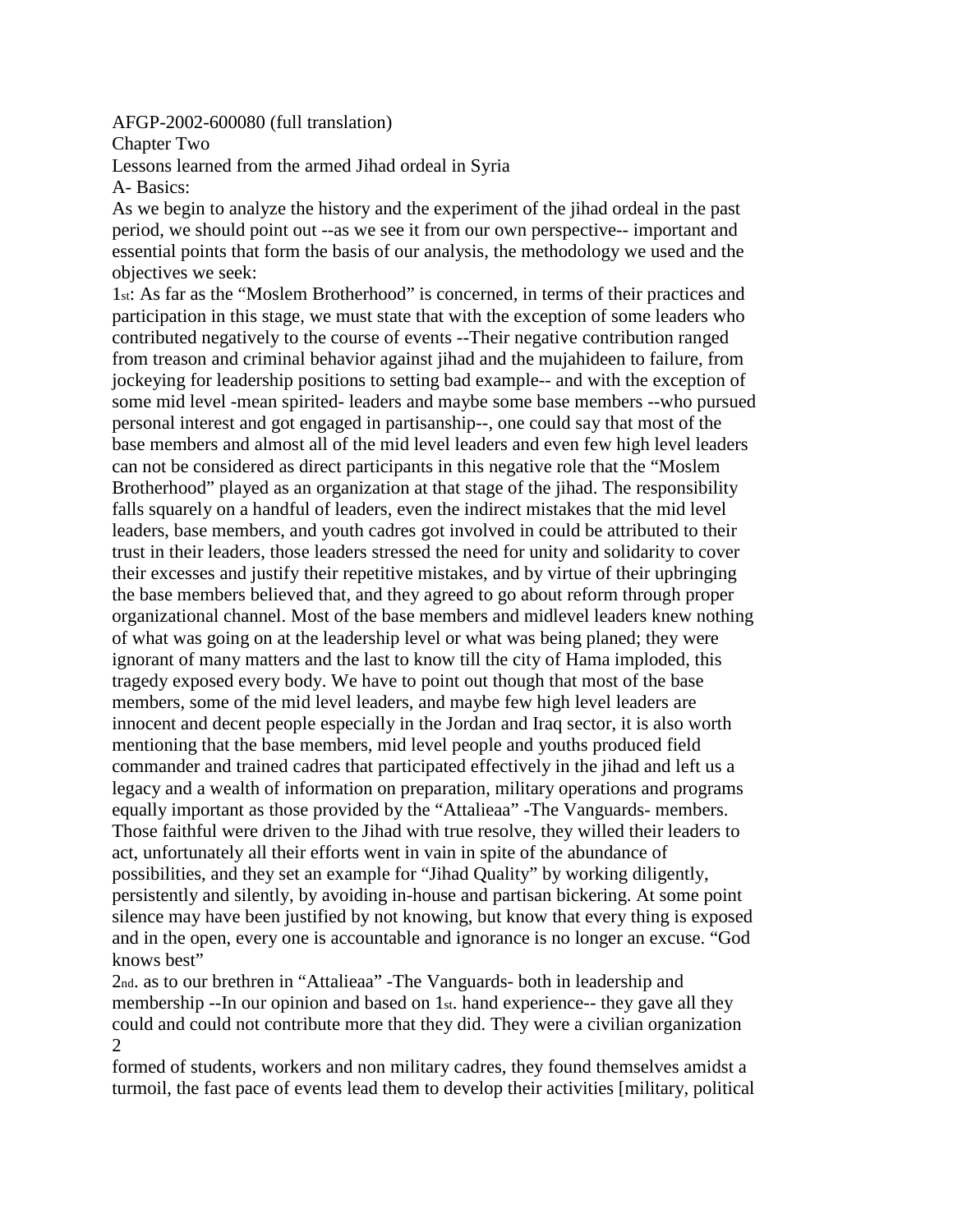AFGP-2002-600080 (full translation)

## Chapter Two

## Lessons learned from the armed Jihad ordeal in Syria

### A- Basics:

As we begin to analyze the history and the experiment of the jihad ordeal in the past period, we should point out --as we see it from our own perspective-- important and essential points that form the basis of our analysis, the methodology we used and the objectives we seek:

1st: As far as the "Moslem Brotherhood" is concerned, in terms of their practices and participation in this stage, we must state that with the exception of some leaders who contributed negatively to the course of events --Their negative contribution ranged from treason and criminal behavior against jihad and the mujahideen to failure, from jockeying for leadership positions to setting bad example-- and with the exception of some mid level -mean spirited- leaders and maybe some base members --who pursued personal interest and got engaged in partisanship--, one could say that most of the base members and almost all of the mid level leaders and even few high level leaders can not be considered as direct participants in this negative role that the "Moslem Brotherhood" played as an organization at that stage of the jihad. The responsibility falls squarely on a handful of leaders, even the indirect mistakes that the mid level leaders, base members, and youth cadres got involved in could be attributed to their trust in their leaders, those leaders stressed the need for unity and solidarity to cover their excesses and justify their repetitive mistakes, and by virtue of their upbringing the base members believed that, and they agreed to go about reform through proper organizational channel. Most of the base members and midlevel leaders knew nothing of what was going on at the leadership level or what was being planed; they were ignorant of many matters and the last to know till the city of Hama imploded, this tragedy exposed every body. We have to point out though that most of the base members, some of the mid level leaders, and maybe few high level leaders are innocent and decent people especially in the Jordan and Iraq sector, it is also worth mentioning that the base members, mid level people and youths produced field commander and trained cadres that participated effectively in the jihad and left us a legacy and a wealth of information on preparation, military operations and programs equally important as those provided by the "Attalieaa" -The Vanguards- members. Those faithful were driven to the Jihad with true resolve, they willed their leaders to act, unfortunately all their efforts went in vain in spite of the abundance of possibilities, and they set an example for "Jihad Quality" by working diligently, persistently and silently, by avoiding in-house and partisan bickering. At some point silence may have been justified by not knowing, but know that every thing is exposed and in the open, every one is accountable and ignorance is no longer an excuse. "God knows best"

2nd. as to our brethren in "Attalieaa" -The Vanguards- both in leadership and membership --In our opinion and based on 1st. hand experience-- they gave all they could and could not contribute more that they did. They were a civilian organization formed of students, workers and non military cadres, they found themselves amidst a turmoil, the fast pace of events lead them to develop their activities [military, political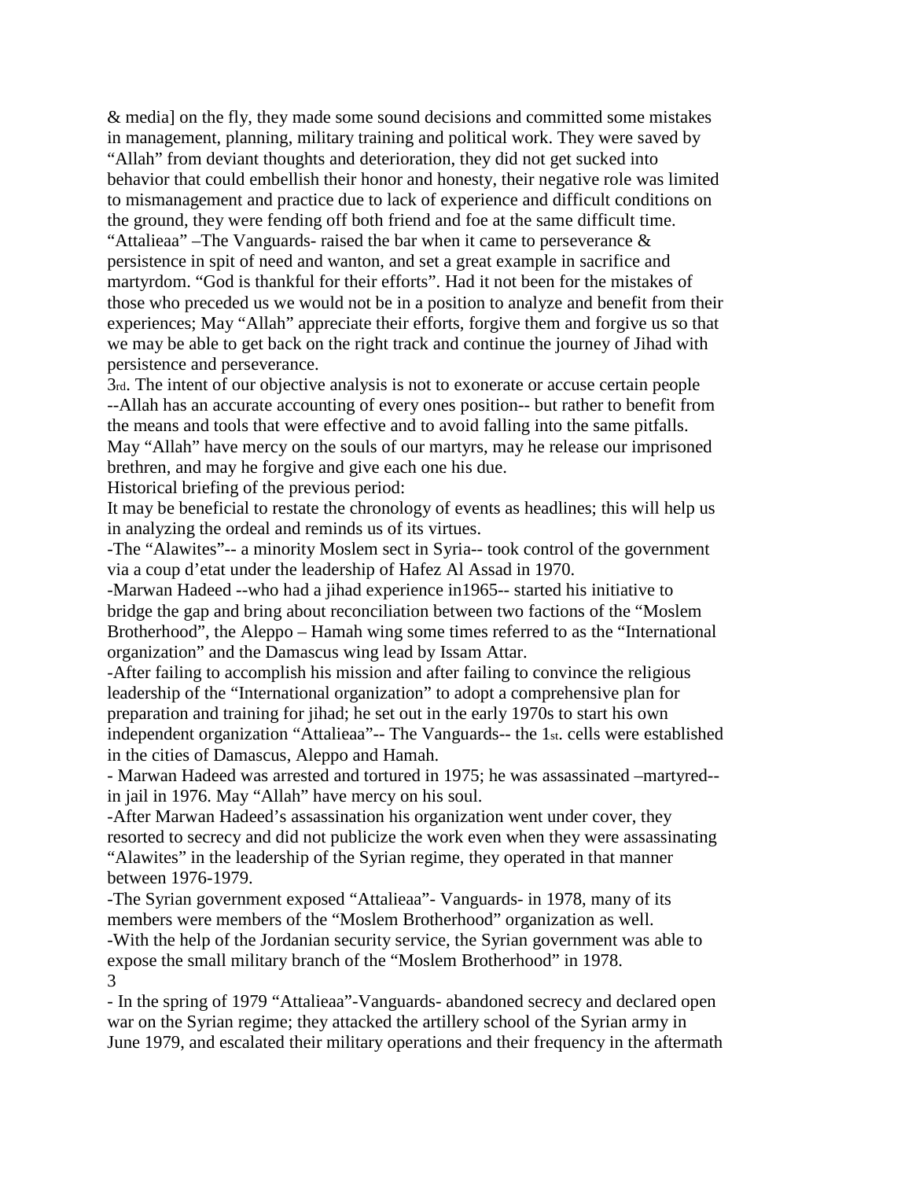& media] on the fly, they made some sound decisions and committed some mistakes in management, planning, military training and political work. They were saved by "Allah" from deviant thoughts and deterioration, they did not get sucked into behavior that could embellish their honor and honesty, their negative role was limited to mismanagement and practice due to lack of experience and difficult conditions on the ground, they were fending off both friend and foe at the same difficult time. "Attalieaa" –The Vanguards- raised the bar when it came to perseverance & persistence in spit of need and wanton, and set a great example in sacrifice and martyrdom. "God is thankful for their efforts". Had it not been for the mistakes of those who preceded us we would not be in a position to analyze and benefit from their experiences; May "Allah" appreciate their efforts, forgive them and forgive us so that we may be able to get back on the right track and continue the journey of Jihad with persistence and perseverance.

3rd. The intent of our objective analysis is not to exonerate or accuse certain people --Allah has an accurate accounting of every ones position-- but rather to benefit from the means and tools that were effective and to avoid falling into the same pitfalls. May "Allah" have mercy on the souls of our martyrs, may he release our imprisoned brethren, and may he forgive and give each one his due.

Historical briefing of the previous period:

It may be beneficial to restate the chronology of events as headlines; this will help us in analyzing the ordeal and reminds us of its virtues.

-The "Alawites"-- a minority Moslem sect in Syria-- took control of the government via a coup d'etat under the leadership of Hafez Al Assad in 1970.

-Marwan Hadeed --who had a jihad experience in1965-- started his initiative to bridge the gap and bring about reconciliation between two factions of the "Moslem Brotherhood", the Aleppo – Hamah wing some times referred to as the "International organization" and the Damascus wing lead by Issam Attar.

-After failing to accomplish his mission and after failing to convince the religious leadership of the "International organization" to adopt a comprehensive plan for preparation and training for jihad; he set out in the early 1970s to start his own independent organization "Attalieaa"-- The Vanguards-- the 1st. cells were established in the cities of Damascus, Aleppo and Hamah.

- Marwan Hadeed was arrested and tortured in 1975; he was assassinated –martyred-- in jail in 1976. May "Allah" have mercy on his soul.

-After Marwan Hadeed's assassination his organization went under cover, they resorted to secrecy and did not publicize the work even when they were assassinating "Alawites" in the leadership of the Syrian regime, they operated in that manner between 1976-1979.

-The Syrian government exposed "Attalieaa"- Vanguards- in 1978, many of its members were members of the "Moslem Brotherhood" organization as well.

-With the help of the Jordanian security service, the Syrian government was able to expose the small military branch of the "Moslem Brotherhood" in 1978.

- In the spring of 1979 "Attalieaa"-Vanguards- abandoned secrecy and declared open war on the Syrian regime; they attacked the artillery school of the Syrian army in June 1979, and escalated their military operations and their frequency in the aftermath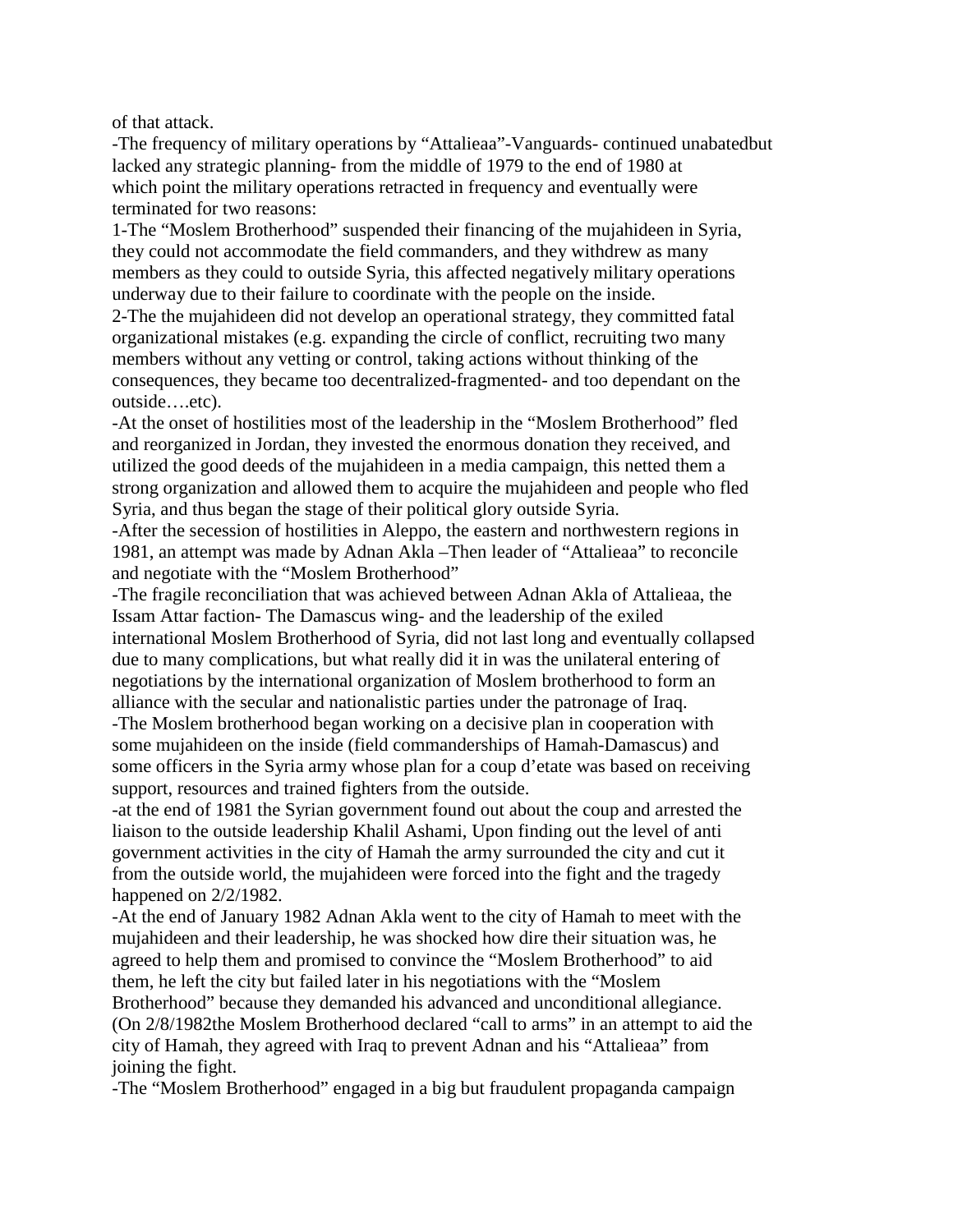of that attack.

-The frequency of military operations by “Attalieaa”-Vanguards- continued unabatedbut lacked any strategic planning- from the middle of 1979 to the end of 1980 at which point the military operations retracted in frequency and eventually were terminated for two reasons:

1-The “Moslem Brotherhood” suspended their financing of the mujahideen in Syria, they could not accommodate the field commanders, and they withdrew as many members as they could to outside Syria, this affected negatively military operations underway due to their failure to coordinate with the people on the inside.

2-The the mujahideen did not develop an operational strategy, they committed fatal organizational mistakes (e.g. expanding the circle of conflict, recruiting two many members without any vetting or control, taking actions without thinking of the consequences, they became too decentralized-fragmented- and too dependant on the outside….etc).

-At the onset of hostilities most of the leadership in the “Moslem Brotherhood” fled and reorganized in Jordan, they invested the enormous donation they received, and utilized the good deeds of the mujahideen in a media campaign, this netted them a strong organization and allowed them to acquire the mujahideen and people who fled Syria, and thus began the stage of their political glory outside Syria.

-After the secession of hostilities in Aleppo, the eastern and northwestern regions in 1981, an attempt was made by Adnan Akla –Then leader of “Attalieaa” to reconcile and negotiate with the “Moslem Brotherhood”

-The fragile reconciliation that was achieved between Adnan Akla of Attalieaa, the Issam Attar faction- The Damascus wing- and the leadership of the exiled international Moslem Brotherhood of Syria, did not last long and eventually collapsed due to many complications, but what really did it in was the unilateral entering of negotiations by the international organization of Moslem brotherhood to form an alliance with the secular and nationalistic parties under the patronage of Iraq.

-The Moslem brotherhood began working on a decisive plan in cooperation with some mujahideen on the inside (field commanderships of Hamah-Damascus) and some officers in the Syria army whose plan for a coup d’etate was based on receiving support, resources and trained fighters from the outside.

-at the end of 1981 the Syrian government found out about the coup and arrested the liaison to the outside leadership Khalil Ashami, Upon finding out the level of anti government activities in the city of Hamah the army surrounded the city and cut it from the outside world, the mujahideen were forced into the fight and the tragedy happened on 2/2/1982.

-At the end of January 1982 Adnan Akla went to the city of Hamah to meet with the mujahideen and their leadership, he was shocked how dire their situation was, he agreed to help them and promised to convince the “Moslem Brotherhood” to aid them, he left the city but failed later in his negotiations with the “Moslem Brotherhood” because they demanded his advanced and unconditional allegiance.

(On 2/8/1982the Moslem Brotherhood declared “call to arms” in an attempt to aid the city of Hamah, they agreed with Iraq to prevent Adnan and his “Attalieaa” from joining the fight.

-The “Moslem Brotherhood” engaged in a big but fraudulent propaganda campaign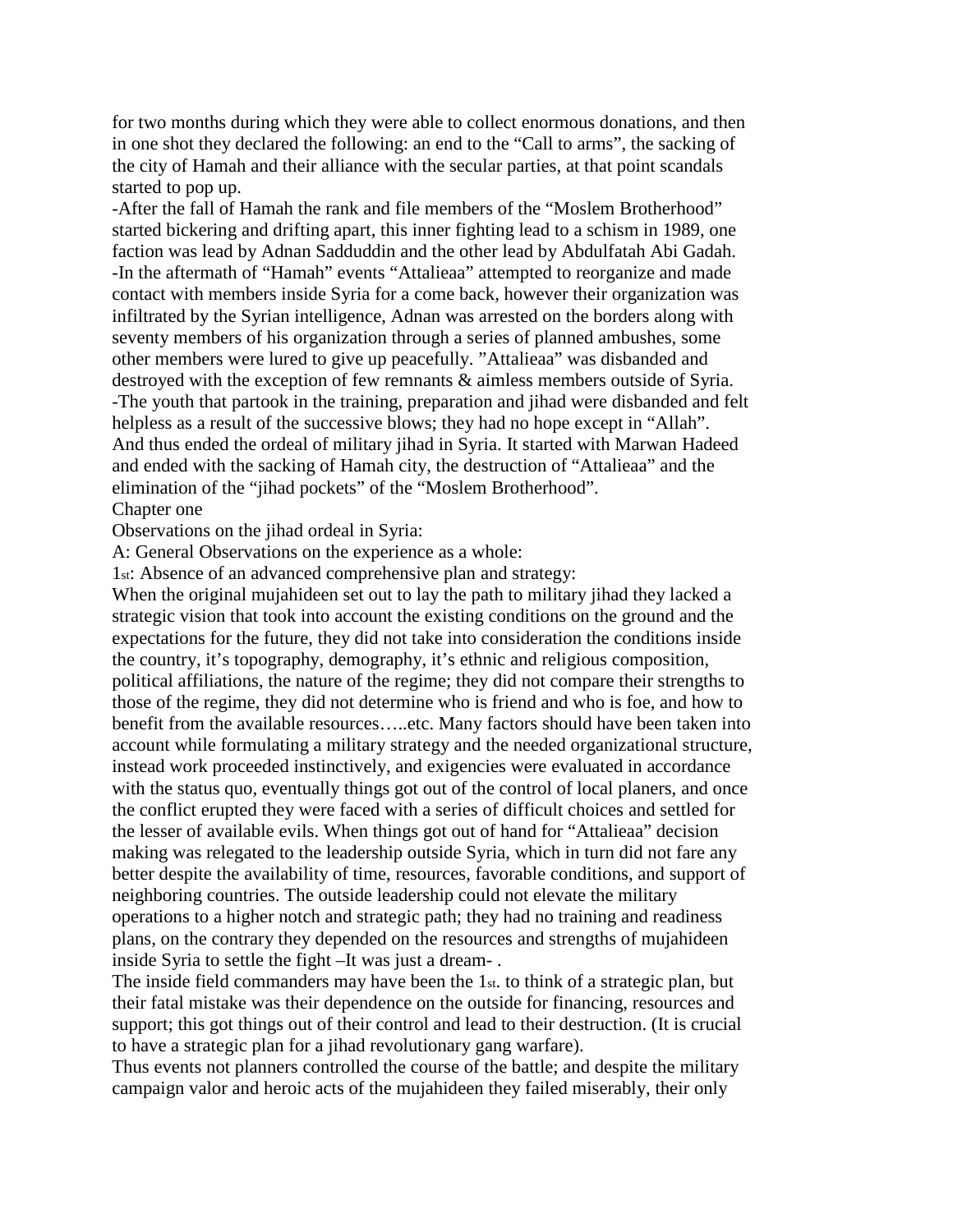for two months during which they were able to collect enormous donations, and then in one shot they declared the following: an end to the "Call to arms", the sacking of the city of Hamah and their alliance with the secular parties, at that point scandals started to pop up.

-After the fall of Hamah the rank and file members of the "Moslem Brotherhood" started bickering and drifting apart, this inner fighting lead to a schism in 1989, one faction was lead by Adnan Sadduddin and the other lead by Abdulfatah Abi Gadah.

-In the aftermath of "Hamah" events "Attalieaa" attempted to reorganize and made contact with members inside Syria for a come back, however their organization was infiltrated by the Syrian intelligence, Adnan was arrested on the borders along with seventy members of his organization through a series of planned ambushes, some other members were lured to give up peacefully. "Attalieaa" was disbanded and destroyed with the exception of few remnants & aimless members outside of Syria.

-The youth that partook in the training, preparation and jihad were disbanded and felt helpless as a result of the successive blows; they had no hope except in "Allah".

And thus ended the ordeal of military jihad in Syria. It started with Marwan Hadeed and ended with the sacking of Hamah city, the destruction of "Attalieaa" and the elimination of the "jihad pockets" of the "Moslem Brotherhood".

## Chapter one

Observations on the jihad ordeal in Syria:

A: General Observations on the experience as a whole:

1st: Absence of an advanced comprehensive plan and strategy:

When the original mujahideen set out to lay the path to military jihad they lacked a strategic vision that took into account the existing conditions on the ground and the expectations for the future, they did not take into consideration the conditions inside the country, it's topography, demography, it's ethnic and religious composition, political affiliations, the nature of the regime; they did not compare their strengths to those of the regime, they did not determine who is friend and who is foe, and how to benefit from the available resources…..etc. Many factors should have been taken into account while formulating a military strategy and the needed organizational structure, instead work proceeded instinctively, and exigencies were evaluated in accordance with the status quo, eventually things got out of the control of local planers, and once the conflict erupted they were faced with a series of difficult choices and settled for the lesser of available evils. When things got out of hand for "Attalieaa" decision making was relegated to the leadership outside Syria, which in turn did not fare any better despite the availability of time, resources, favorable conditions, and support of neighboring countries. The outside leadership could not elevate the military operations to a higher notch and strategic path; they had no training and readiness plans, on the contrary they depended on the resources and strengths of mujahideen inside Syria to settle the fight –It was just a dream- .

The inside field commanders may have been the 1st. to think of a strategic plan, but their fatal mistake was their dependence on the outside for financing, resources and support; this got things out of their control and lead to their destruction. (It is crucial to have a strategic plan for a jihad revolutionary gang warfare).

Thus events not planners controlled the course of the battle; and despite the military campaign valor and heroic acts of the mujahideen they failed miserably, their only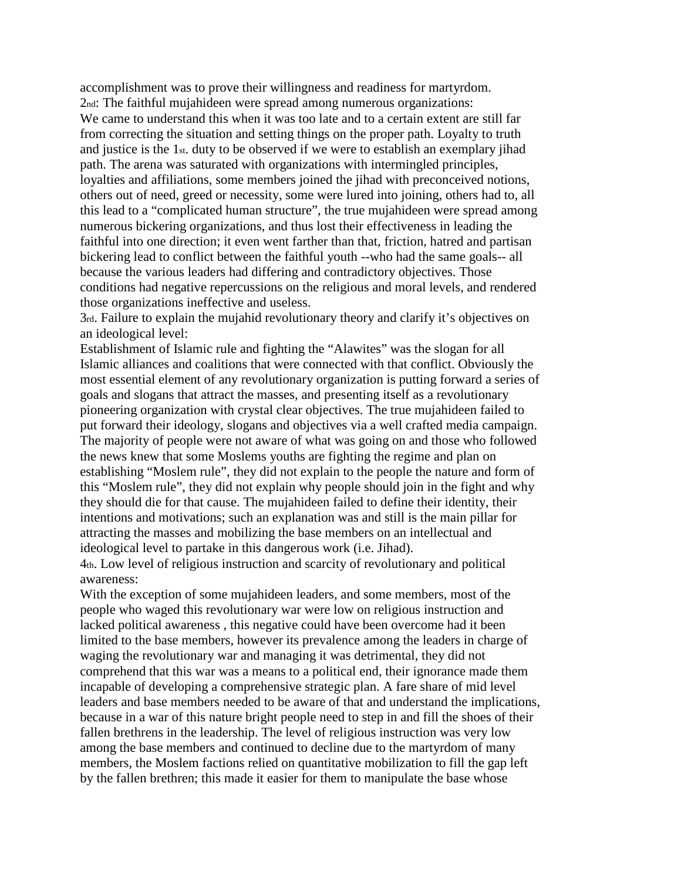accomplishment was to prove their willingness and readiness for martyrdom.

2nd: The faithful mujahideen were spread among numerous organizations:

We came to understand this when it was too late and to a certain extent are still far from correcting the situation and setting things on the proper path. Loyalty to truth and justice is the 1st. duty to be observed if we were to establish an exemplary jihad path. The arena was saturated with organizations with intermingled principles, loyalties and affiliations, some members joined the jihad with preconceived notions, others out of need, greed or necessity, some were lured into joining, others had to, all this lead to a "complicated human structure", the true mujahideen were spread among numerous bickering organizations, and thus lost their effectiveness in leading the faithful into one direction; it even went farther than that, friction, hatred and partisan bickering lead to conflict between the faithful youth --who had the same goals-- all because the various leaders had differing and contradictory objectives. Those conditions had negative repercussions on the religious and moral levels, and rendered those organizations ineffective and useless.

3rd. Failure to explain the mujahid revolutionary theory and clarify it's objectives on an ideological level:

Establishment of Islamic rule and fighting the "Alawites" was the slogan for all Islamic alliances and coalitions that were connected with that conflict. Obviously the most essential element of any revolutionary organization is putting forward a series of goals and slogans that attract the masses, and presenting itself as a revolutionary pioneering organization with crystal clear objectives. The true mujahideen failed to put forward their ideology, slogans and objectives via a well crafted media campaign. The majority of people were not aware of what was going on and those who followed the news knew that some Moslems youths are fighting the regime and plan on establishing "Moslem rule", they did not explain to the people the nature and form of this "Moslem rule", they did not explain why people should join in the fight and why they should die for that cause. The mujahideen failed to define their identity, their intentions and motivations; such an explanation was and still is the main pillar for attracting the masses and mobilizing the base members on an intellectual and ideological level to partake in this dangerous work (i.e. Jihad).

4th. Low level of religious instruction and scarcity of revolutionary and political awareness:

With the exception of some mujahideen leaders, and some members, most of the people who waged this revolutionary war were low on religious instruction and lacked political awareness , this negative could have been overcome had it been limited to the base members, however its prevalence among the leaders in charge of waging the revolutionary war and managing it was detrimental, they did not comprehend that this war was a means to a political end, their ignorance made them incapable of developing a comprehensive strategic plan. A fare share of mid level leaders and base members needed to be aware of that and understand the implications, because in a war of this nature bright people need to step in and fill the shoes of their fallen brethrens in the leadership. The level of religious instruction was very low among the base members and continued to decline due to the martyrdom of many members, the Moslem factions relied on quantitative mobilization to fill the gap left by the fallen brethren; this made it easier for them to manipulate the base whose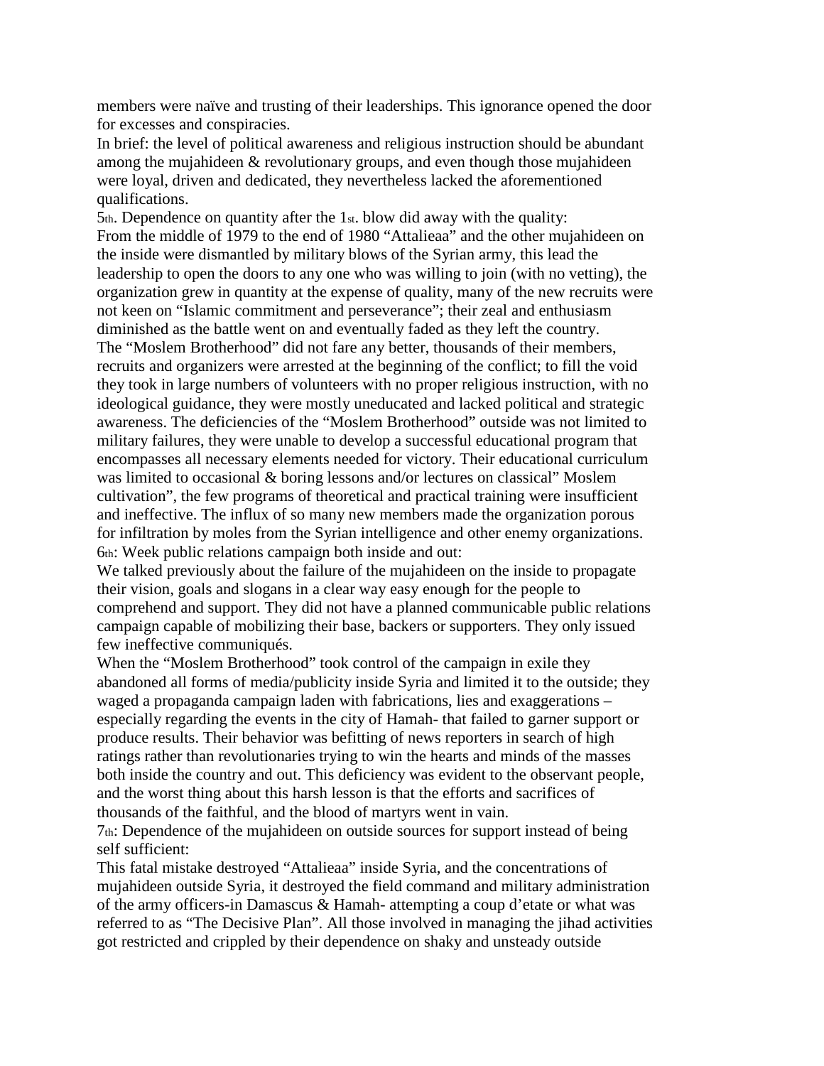members were naïve and trusting of their leaderships. This ignorance opened the door for excesses and conspiracies.

In brief: the level of political awareness and religious instruction should be abundant among the mujahideen & revolutionary groups, and even though those mujahideen were loyal, driven and dedicated, they nevertheless lacked the aforementioned qualifications.

5th. Dependence on quantity after the 1st. blow did away with the quality:

From the middle of 1979 to the end of 1980 "Attalieaa" and the other mujahideen on the inside were dismantled by military blows of the Syrian army, this lead the leadership to open the doors to any one who was willing to join (with no vetting), the organization grew in quantity at the expense of quality, many of the new recruits were not keen on "Islamic commitment and perseverance"; their zeal and enthusiasm diminished as the battle went on and eventually faded as they left the country.

The "Moslem Brotherhood" did not fare any better, thousands of their members, recruits and organizers were arrested at the beginning of the conflict; to fill the void they took in large numbers of volunteers with no proper religious instruction, with no ideological guidance, they were mostly uneducated and lacked political and strategic awareness. The deficiencies of the "Moslem Brotherhood" outside was not limited to military failures, they were unable to develop a successful educational program that encompasses all necessary elements needed for victory. Their educational curriculum was limited to occasional & boring lessons and/or lectures on classical" Moslem cultivation", the few programs of theoretical and practical training were insufficient and ineffective. The influx of so many new members made the organization porous for infiltration by moles from the Syrian intelligence and other enemy organizations.

6th: Week public relations campaign both inside and out:

We talked previously about the failure of the mujahideen on the inside to propagate their vision, goals and slogans in a clear way easy enough for the people to comprehend and support. They did not have a planned communicable public relations campaign capable of mobilizing their base, backers or supporters. They only issued few ineffective communiqués.

When the "Moslem Brotherhood" took control of the campaign in exile they abandoned all forms of media/publicity inside Syria and limited it to the outside; they waged a propaganda campaign laden with fabrications, lies and exaggerations – especially regarding the events in the city of Hamah- that failed to garner support or produce results. Their behavior was befitting of news reporters in search of high ratings rather than revolutionaries trying to win the hearts and minds of the masses both inside the country and out. This deficiency was evident to the observant people, and the worst thing about this harsh lesson is that the efforts and sacrifices of thousands of the faithful, and the blood of martyrs went in vain.

7th: Dependence of the mujahideen on outside sources for support instead of being self sufficient:

This fatal mistake destroyed "Attalieaa" inside Syria, and the concentrations of mujahideen outside Syria, it destroyed the field command and military administration of the army officers-in Damascus & Hamah- attempting a coup d'etate or what was referred to as "The Decisive Plan". All those involved in managing the jihad activities got restricted and crippled by their dependence on shaky and unsteady outside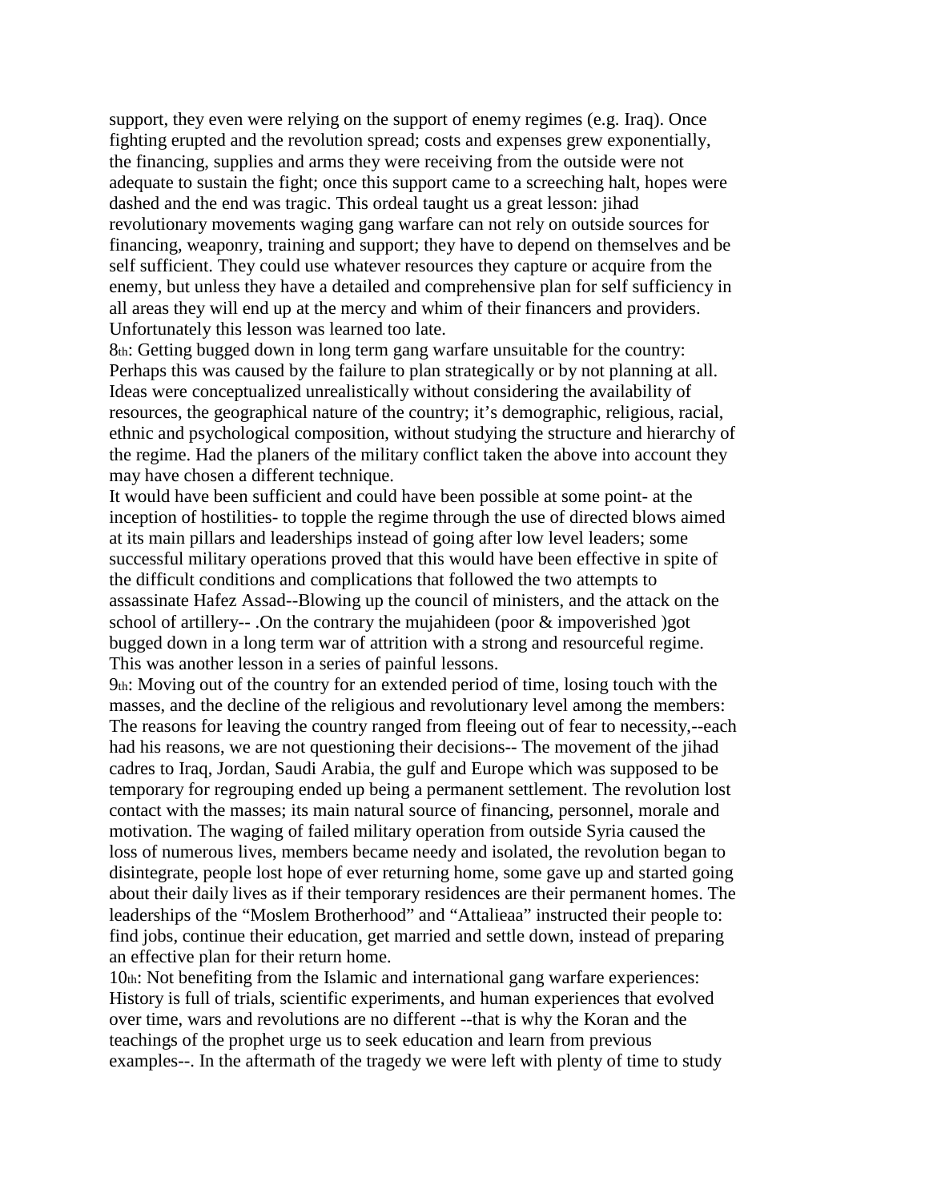support, they even were relying on the support of enemy regimes (e.g. Iraq). Once fighting erupted and the revolution spread; costs and expenses grew exponentially, the financing, supplies and arms they were receiving from the outside were not adequate to sustain the fight; once this support came to a screeching halt, hopes were dashed and the end was tragic. This ordeal taught us a great lesson: jihad revolutionary movements waging gang warfare can not rely on outside sources for financing, weaponry, training and support; they have to depend on themselves and be self sufficient. They could use whatever resources they capture or acquire from the enemy, but unless they have a detailed and comprehensive plan for self sufficiency in all areas they will end up at the mercy and whim of their financers and providers. Unfortunately this lesson was learned too late.

8th: Getting bugged down in long term gang warfare unsuitable for the country: Perhaps this was caused by the failure to plan strategically or by not planning at all. Ideas were conceptualized unrealistically without considering the availability of resources, the geographical nature of the country; it's demographic, religious, racial, ethnic and psychological composition, without studying the structure and hierarchy of the regime. Had the planers of the military conflict taken the above into account they may have chosen a different technique.

It would have been sufficient and could have been possible at some point- at the inception of hostilities- to topple the regime through the use of directed blows aimed at its main pillars and leaderships instead of going after low level leaders; some successful military operations proved that this would have been effective in spite of the difficult conditions and complications that followed the two attempts to assassinate Hafez Assad--Blowing up the council of ministers, and the attack on the school of artillery-- .On the contrary the mujahideen (poor & impoverished )got bugged down in a long term war of attrition with a strong and resourceful regime. This was another lesson in a series of painful lessons.

9th: Moving out of the country for an extended period of time, losing touch with the masses, and the decline of the religious and revolutionary level among the members: The reasons for leaving the country ranged from fleeing out of fear to necessity,--each had his reasons, we are not questioning their decisions-- The movement of the jihad cadres to Iraq, Jordan, Saudi Arabia, the gulf and Europe which was supposed to be temporary for regrouping ended up being a permanent settlement. The revolution lost contact with the masses; its main natural source of financing, personnel, morale and motivation. The waging of failed military operation from outside Syria caused the loss of numerous lives, members became needy and isolated, the revolution began to disintegrate, people lost hope of ever returning home, some gave up and started going about their daily lives as if their temporary residences are their permanent homes. The leaderships of the "Moslem Brotherhood" and "Attalieaa" instructed their people to: find jobs, continue their education, get married and settle down, instead of preparing an effective plan for their return home.

10th: Not benefiting from the Islamic and international gang warfare experiences: History is full of trials, scientific experiments, and human experiences that evolved over time, wars and revolutions are no different --that is why the Koran and the teachings of the prophet urge us to seek education and learn from previous examples--. In the aftermath of the tragedy we were left with plenty of time to study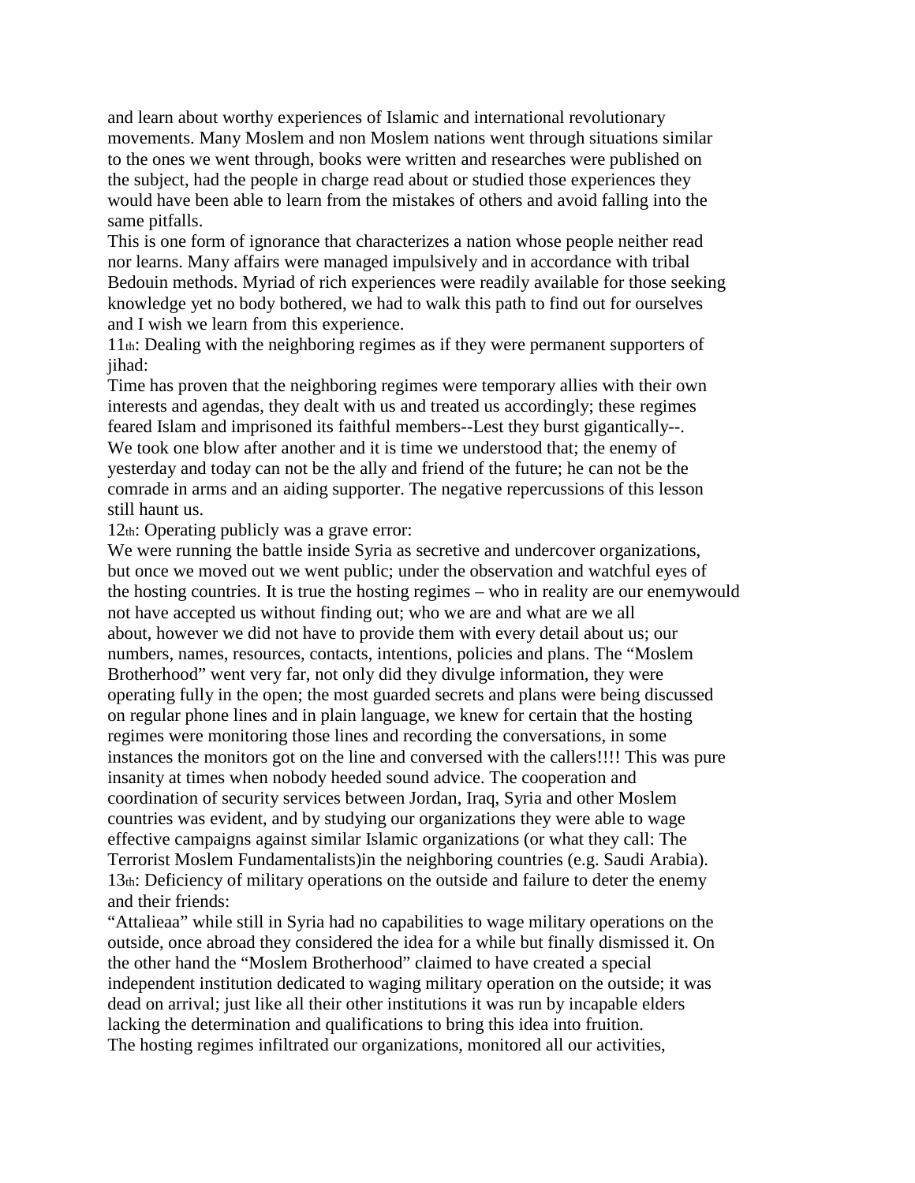and learn about worthy experiences of Islamic and international revolutionary movements. Many Moslem and non Moslem nations went through situations similar to the ones we went through, books were written and researches were published on the subject, had the people in charge read about or studied those experiences they would have been able to learn from the mistakes of others and avoid falling into the same pitfalls.

This is one form of ignorance that characterizes a nation whose people neither read nor learns. Many affairs were managed impulsively and in accordance with tribal Bedouin methods. Myriad of rich experiences were readily available for those seeking knowledge yet no body bothered, we had to walk this path to find out for ourselves and I wish we learn from this experience.

11th: Dealing with the neighboring regimes as if they were permanent supporters of jihad:

Time has proven that the neighboring regimes were temporary allies with their own interests and agendas, they dealt with us and treated us accordingly; these regimes feared Islam and imprisoned its faithful members--Lest they burst gigantically--. We took one blow after another and it is time we understood that; the enemy of yesterday and today can not be the ally and friend of the future; he can not be the comrade in arms and an aiding supporter. The negative repercussions of this lesson still haunt us.

12th: Operating publicly was a grave error:

We were running the battle inside Syria as secretive and undercover organizations, but once we moved out we went public; under the observation and watchful eyes of the hosting countries. It is true the hosting regimes – who in reality are our enemywould not have accepted us without finding out; who we are and what are we all about, however we did not have to provide them with every detail about us; our numbers, names, resources, contacts, intentions, policies and plans. The "Moslem Brotherhood" went very far, not only did they divulge information, they were operating fully in the open; the most guarded secrets and plans were being discussed on regular phone lines and in plain language, we knew for certain that the hosting regimes were monitoring those lines and recording the conversations, in some instances the monitors got on the line and conversed with the callers!!!! This was pure insanity at times when nobody heeded sound advice. The cooperation and coordination of security services between Jordan, Iraq, Syria and other Moslem countries was evident, and by studying our organizations they were able to wage effective campaigns against similar Islamic organizations (or what they call: The Terrorist Moslem Fundamentalists)in the neighboring countries (e.g. Saudi Arabia).

13th: Deficiency of military operations on the outside and failure to deter the enemy and their friends:

"Attalieaa" while still in Syria had no capabilities to wage military operations on the outside, once abroad they considered the idea for a while but finally dismissed it. On the other hand the "Moslem Brotherhood" claimed to have created a special independent institution dedicated to waging military operation on the outside; it was dead on arrival; just like all their other institutions it was run by incapable elders lacking the determination and qualifications to bring this idea into fruition.

The hosting regimes infiltrated our organizations, monitored all our activities,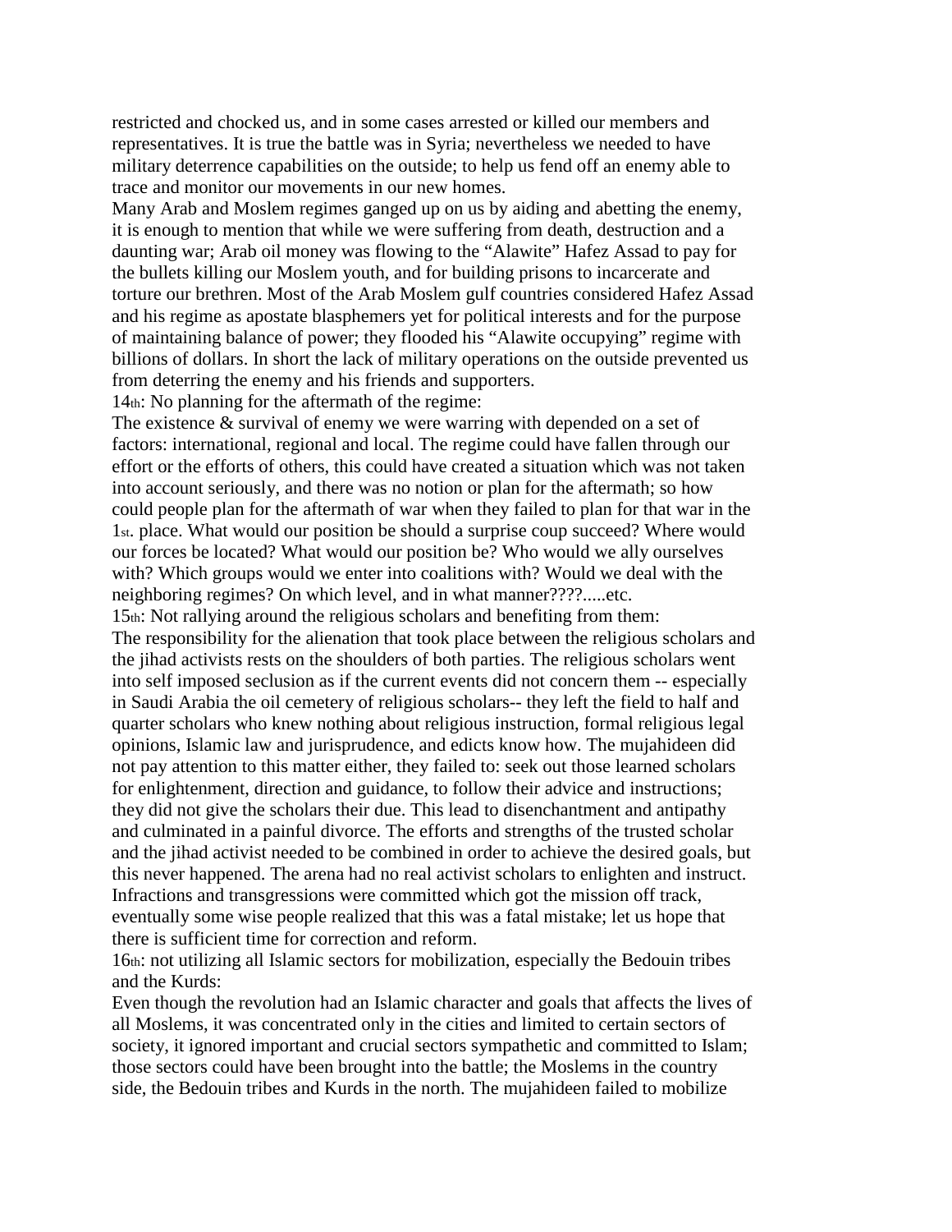restricted and chocked us, and in some cases arrested or killed our members and representatives. It is true the battle was in Syria; nevertheless we needed to have military deterrence capabilities on the outside; to help us fend off an enemy able to trace and monitor our movements in our new homes.

Many Arab and Moslem regimes ganged up on us by aiding and abetting the enemy, it is enough to mention that while we were suffering from death, destruction and a daunting war; Arab oil money was flowing to the "Alawite" Hafez Assad to pay for the bullets killing our Moslem youth, and for building prisons to incarcerate and torture our brethren. Most of the Arab Moslem gulf countries considered Hafez Assad and his regime as apostate blasphemers yet for political interests and for the purpose of maintaining balance of power; they flooded his "Alawite occupying" regime with billions of dollars. In short the lack of military operations on the outside prevented us from deterring the enemy and his friends and supporters.

14th: No planning for the aftermath of the regime:

The existence & survival of enemy we were warring with depended on a set of factors: international, regional and local. The regime could have fallen through our effort or the efforts of others, this could have created a situation which was not taken into account seriously, and there was no notion or plan for the aftermath; so how could people plan for the aftermath of war when they failed to plan for that war in the 1st. place. What would our position be should a surprise coup succeed? Where would our forces be located? What would our position be? Who would we ally ourselves with? Which groups would we enter into coalitions with? Would we deal with the neighboring regimes? On which level, and in what manner????.....etc.

15th: Not rallying around the religious scholars and benefiting from them:

The responsibility for the alienation that took place between the religious scholars and the jihad activists rests on the shoulders of both parties. The religious scholars went into self imposed seclusion as if the current events did not concern them -- especially in Saudi Arabia the oil cemetery of religious scholars-- they left the field to half and quarter scholars who knew nothing about religious instruction, formal religious legal opinions, Islamic law and jurisprudence, and edicts know how. The mujahideen did not pay attention to this matter either, they failed to: seek out those learned scholars for enlightenment, direction and guidance, to follow their advice and instructions; they did not give the scholars their due. This lead to disenchantment and antipathy and culminated in a painful divorce. The efforts and strengths of the trusted scholar and the jihad activist needed to be combined in order to achieve the desired goals, but this never happened. The arena had no real activist scholars to enlighten and instruct. Infractions and transgressions were committed which got the mission off track, eventually some wise people realized that this was a fatal mistake; let us hope that there is sufficient time for correction and reform.

16th: not utilizing all Islamic sectors for mobilization, especially the Bedouin tribes and the Kurds:

Even though the revolution had an Islamic character and goals that affects the lives of all Moslems, it was concentrated only in the cities and limited to certain sectors of society, it ignored important and crucial sectors sympathetic and committed to Islam; those sectors could have been brought into the battle; the Moslems in the country side, the Bedouin tribes and Kurds in the north. The mujahideen failed to mobilize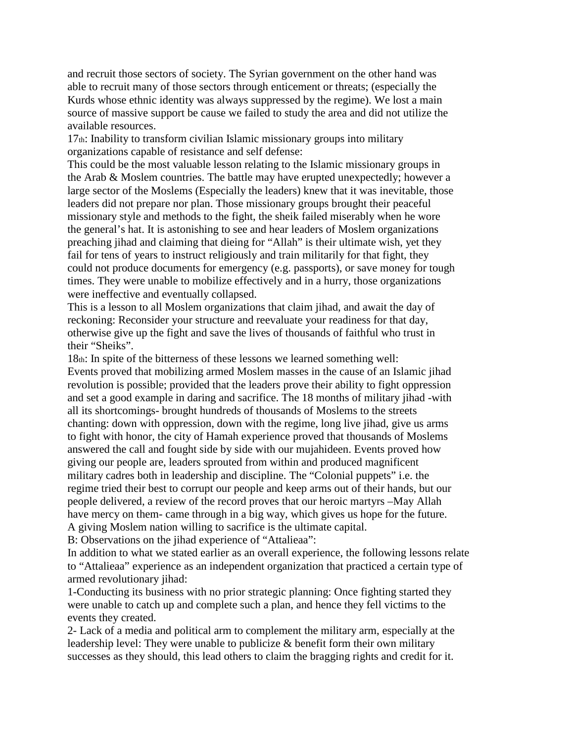and recruit those sectors of society. The Syrian government on the other hand was able to recruit many of those sectors through enticement or threats; (especially the Kurds whose ethnic identity was always suppressed by the regime). We lost a main source of massive support be cause we failed to study the area and did not utilize the available resources.

17th: Inability to transform civilian Islamic missionary groups into military organizations capable of resistance and self defense:

This could be the most valuable lesson relating to the Islamic missionary groups in the Arab & Moslem countries. The battle may have erupted unexpectedly; however a large sector of the Moslems (Especially the leaders) knew that it was inevitable, those leaders did not prepare nor plan. Those missionary groups brought their peaceful missionary style and methods to the fight, the sheik failed miserably when he wore the general's hat. It is astonishing to see and hear leaders of Moslem organizations preaching jihad and claiming that dieing for "Allah" is their ultimate wish, yet they fail for tens of years to instruct religiously and train militarily for that fight, they could not produce documents for emergency (e.g. passports), or save money for tough times. They were unable to mobilize effectively and in a hurry, those organizations were ineffective and eventually collapsed.

This is a lesson to all Moslem organizations that claim jihad, and await the day of reckoning: Reconsider your structure and reevaluate your readiness for that day, otherwise give up the fight and save the lives of thousands of faithful who trust in their "Sheiks".

18th: In spite of the bitterness of these lessons we learned something well:

Events proved that mobilizing armed Moslem masses in the cause of an Islamic jihad revolution is possible; provided that the leaders prove their ability to fight oppression and set a good example in daring and sacrifice. The 18 months of military jihad -with all its shortcomings- brought hundreds of thousands of Moslems to the streets chanting: down with oppression, down with the regime, long live jihad, give us arms to fight with honor, the city of Hamah experience proved that thousands of Moslems answered the call and fought side by side with our mujahideen. Events proved how giving our people are, leaders sprouted from within and produced magnificent military cadres both in leadership and discipline. The "Colonial puppets" i.e. the regime tried their best to corrupt our people and keep arms out of their hands, but our people delivered, a review of the record proves that our heroic martyrs –May Allah have mercy on them- came through in a big way, which gives us hope for the future. A giving Moslem nation willing to sacrifice is the ultimate capital.

B: Observations on the jihad experience of "Attalieaa":

In addition to what we stated earlier as an overall experience, the following lessons relate to "Attalieaa" experience as an independent organization that practiced a certain type of armed revolutionary jihad:

1-Conducting its business with no prior strategic planning: Once fighting started they were unable to catch up and complete such a plan, and hence they fell victims to the events they created.

2- Lack of a media and political arm to complement the military arm, especially at the leadership level: They were unable to publicize & benefit form their own military successes as they should, this lead others to claim the bragging rights and credit for it.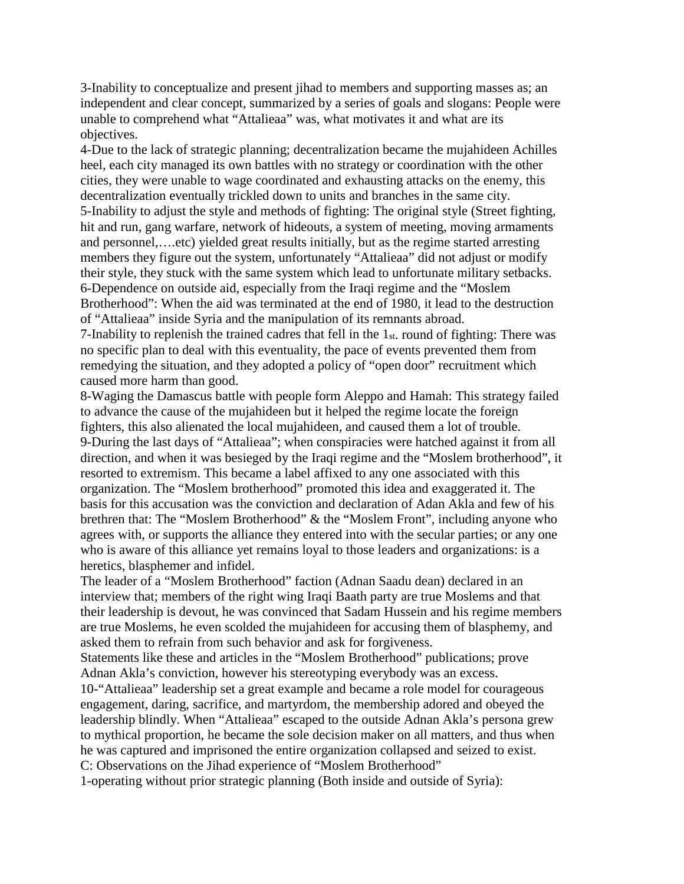3-Inability to conceptualize and present jihad to members and supporting masses as; an independent and clear concept, summarized by a series of goals and slogans: People were unable to comprehend what "Attalieaa" was, what motivates it and what are its objectives.

4-Due to the lack of strategic planning; decentralization became the mujahideen Achilles heel, each city managed its own battles with no strategy or coordination with the other cities, they were unable to wage coordinated and exhausting attacks on the enemy, this decentralization eventually trickled down to units and branches in the same city.

5-Inability to adjust the style and methods of fighting: The original style (Street fighting, hit and run, gang warfare, network of hideouts, a system of meeting, moving armaments and personnel,….etc) yielded great results initially, but as the regime started arresting members they figure out the system, unfortunately "Attalieaa" did not adjust or modify their style, they stuck with the same system which lead to unfortunate military setbacks.

6-Dependence on outside aid, especially from the Iraqi regime and the "Moslem Brotherhood": When the aid was terminated at the end of 1980, it lead to the destruction of "Attalieaa" inside Syria and the manipulation of its remnants abroad.

7-Inability to replenish the trained cadres that fell in the 1st. round of fighting: There was no specific plan to deal with this eventuality, the pace of events prevented them from remedying the situation, and they adopted a policy of "open door" recruitment which caused more harm than good.

8-Waging the Damascus battle with people form Aleppo and Hamah: This strategy failed to advance the cause of the mujahideen but it helped the regime locate the foreign fighters, this also alienated the local mujahideen, and caused them a lot of trouble.

9-During the last days of "Attalieaa"; when conspiracies were hatched against it from all direction, and when it was besieged by the Iraqi regime and the "Moslem brotherhood", it resorted to extremism. This became a label affixed to any one associated with this organization. The "Moslem brotherhood" promoted this idea and exaggerated it. The basis for this accusation was the conviction and declaration of Adan Akla and few of his brethren that: The "Moslem Brotherhood" & the "Moslem Front", including anyone who agrees with, or supports the alliance they entered into with the secular parties; or any one who is aware of this alliance yet remains loyal to those leaders and organizations: is a heretics, blasphemer and infidel.

The leader of a "Moslem Brotherhood" faction (Adnan Saadu dean) declared in an interview that; members of the right wing Iraqi Baath party are true Moslems and that their leadership is devout, he was convinced that Sadam Hussein and his regime members are true Moslems, he even scolded the mujahideen for accusing them of blasphemy, and asked them to refrain from such behavior and ask for forgiveness.

Statements like these and articles in the "Moslem Brotherhood" publications; prove Adnan Akla's conviction, however his stereotyping everybody was an excess.

10-"Attalieaa" leadership set a great example and became a role model for courageous engagement, daring, sacrifice, and martyrdom, the membership adored and obeyed the leadership blindly. When "Attalieaa" escaped to the outside Adnan Akla's persona grew to mythical proportion, he became the sole decision maker on all matters, and thus when he was captured and imprisoned the entire organization collapsed and seized to exist.

C: Observations on the Jihad experience of "Moslem Brotherhood"

1-operating without prior strategic planning (Both inside and outside of Syria):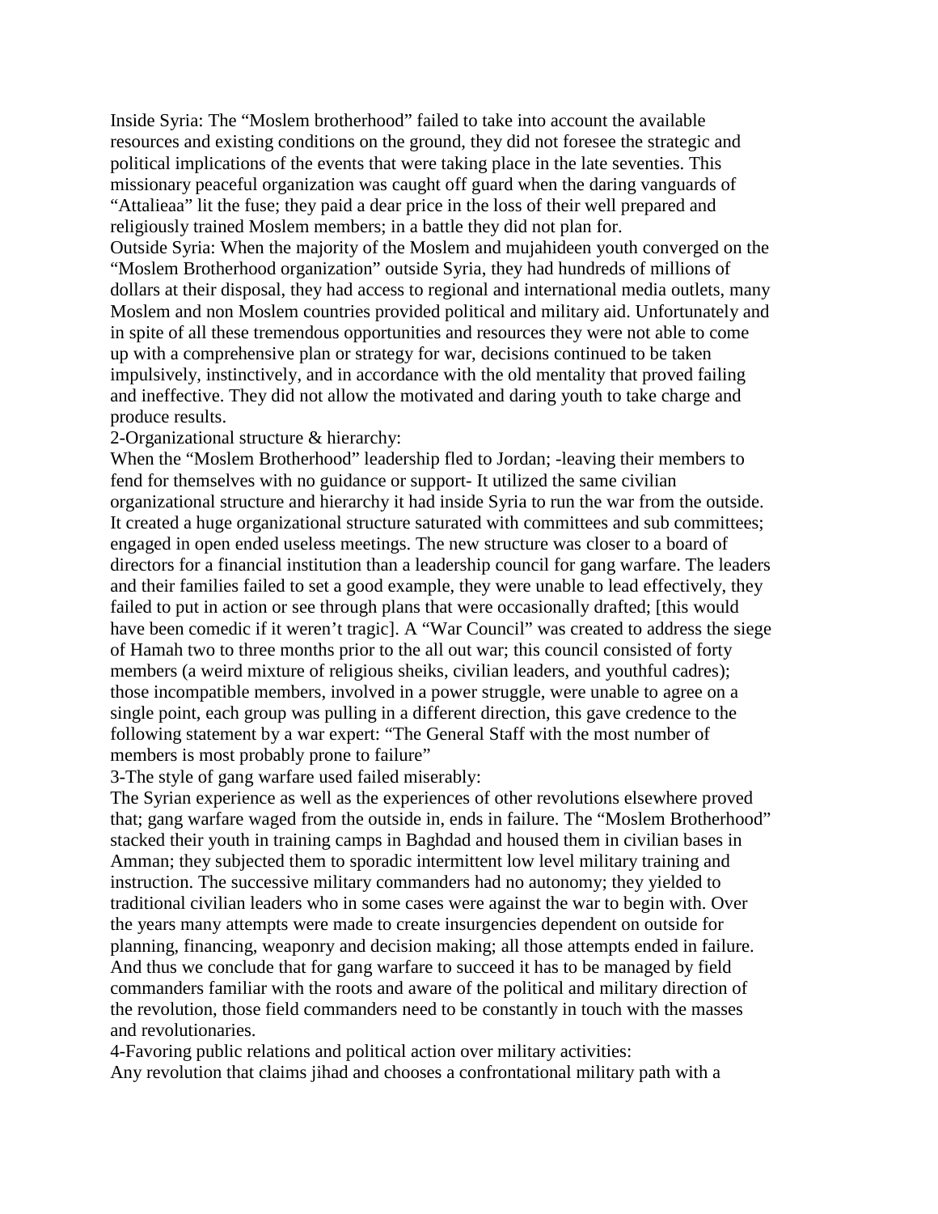Inside Syria: The "Moslem brotherhood" failed to take into account the available resources and existing conditions on the ground, they did not foresee the strategic and political implications of the events that were taking place in the late seventies. This missionary peaceful organization was caught off guard when the daring vanguards of "Attalieaa" lit the fuse; they paid a dear price in the loss of their well prepared and religiously trained Moslem members; in a battle they did not plan for.

Outside Syria: When the majority of the Moslem and mujahideen youth converged on the "Moslem Brotherhood organization" outside Syria, they had hundreds of millions of dollars at their disposal, they had access to regional and international media outlets, many Moslem and non Moslem countries provided political and military aid. Unfortunately and in spite of all these tremendous opportunities and resources they were not able to come up with a comprehensive plan or strategy for war, decisions continued to be taken impulsively, instinctively, and in accordance with the old mentality that proved failing and ineffective. They did not allow the motivated and daring youth to take charge and produce results.

2-Organizational structure & hierarchy:

When the "Moslem Brotherhood" leadership fled to Jordan; -leaving their members to fend for themselves with no guidance or support- It utilized the same civilian organizational structure and hierarchy it had inside Syria to run the war from the outside. It created a huge organizational structure saturated with committees and sub committees; engaged in open ended useless meetings. The new structure was closer to a board of directors for a financial institution than a leadership council for gang warfare. The leaders and their families failed to set a good example, they were unable to lead effectively, they failed to put in action or see through plans that were occasionally drafted; [this would have been comedic if it weren't tragic]. A "War Council" was created to address the siege of Hamah two to three months prior to the all out war; this council consisted of forty members (a weird mixture of religious sheiks, civilian leaders, and youthful cadres); those incompatible members, involved in a power struggle, were unable to agree on a single point, each group was pulling in a different direction, this gave credence to the following statement by a war expert: "The General Staff with the most number of members is most probably prone to failure"

3-The style of gang warfare used failed miserably:

The Syrian experience as well as the experiences of other revolutions elsewhere proved that; gang warfare waged from the outside in, ends in failure. The "Moslem Brotherhood" stacked their youth in training camps in Baghdad and housed them in civilian bases in Amman; they subjected them to sporadic intermittent low level military training and instruction. The successive military commanders had no autonomy; they yielded to traditional civilian leaders who in some cases were against the war to begin with. Over the years many attempts were made to create insurgencies dependent on outside for planning, financing, weaponry and decision making; all those attempts ended in failure. And thus we conclude that for gang warfare to succeed it has to be managed by field commanders familiar with the roots and aware of the political and military direction of the revolution, those field commanders need to be constantly in touch with the masses and revolutionaries.

4-Favoring public relations and political action over military activities:

Any revolution that claims jihad and chooses a confrontational military path with a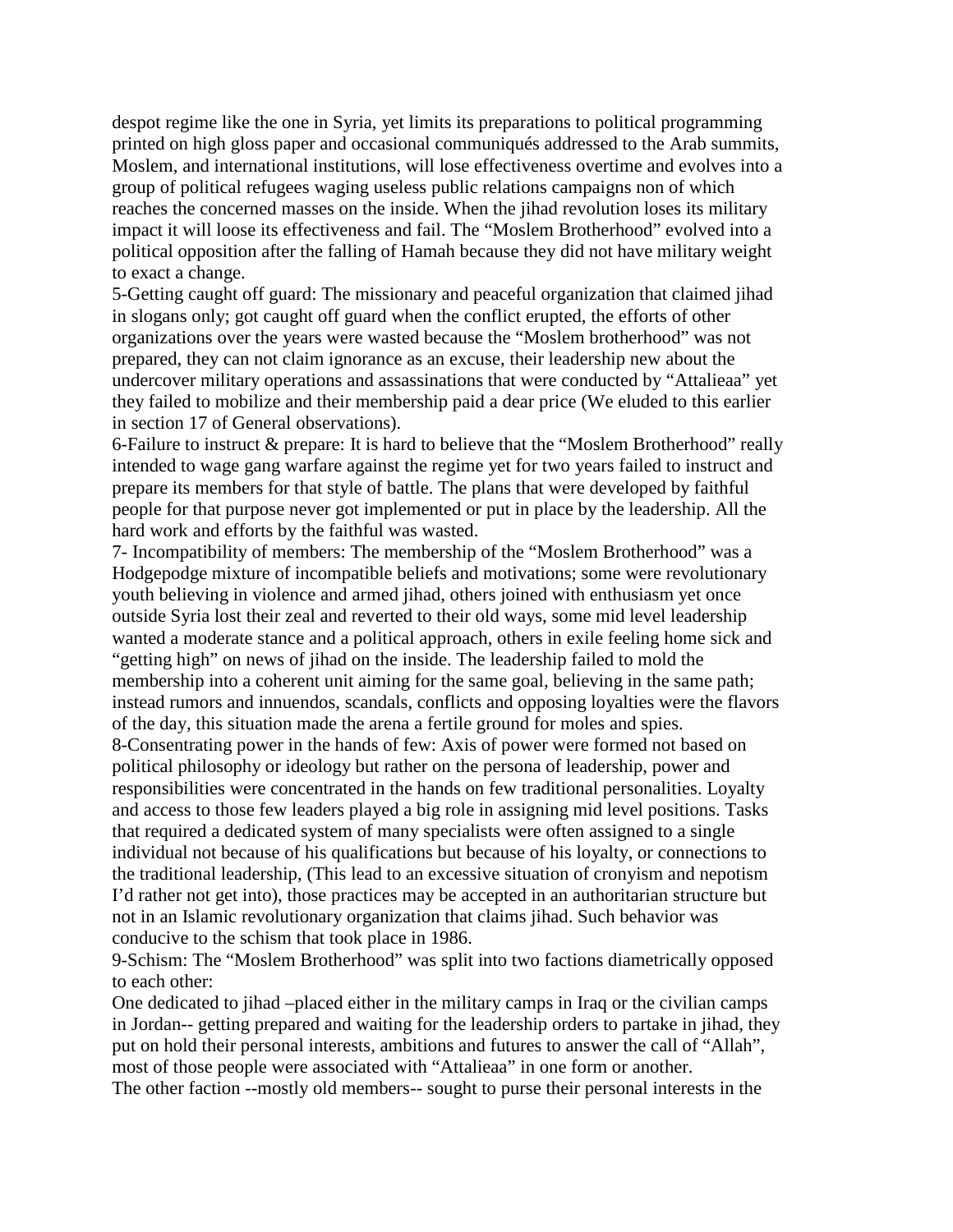despot regime like the one in Syria, yet limits its preparations to political programming printed on high gloss paper and occasional communiqués addressed to the Arab summits, Moslem, and international institutions, will lose effectiveness overtime and evolves into a group of political refugees waging useless public relations campaigns non of which reaches the concerned masses on the inside. When the jihad revolution loses its military impact it will loose its effectiveness and fail. The "Moslem Brotherhood" evolved into a political opposition after the falling of Hamah because they did not have military weight to exact a change.

5-Getting caught off guard: The missionary and peaceful organization that claimed jihad in slogans only; got caught off guard when the conflict erupted, the efforts of other organizations over the years were wasted because the "Moslem brotherhood" was not prepared, they can not claim ignorance as an excuse, their leadership new about the undercover military operations and assassinations that were conducted by "Attalieaa" yet they failed to mobilize and their membership paid a dear price (We eluded to this earlier in section 17 of General observations).

6-Failure to instruct & prepare: It is hard to believe that the "Moslem Brotherhood" really intended to wage gang warfare against the regime yet for two years failed to instruct and prepare its members for that style of battle. The plans that were developed by faithful people for that purpose never got implemented or put in place by the leadership. All the hard work and efforts by the faithful was wasted.

7- Incompatibility of members: The membership of the "Moslem Brotherhood" was a Hodgepodge mixture of incompatible beliefs and motivations; some were revolutionary youth believing in violence and armed jihad, others joined with enthusiasm yet once outside Syria lost their zeal and reverted to their old ways, some mid level leadership wanted a moderate stance and a political approach, others in exile feeling home sick and "getting high" on news of jihad on the inside. The leadership failed to mold the membership into a coherent unit aiming for the same goal, believing in the same path; instead rumors and innuendos, scandals, conflicts and opposing loyalties were the flavors of the day, this situation made the arena a fertile ground for moles and spies.

8-Consentrating power in the hands of few: Axis of power were formed not based on political philosophy or ideology but rather on the persona of leadership, power and responsibilities were concentrated in the hands on few traditional personalities. Loyalty and access to those few leaders played a big role in assigning mid level positions. Tasks that required a dedicated system of many specialists were often assigned to a single individual not because of his qualifications but because of his loyalty, or connections to the traditional leadership, (This lead to an excessive situation of cronyism and nepotism I'd rather not get into), those practices may be accepted in an authoritarian structure but not in an Islamic revolutionary organization that claims jihad. Such behavior was conducive to the schism that took place in 1986.

9-Schism: The "Moslem Brotherhood" was split into two factions diametrically opposed to each other:

One dedicated to jihad –placed either in the military camps in Iraq or the civilian camps in Jordan-- getting prepared and waiting for the leadership orders to partake in jihad, they put on hold their personal interests, ambitions and futures to answer the call of "Allah", most of those people were associated with "Attalieaa" in one form or another.

The other faction --mostly old members-- sought to purse their personal interests in the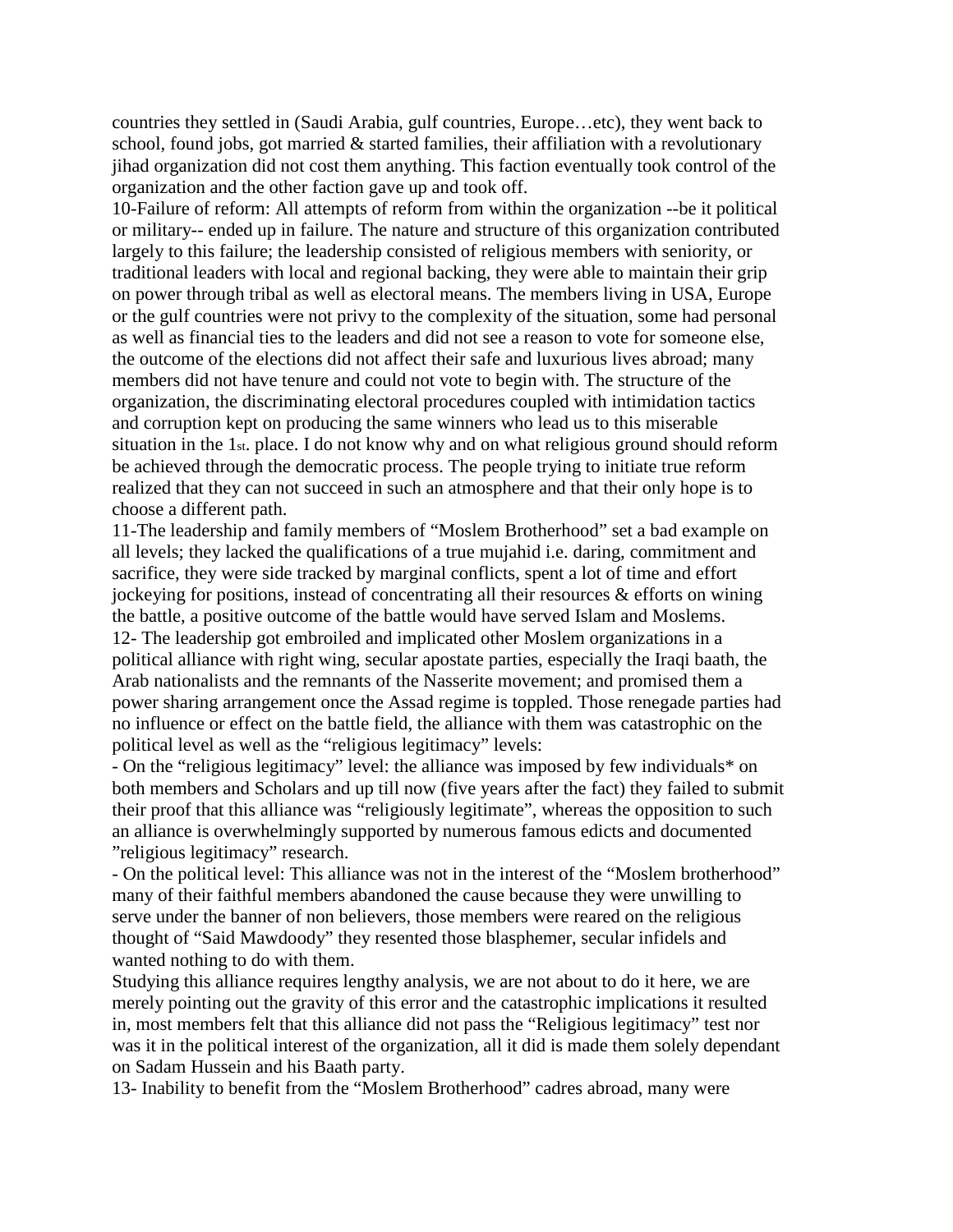countries they settled in (Saudi Arabia, gulf countries, Europe…etc), they went back to school, found jobs, got married & started families, their affiliation with a revolutionary jihad organization did not cost them anything. This faction eventually took control of the organization and the other faction gave up and took off.

10-Failure of reform: All attempts of reform from within the organization --be it political or military-- ended up in failure. The nature and structure of this organization contributed largely to this failure; the leadership consisted of religious members with seniority, or traditional leaders with local and regional backing, they were able to maintain their grip on power through tribal as well as electoral means. The members living in USA, Europe or the gulf countries were not privy to the complexity of the situation, some had personal as well as financial ties to the leaders and did not see a reason to vote for someone else, the outcome of the elections did not affect their safe and luxurious lives abroad; many members did not have tenure and could not vote to begin with. The structure of the organization, the discriminating electoral procedures coupled with intimidation tactics and corruption kept on producing the same winners who lead us to this miserable situation in the 1st. place. I do not know why and on what religious ground should reform be achieved through the democratic process. The people trying to initiate true reform realized that they can not succeed in such an atmosphere and that their only hope is to choose a different path.

11-The leadership and family members of "Moslem Brotherhood" set a bad example on all levels; they lacked the qualifications of a true mujahid i.e. daring, commitment and sacrifice, they were side tracked by marginal conflicts, spent a lot of time and effort jockeying for positions, instead of concentrating all their resources & efforts on wining the battle, a positive outcome of the battle would have served Islam and Moslems.

12- The leadership got embroiled and implicated other Moslem organizations in a political alliance with right wing, secular apostate parties, especially the Iraqi baath, the Arab nationalists and the remnants of the Nasserite movement; and promised them a power sharing arrangement once the Assad regime is toppled. Those renegade parties had no influence or effect on the battle field, the alliance with them was catastrophic on the political level as well as the "religious legitimacy" levels:

- On the "religious legitimacy" level: the alliance was imposed by few individuals* on both members and Scholars and up till now (five years after the fact) they failed to submit their proof that this alliance was "religiously legitimate", whereas the opposition to such an alliance is overwhelmingly supported by numerous famous edicts and documented "religious legitimacy" research.
- On the political level: This alliance was not in the interest of the "Moslem brotherhood" many of their faithful members abandoned the cause because they were unwilling to serve under the banner of non believers, those members were reared on the religious thought of "Said Mawdoody" they resented those blasphemer, secular infidels and wanted nothing to do with them.

Studying this alliance requires lengthy analysis, we are not about to do it here, we are merely pointing out the gravity of this error and the catastrophic implications it resulted in, most members felt that this alliance did not pass the "Religious legitimacy" test nor was it in the political interest of the organization, all it did is made them solely dependant on Sadam Hussein and his Baath party.

13- Inability to benefit from the "Moslem Brotherhood" cadres abroad, many were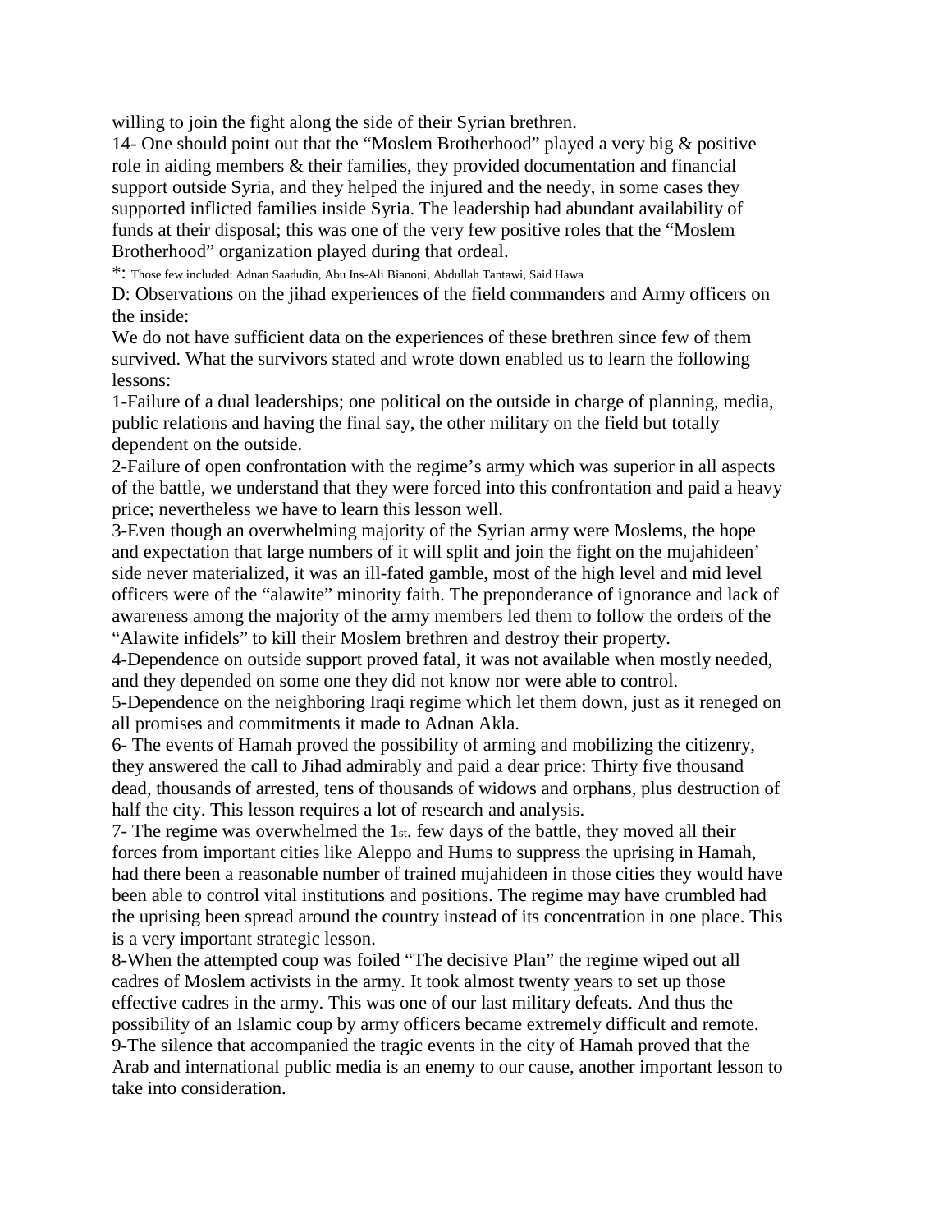willing to join the fight along the side of their Syrian brethren.

14- One should point out that the "Moslem Brotherhood" played a very big & positive role in aiding members & their families, they provided documentation and financial support outside Syria, and they helped the injured and the needy, in some cases they supported inflicted families inside Syria. The leadership had abundant availability of funds at their disposal; this was one of the very few positive roles that the "Moslem Brotherhood" organization played during that ordeal.

*: Those few included: Adnan Saadudin, Abu Ins-Ali Bianoni, Abdullah Tantawi, Said Hawa

D: Observations on the jihad experiences of the field commanders and Army officers on the inside:

We do not have sufficient data on the experiences of these brethren since few of them survived. What the survivors stated and wrote down enabled us to learn the following lessons:

1-Failure of a dual leaderships; one political on the outside in charge of planning, media, public relations and having the final say, the other military on the field but totally dependent on the outside.

2-Failure of open confrontation with the regime's army which was superior in all aspects of the battle, we understand that they were forced into this confrontation and paid a heavy price; nevertheless we have to learn this lesson well.

3-Even though an overwhelming majority of the Syrian army were Moslems, the hope and expectation that large numbers of it will split and join the fight on the mujahideen' side never materialized, it was an ill-fated gamble, most of the high level and mid level officers were of the "alawite" minority faith. The preponderance of ignorance and lack of awareness among the majority of the army members led them to follow the orders of the "Alawite infidels" to kill their Moslem brethren and destroy their property.

4-Dependence on outside support proved fatal, it was not available when mostly needed, and they depended on some one they did not know nor were able to control.

5-Dependence on the neighboring Iraqi regime which let them down, just as it reneged on all promises and commitments it made to Adnan Akla.

6- The events of Hamah proved the possibility of arming and mobilizing the citizenry, they answered the call to Jihad admirably and paid a dear price: Thirty five thousand dead, thousands of arrested, tens of thousands of widows and orphans, plus destruction of half the city. This lesson requires a lot of research and analysis.

7- The regime was overwhelmed the 1st. few days of the battle, they moved all their forces from important cities like Aleppo and Hums to suppress the uprising in Hamah, had there been a reasonable number of trained mujahideen in those cities they would have been able to control vital institutions and positions. The regime may have crumbled had the uprising been spread around the country instead of its concentration in one place. This is a very important strategic lesson.

8-When the attempted coup was foiled "The decisive Plan" the regime wiped out all cadres of Moslem activists in the army. It took almost twenty years to set up those effective cadres in the army. This was one of our last military defeats. And thus the possibility of an Islamic coup by army officers became extremely difficult and remote.

9-The silence that accompanied the tragic events in the city of Hamah proved that the Arab and international public media is an enemy to our cause, another important lesson to take into consideration.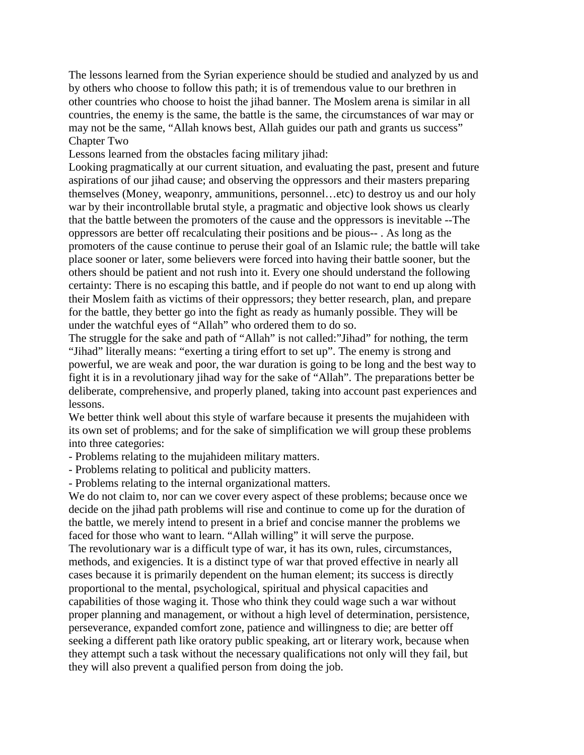The lessons learned from the Syrian experience should be studied and analyzed by us and by others who choose to follow this path; it is of tremendous value to our brethren in other countries who choose to hoist the jihad banner. The Moslem arena is similar in all countries, the enemy is the same, the battle is the same, the circumstances of war may or may not be the same, "Allah knows best, Allah guides our path and grants us success"

## Chapter Two

Lessons learned from the obstacles facing military jihad:

Looking pragmatically at our current situation, and evaluating the past, present and future aspirations of our jihad cause; and observing the oppressors and their masters preparing themselves (Money, weaponry, ammunitions, personnel…etc) to destroy us and our holy war by their incontrollable brutal style, a pragmatic and objective look shows us clearly that the battle between the promoters of the cause and the oppressors is inevitable --The oppressors are better off recalculating their positions and be pious-- . As long as the promoters of the cause continue to peruse their goal of an Islamic rule; the battle will take place sooner or later, some believers were forced into having their battle sooner, but the others should be patient and not rush into it. Every one should understand the following certainty: There is no escaping this battle, and if people do not want to end up along with their Moslem faith as victims of their oppressors; they better research, plan, and prepare for the battle, they better go into the fight as ready as humanly possible. They will be under the watchful eyes of "Allah" who ordered them to do so.

The struggle for the sake and path of "Allah" is not called:"Jihad" for nothing, the term "Jihad" literally means: "exerting a tiring effort to set up". The enemy is strong and powerful, we are weak and poor, the war duration is going to be long and the best way to fight it is in a revolutionary jihad way for the sake of "Allah". The preparations better be deliberate, comprehensive, and properly planed, taking into account past experiences and lessons.

We better think well about this style of warfare because it presents the mujahideen with its own set of problems; and for the sake of simplification we will group these problems into three categories:

- Problems relating to the mujahideen military matters.
- Problems relating to political and publicity matters.
- Problems relating to the internal organizational matters.

We do not claim to, nor can we cover every aspect of these problems; because once we decide on the jihad path problems will rise and continue to come up for the duration of the battle, we merely intend to present in a brief and concise manner the problems we faced for those who want to learn. "Allah willing" it will serve the purpose.

The revolutionary war is a difficult type of war, it has its own, rules, circumstances, methods, and exigencies. It is a distinct type of war that proved effective in nearly all cases because it is primarily dependent on the human element; its success is directly proportional to the mental, psychological, spiritual and physical capacities and capabilities of those waging it. Those who think they could wage such a war without proper planning and management, or without a high level of determination, persistence, perseverance, expanded comfort zone, patience and willingness to die; are better off seeking a different path like oratory public speaking, art or literary work, because when they attempt such a task without the necessary qualifications not only will they fail, but they will also prevent a qualified person from doing the job.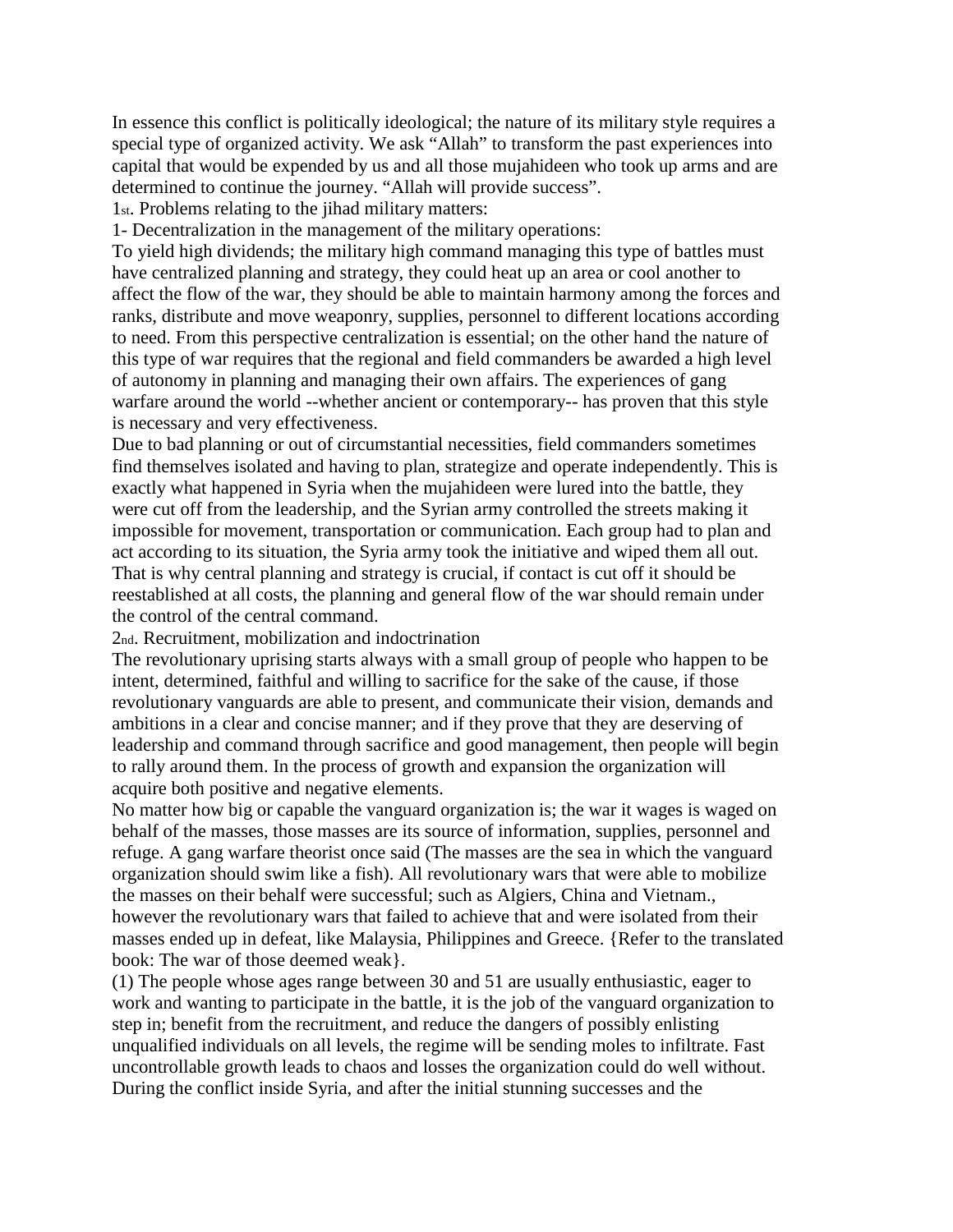In essence this conflict is politically ideological; the nature of its military style requires a special type of organized activity. We ask "Allah" to transform the past experiences into capital that would be expended by us and all those mujahideen who took up arms and are determined to continue the journey. "Allah will provide success".

1st. Problems relating to the jihad military matters:

1- Decentralization in the management of the military operations:

To yield high dividends; the military high command managing this type of battles must have centralized planning and strategy, they could heat up an area or cool another to affect the flow of the war, they should be able to maintain harmony among the forces and ranks, distribute and move weaponry, supplies, personnel to different locations according to need. From this perspective centralization is essential; on the other hand the nature of this type of war requires that the regional and field commanders be awarded a high level of autonomy in planning and managing their own affairs. The experiences of gang warfare around the world --whether ancient or contemporary-- has proven that this style is necessary and very effectiveness.

Due to bad planning or out of circumstantial necessities, field commanders sometimes find themselves isolated and having to plan, strategize and operate independently. This is exactly what happened in Syria when the mujahideen were lured into the battle, they were cut off from the leadership, and the Syrian army controlled the streets making it impossible for movement, transportation or communication. Each group had to plan and act according to its situation, the Syria army took the initiative and wiped them all out. That is why central planning and strategy is crucial, if contact is cut off it should be reestablished at all costs, the planning and general flow of the war should remain under the control of the central command.

2nd. Recruitment, mobilization and indoctrination

The revolutionary uprising starts always with a small group of people who happen to be intent, determined, faithful and willing to sacrifice for the sake of the cause, if those revolutionary vanguards are able to present, and communicate their vision, demands and ambitions in a clear and concise manner; and if they prove that they are deserving of leadership and command through sacrifice and good management, then people will begin to rally around them. In the process of growth and expansion the organization will acquire both positive and negative elements.

No matter how big or capable the vanguard organization is; the war it wages is waged on behalf of the masses, those masses are its source of information, supplies, personnel and refuge. A gang warfare theorist once said (The masses are the sea in which the vanguard organization should swim like a fish). All revolutionary wars that were able to mobilize the masses on their behalf were successful; such as Algiers, China and Vietnam., however the revolutionary wars that failed to achieve that and were isolated from their masses ended up in defeat, like Malaysia, Philippines and Greece. {Refer to the translated book: The war of those deemed weak}.

(1) The people whose ages range between 30 and 51 are usually enthusiastic, eager to work and wanting to participate in the battle, it is the job of the vanguard organization to step in; benefit from the recruitment, and reduce the dangers of possibly enlisting unqualified individuals on all levels, the regime will be sending moles to infiltrate. Fast uncontrollable growth leads to chaos and losses the organization could do well without. During the conflict inside Syria, and after the initial stunning successes and the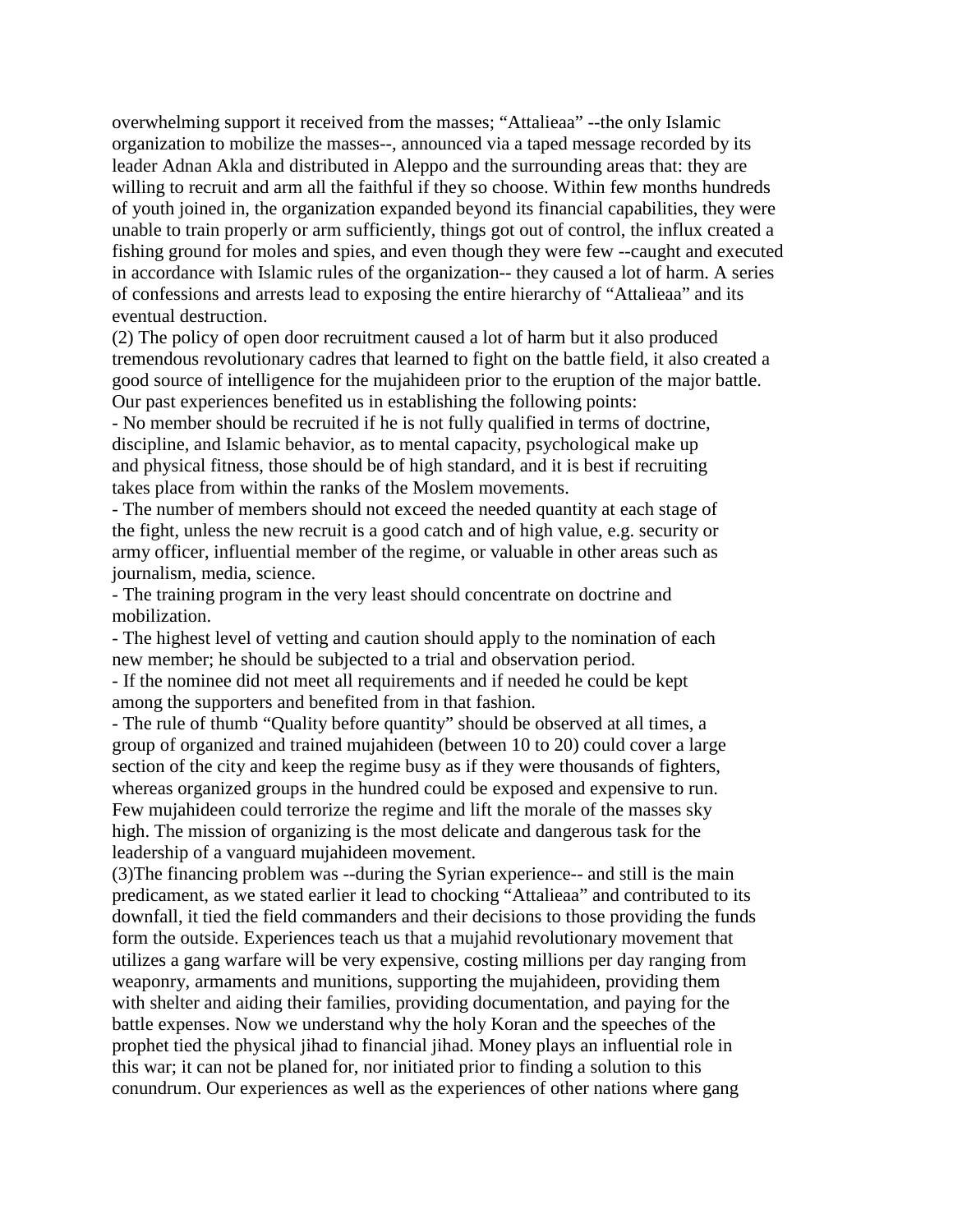overwhelming support it received from the masses; "Attalieaa" --the only Islamic organization to mobilize the masses--, announced via a taped message recorded by its leader Adnan Akla and distributed in Aleppo and the surrounding areas that: they are willing to recruit and arm all the faithful if they so choose. Within few months hundreds of youth joined in, the organization expanded beyond its financial capabilities, they were unable to train properly or arm sufficiently, things got out of control, the influx created a fishing ground for moles and spies, and even though they were few --caught and executed in accordance with Islamic rules of the organization-- they caused a lot of harm. A series of confessions and arrests lead to exposing the entire hierarchy of "Attalieaa" and its eventual destruction.

(2) The policy of open door recruitment caused a lot of harm but it also produced tremendous revolutionary cadres that learned to fight on the battle field, it also created a good source of intelligence for the mujahideen prior to the eruption of the major battle. Our past experiences benefited us in establishing the following points:

- No member should be recruited if he is not fully qualified in terms of doctrine, discipline, and Islamic behavior, as to mental capacity, psychological make up and physical fitness, those should be of high standard, and it is best if recruiting takes place from within the ranks of the Moslem movements.
- The number of members should not exceed the needed quantity at each stage of the fight, unless the new recruit is a good catch and of high value, e.g. security or army officer, influential member of the regime, or valuable in other areas such as journalism, media, science.
- The training program in the very least should concentrate on doctrine and mobilization.
- The highest level of vetting and caution should apply to the nomination of each new member; he should be subjected to a trial and observation period.
- If the nominee did not meet all requirements and if needed he could be kept among the supporters and benefited from in that fashion.
- The rule of thumb "Quality before quantity" should be observed at all times, a group of organized and trained mujahideen (between 10 to 20) could cover a large section of the city and keep the regime busy as if they were thousands of fighters, whereas organized groups in the hundred could be exposed and expensive to run. Few mujahideen could terrorize the regime and lift the morale of the masses sky high. The mission of organizing is the most delicate and dangerous task for the leadership of a vanguard mujahideen movement.

(3)The financing problem was --during the Syrian experience-- and still is the main predicament, as we stated earlier it lead to chocking "Attalieaa" and contributed to its downfall, it tied the field commanders and their decisions to those providing the funds form the outside. Experiences teach us that a mujahid revolutionary movement that utilizes a gang warfare will be very expensive, costing millions per day ranging from weaponry, armaments and munitions, supporting the mujahideen, providing them with shelter and aiding their families, providing documentation, and paying for the battle expenses. Now we understand why the holy Koran and the speeches of the prophet tied the physical jihad to financial jihad. Money plays an influential role in this war; it can not be planed for, nor initiated prior to finding a solution to this conundrum. Our experiences as well as the experiences of other nations where gang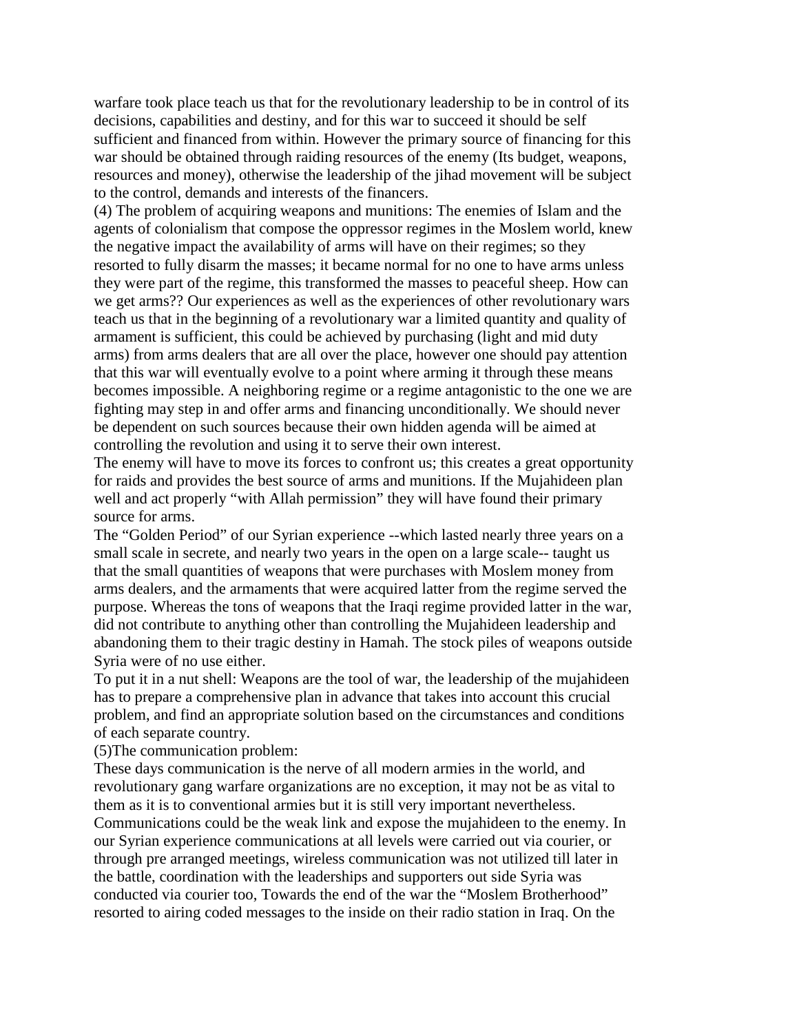warfare took place teach us that for the revolutionary leadership to be in control of its decisions, capabilities and destiny, and for this war to succeed it should be self sufficient and financed from within. However the primary source of financing for this war should be obtained through raiding resources of the enemy (Its budget, weapons, resources and money), otherwise the leadership of the jihad movement will be subject to the control, demands and interests of the financers.

(4) The problem of acquiring weapons and munitions: The enemies of Islam and the agents of colonialism that compose the oppressor regimes in the Moslem world, knew the negative impact the availability of arms will have on their regimes; so they resorted to fully disarm the masses; it became normal for no one to have arms unless they were part of the regime, this transformed the masses to peaceful sheep. How can we get arms?? Our experiences as well as the experiences of other revolutionary wars teach us that in the beginning of a revolutionary war a limited quantity and quality of armament is sufficient, this could be achieved by purchasing (light and mid duty arms) from arms dealers that are all over the place, however one should pay attention that this war will eventually evolve to a point where arming it through these means becomes impossible. A neighboring regime or a regime antagonistic to the one we are fighting may step in and offer arms and financing unconditionally. We should never be dependent on such sources because their own hidden agenda will be aimed at controlling the revolution and using it to serve their own interest.

The enemy will have to move its forces to confront us; this creates a great opportunity for raids and provides the best source of arms and munitions. If the Mujahideen plan well and act properly "with Allah permission" they will have found their primary source for arms.

The "Golden Period" of our Syrian experience --which lasted nearly three years on a small scale in secrete, and nearly two years in the open on a large scale-- taught us that the small quantities of weapons that were purchases with Moslem money from arms dealers, and the armaments that were acquired latter from the regime served the purpose. Whereas the tons of weapons that the Iraqi regime provided latter in the war, did not contribute to anything other than controlling the Mujahideen leadership and abandoning them to their tragic destiny in Hamah. The stock piles of weapons outside Syria were of no use either.

To put it in a nut shell: Weapons are the tool of war, the leadership of the mujahideen has to prepare a comprehensive plan in advance that takes into account this crucial problem, and find an appropriate solution based on the circumstances and conditions of each separate country.

(5)The communication problem:

These days communication is the nerve of all modern armies in the world, and revolutionary gang warfare organizations are no exception, it may not be as vital to them as it is to conventional armies but it is still very important nevertheless. Communications could be the weak link and expose the mujahideen to the enemy. In our Syrian experience communications at all levels were carried out via courier, or through pre arranged meetings, wireless communication was not utilized till later in the battle, coordination with the leaderships and supporters out side Syria was conducted via courier too, Towards the end of the war the "Moslem Brotherhood" resorted to airing coded messages to the inside on their radio station in Iraq. On the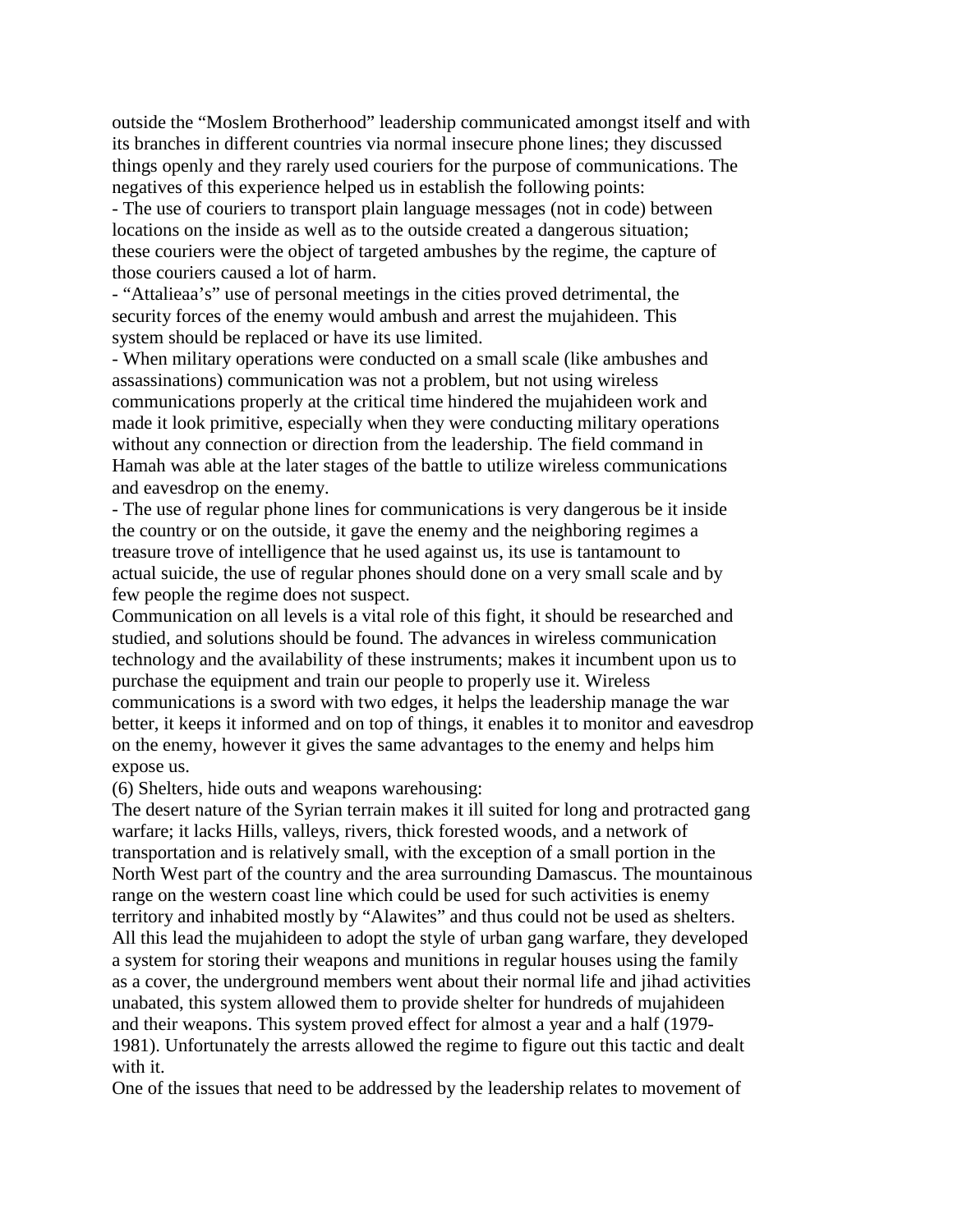outside the "Moslem Brotherhood" leadership communicated amongst itself and with its branches in different countries via normal insecure phone lines; they discussed things openly and they rarely used couriers for the purpose of communications. The negatives of this experience helped us in establish the following points:

- The use of couriers to transport plain language messages (not in code) between locations on the inside as well as to the outside created a dangerous situation; these couriers were the object of targeted ambushes by the regime, the capture of those couriers caused a lot of harm.
- "Attalieaa's" use of personal meetings in the cities proved detrimental, the security forces of the enemy would ambush and arrest the mujahideen. This system should be replaced or have its use limited.
- When military operations were conducted on a small scale (like ambushes and assassinations) communication was not a problem, but not using wireless communications properly at the critical time hindered the mujahideen work and made it look primitive, especially when they were conducting military operations without any connection or direction from the leadership. The field command in Hamah was able at the later stages of the battle to utilize wireless communications and eavesdrop on the enemy.
- The use of regular phone lines for communications is very dangerous be it inside the country or on the outside, it gave the enemy and the neighboring regimes a treasure trove of intelligence that he used against us, its use is tantamount to actual suicide, the use of regular phones should done on a very small scale and by few people the regime does not suspect.

Communication on all levels is a vital role of this fight, it should be researched and studied, and solutions should be found. The advances in wireless communication technology and the availability of these instruments; makes it incumbent upon us to purchase the equipment and train our people to properly use it. Wireless communications is a sword with two edges, it helps the leadership manage the war better, it keeps it informed and on top of things, it enables it to monitor and eavesdrop on the enemy, however it gives the same advantages to the enemy and helps him expose us.

(6) Shelters, hide outs and weapons warehousing:

The desert nature of the Syrian terrain makes it ill suited for long and protracted gang warfare; it lacks Hills, valleys, rivers, thick forested woods, and a network of transportation and is relatively small, with the exception of a small portion in the North West part of the country and the area surrounding Damascus. The mountainous range on the western coast line which could be used for such activities is enemy territory and inhabited mostly by "Alawites" and thus could not be used as shelters. All this lead the mujahideen to adopt the style of urban gang warfare, they developed a system for storing their weapons and munitions in regular houses using the family as a cover, the underground members went about their normal life and jihad activities unabated, this system allowed them to provide shelter for hundreds of mujahideen and their weapons. This system proved effect for almost a year and a half (1979-1981). Unfortunately the arrests allowed the regime to figure out this tactic and dealt with it.

One of the issues that need to be addressed by the leadership relates to movement of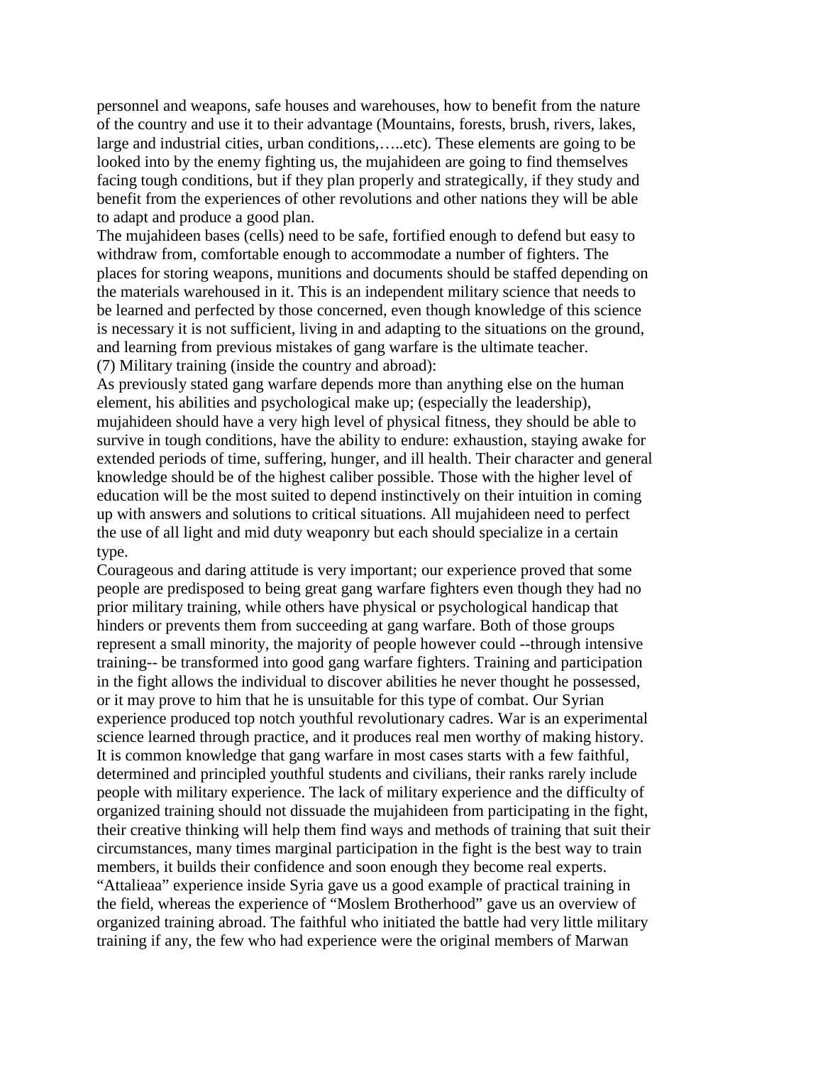personnel and weapons, safe houses and warehouses, how to benefit from the nature of the country and use it to their advantage (Mountains, forests, brush, rivers, lakes, large and industrial cities, urban conditions,…..etc). These elements are going to be looked into by the enemy fighting us, the mujahideen are going to find themselves facing tough conditions, but if they plan properly and strategically, if they study and benefit from the experiences of other revolutions and other nations they will be able to adapt and produce a good plan.

The mujahideen bases (cells) need to be safe, fortified enough to defend but easy to withdraw from, comfortable enough to accommodate a number of fighters. The places for storing weapons, munitions and documents should be staffed depending on the materials warehoused in it. This is an independent military science that needs to be learned and perfected by those concerned, even though knowledge of this science is necessary it is not sufficient, living in and adapting to the situations on the ground, and learning from previous mistakes of gang warfare is the ultimate teacher.

(7) Military training (inside the country and abroad):

As previously stated gang warfare depends more than anything else on the human element, his abilities and psychological make up; (especially the leadership), mujahideen should have a very high level of physical fitness, they should be able to survive in tough conditions, have the ability to endure: exhaustion, staying awake for extended periods of time, suffering, hunger, and ill health. Their character and general knowledge should be of the highest caliber possible. Those with the higher level of education will be the most suited to depend instinctively on their intuition in coming up with answers and solutions to critical situations. All mujahideen need to perfect the use of all light and mid duty weaponry but each should specialize in a certain type.

Courageous and daring attitude is very important; our experience proved that some people are predisposed to being great gang warfare fighters even though they had no prior military training, while others have physical or psychological handicap that hinders or prevents them from succeeding at gang warfare. Both of those groups represent a small minority, the majority of people however could --through intensive training-- be transformed into good gang warfare fighters. Training and participation in the fight allows the individual to discover abilities he never thought he possessed, or it may prove to him that he is unsuitable for this type of combat. Our Syrian experience produced top notch youthful revolutionary cadres. War is an experimental science learned through practice, and it produces real men worthy of making history.

It is common knowledge that gang warfare in most cases starts with a few faithful, determined and principled youthful students and civilians, their ranks rarely include people with military experience. The lack of military experience and the difficulty of organized training should not dissuade the mujahideen from participating in the fight, their creative thinking will help them find ways and methods of training that suit their circumstances, many times marginal participation in the fight is the best way to train members, it builds their confidence and soon enough they become real experts.

"Attalieaa" experience inside Syria gave us a good example of practical training in the field, whereas the experience of "Moslem Brotherhood" gave us an overview of organized training abroad. The faithful who initiated the battle had very little military training if any, the few who had experience were the original members of Marwan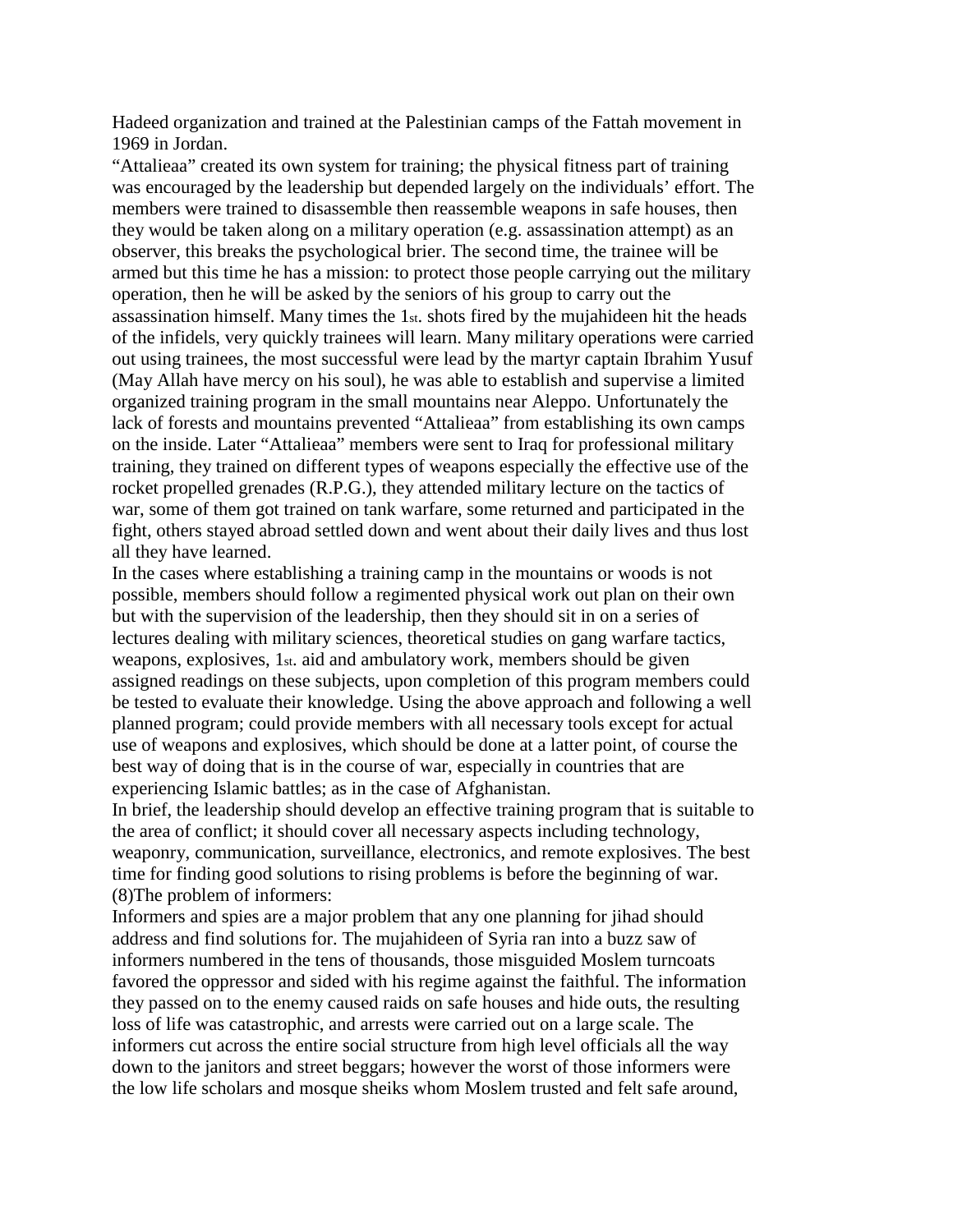Hadeed organization and trained at the Palestinian camps of the Fattah movement in 1969 in Jordan.

"Attalieaa" created its own system for training; the physical fitness part of training was encouraged by the leadership but depended largely on the individuals' effort. The members were trained to disassemble then reassemble weapons in safe houses, then they would be taken along on a military operation (e.g. assassination attempt) as an observer, this breaks the psychological brier. The second time, the trainee will be armed but this time he has a mission: to protect those people carrying out the military operation, then he will be asked by the seniors of his group to carry out the assassination himself. Many times the 1st. shots fired by the mujahideen hit the heads of the infidels, very quickly trainees will learn. Many military operations were carried out using trainees, the most successful were lead by the martyr captain Ibrahim Yusuf (May Allah have mercy on his soul), he was able to establish and supervise a limited organized training program in the small mountains near Aleppo. Unfortunately the lack of forests and mountains prevented "Attalieaa" from establishing its own camps on the inside. Later "Attalieaa" members were sent to Iraq for professional military training, they trained on different types of weapons especially the effective use of the rocket propelled grenades (R.P.G.), they attended military lecture on the tactics of war, some of them got trained on tank warfare, some returned and participated in the fight, others stayed abroad settled down and went about their daily lives and thus lost all they have learned.

In the cases where establishing a training camp in the mountains or woods is not possible, members should follow a regimented physical work out plan on their own but with the supervision of the leadership, then they should sit in on a series of lectures dealing with military sciences, theoretical studies on gang warfare tactics, weapons, explosives, 1st. aid and ambulatory work, members should be given assigned readings on these subjects, upon completion of this program members could be tested to evaluate their knowledge. Using the above approach and following a well planned program; could provide members with all necessary tools except for actual use of weapons and explosives, which should be done at a latter point, of course the best way of doing that is in the course of war, especially in countries that are experiencing Islamic battles; as in the case of Afghanistan.

In brief, the leadership should develop an effective training program that is suitable to the area of conflict; it should cover all necessary aspects including technology, weaponry, communication, surveillance, electronics, and remote explosives. The best time for finding good solutions to rising problems is before the beginning of war.

(8)The problem of informers:

Informers and spies are a major problem that any one planning for jihad should address and find solutions for. The mujahideen of Syria ran into a buzz saw of informers numbered in the tens of thousands, those misguided Moslem turncoats favored the oppressor and sided with his regime against the faithful. The information they passed on to the enemy caused raids on safe houses and hide outs, the resulting loss of life was catastrophic, and arrests were carried out on a large scale. The informers cut across the entire social structure from high level officials all the way down to the janitors and street beggars; however the worst of those informers were the low life scholars and mosque sheiks whom Moslem trusted and felt safe around,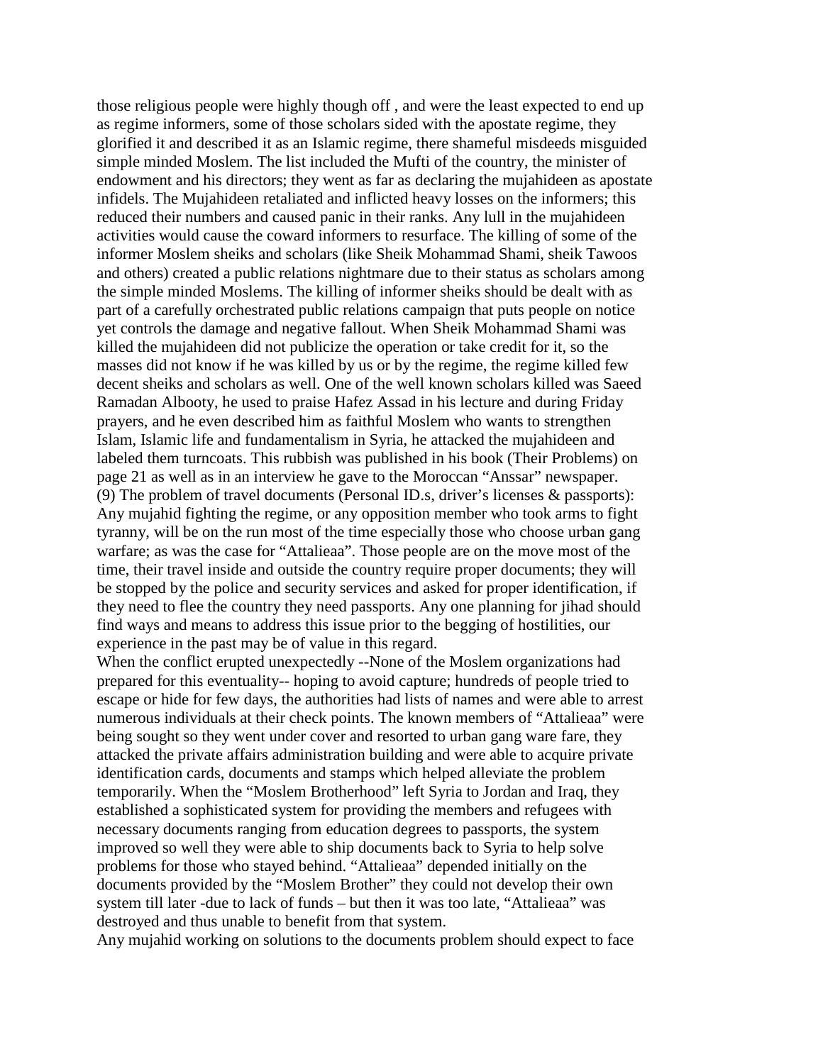those religious people were highly though off , and were the least expected to end up as regime informers, some of those scholars sided with the apostate regime, they glorified it and described it as an Islamic regime, there shameful misdeeds misguided simple minded Moslem. The list included the Mufti of the country, the minister of endowment and his directors; they went as far as declaring the mujahideen as apostate infidels. The Mujahideen retaliated and inflicted heavy losses on the informers; this reduced their numbers and caused panic in their ranks. Any lull in the mujahideen activities would cause the coward informers to resurface. The killing of some of the informer Moslem sheiks and scholars (like Sheik Mohammad Shami, sheik Tawoos and others) created a public relations nightmare due to their status as scholars among the simple minded Moslems. The killing of informer sheiks should be dealt with as part of a carefully orchestrated public relations campaign that puts people on notice yet controls the damage and negative fallout. When Sheik Mohammad Shami was killed the mujahideen did not publicize the operation or take credit for it, so the masses did not know if he was killed by us or by the regime, the regime killed few decent sheiks and scholars as well. One of the well known scholars killed was Saeed Ramadan Albooty, he used to praise Hafez Assad in his lecture and during Friday prayers, and he even described him as faithful Moslem who wants to strengthen Islam, Islamic life and fundamentalism in Syria, he attacked the mujahideen and labeled them turncoats. This rubbish was published in his book (Their Problems) on page 21 as well as in an interview he gave to the Moroccan "Anssar" newspaper.

(9) The problem of travel documents (Personal ID.s, driver's licenses & passports):

Any mujahid fighting the regime, or any opposition member who took arms to fight tyranny, will be on the run most of the time especially those who choose urban gang warfare; as was the case for "Attalieaa". Those people are on the move most of the time, their travel inside and outside the country require proper documents; they will be stopped by the police and security services and asked for proper identification, if they need to flee the country they need passports. Any one planning for jihad should find ways and means to address this issue prior to the begging of hostilities, our experience in the past may be of value in this regard.

When the conflict erupted unexpectedly --None of the Moslem organizations had prepared for this eventuality-- hoping to avoid capture; hundreds of people tried to escape or hide for few days, the authorities had lists of names and were able to arrest numerous individuals at their check points. The known members of "Attalieaa" were being sought so they went under cover and resorted to urban gang ware fare, they attacked the private affairs administration building and were able to acquire private identification cards, documents and stamps which helped alleviate the problem temporarily. When the "Moslem Brotherhood" left Syria to Jordan and Iraq, they established a sophisticated system for providing the members and refugees with necessary documents ranging from education degrees to passports, the system improved so well they were able to ship documents back to Syria to help solve problems for those who stayed behind. "Attalieaa" depended initially on the documents provided by the "Moslem Brother" they could not develop their own system till later -due to lack of funds – but then it was too late, "Attalieaa" was destroyed and thus unable to benefit from that system.

Any mujahid working on solutions to the documents problem should expect to face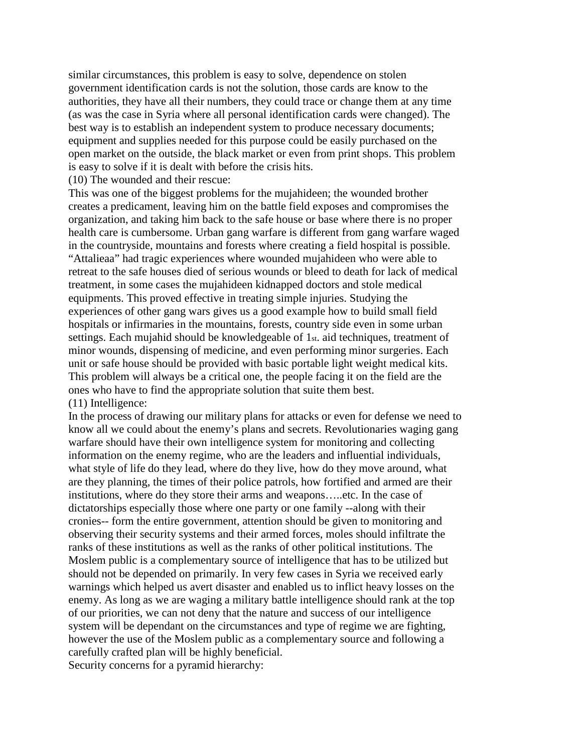similar circumstances, this problem is easy to solve, dependence on stolen government identification cards is not the solution, those cards are know to the authorities, they have all their numbers, they could trace or change them at any time (as was the case in Syria where all personal identification cards were changed). The best way is to establish an independent system to produce necessary documents; equipment and supplies needed for this purpose could be easily purchased on the open market on the outside, the black market or even from print shops. This problem is easy to solve if it is dealt with before the crisis hits.

(10) The wounded and their rescue:

This was one of the biggest problems for the mujahideen; the wounded brother creates a predicament, leaving him on the battle field exposes and compromises the organization, and taking him back to the safe house or base where there is no proper health care is cumbersome. Urban gang warfare is different from gang warfare waged in the countryside, mountains and forests where creating a field hospital is possible. "Attalieaa" had tragic experiences where wounded mujahideen who were able to retreat to the safe houses died of serious wounds or bleed to death for lack of medical treatment, in some cases the mujahideen kidnapped doctors and stole medical equipments. This proved effective in treating simple injuries. Studying the experiences of other gang wars gives us a good example how to build small field hospitals or infirmaries in the mountains, forests, country side even in some urban settings. Each mujahid should be knowledgeable of 1st. aid techniques, treatment of minor wounds, dispensing of medicine, and even performing minor surgeries. Each unit or safe house should be provided with basic portable light weight medical kits. This problem will always be a critical one, the people facing it on the field are the ones who have to find the appropriate solution that suite them best.

(11) Intelligence:

In the process of drawing our military plans for attacks or even for defense we need to know all we could about the enemy's plans and secrets. Revolutionaries waging gang warfare should have their own intelligence system for monitoring and collecting information on the enemy regime, who are the leaders and influential individuals, what style of life do they lead, where do they live, how do they move around, what are they planning, the times of their police patrols, how fortified and armed are their institutions, where do they store their arms and weapons…..etc. In the case of dictatorships especially those where one party or one family --along with their cronies-- form the entire government, attention should be given to monitoring and observing their security systems and their armed forces, moles should infiltrate the ranks of these institutions as well as the ranks of other political institutions. The Moslem public is a complementary source of intelligence that has to be utilized but should not be depended on primarily. In very few cases in Syria we received early warnings which helped us avert disaster and enabled us to inflict heavy losses on the enemy. As long as we are waging a military battle intelligence should rank at the top of our priorities, we can not deny that the nature and success of our intelligence system will be dependant on the circumstances and type of regime we are fighting, however the use of the Moslem public as a complementary source and following a carefully crafted plan will be highly beneficial.

Security concerns for a pyramid hierarchy: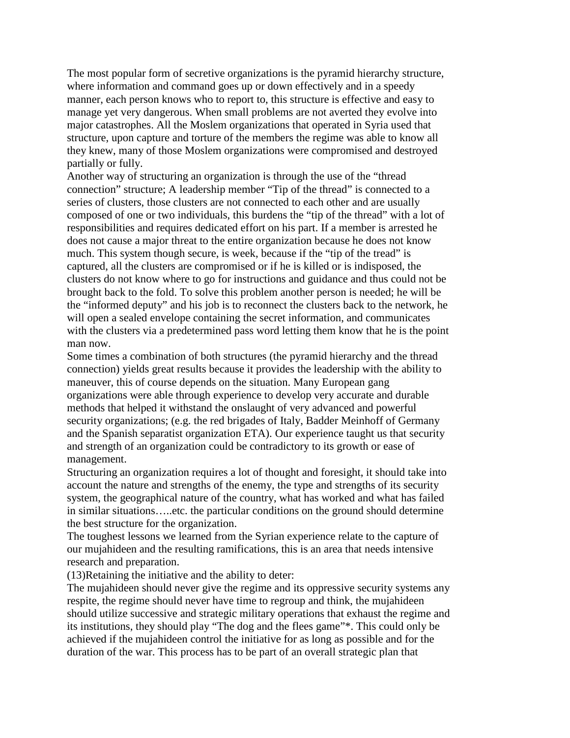The most popular form of secretive organizations is the pyramid hierarchy structure, where information and command goes up or down effectively and in a speedy manner, each person knows who to report to, this structure is effective and easy to manage yet very dangerous. When small problems are not averted they evolve into major catastrophes. All the Moslem organizations that operated in Syria used that structure, upon capture and torture of the members the regime was able to know all they knew, many of those Moslem organizations were compromised and destroyed partially or fully.

Another way of structuring an organization is through the use of the "thread connection" structure; A leadership member "Tip of the thread" is connected to a series of clusters, those clusters are not connected to each other and are usually composed of one or two individuals, this burdens the "tip of the thread" with a lot of responsibilities and requires dedicated effort on his part. If a member is arrested he does not cause a major threat to the entire organization because he does not know much. This system though secure, is week, because if the "tip of the tread" is captured, all the clusters are compromised or if he is killed or is indisposed, the clusters do not know where to go for instructions and guidance and thus could not be brought back to the fold. To solve this problem another person is needed; he will be the "informed deputy" and his job is to reconnect the clusters back to the network, he will open a sealed envelope containing the secret information, and communicates with the clusters via a predetermined pass word letting them know that he is the point man now.

Some times a combination of both structures (the pyramid hierarchy and the thread connection) yields great results because it provides the leadership with the ability to maneuver, this of course depends on the situation. Many European gang organizations were able through experience to develop very accurate and durable methods that helped it withstand the onslaught of very advanced and powerful security organizations; (e.g. the red brigades of Italy, Badder Meinhoff of Germany and the Spanish separatist organization ETA). Our experience taught us that security and strength of an organization could be contradictory to its growth or ease of management.

Structuring an organization requires a lot of thought and foresight, it should take into account the nature and strengths of the enemy, the type and strengths of its security system, the geographical nature of the country, what has worked and what has failed in similar situations…..etc. the particular conditions on the ground should determine the best structure for the organization.

The toughest lessons we learned from the Syrian experience relate to the capture of our mujahideen and the resulting ramifications, this is an area that needs intensive research and preparation.

(13)Retaining the initiative and the ability to deter:

The mujahideen should never give the regime and its oppressive security systems any respite, the regime should never have time to regroup and think, the mujahideen should utilize successive and strategic military operations that exhaust the regime and its institutions, they should play "The dog and the flees game"*. This could only be achieved if the mujahideen control the initiative for as long as possible and for the duration of the war. This process has to be part of an overall strategic plan that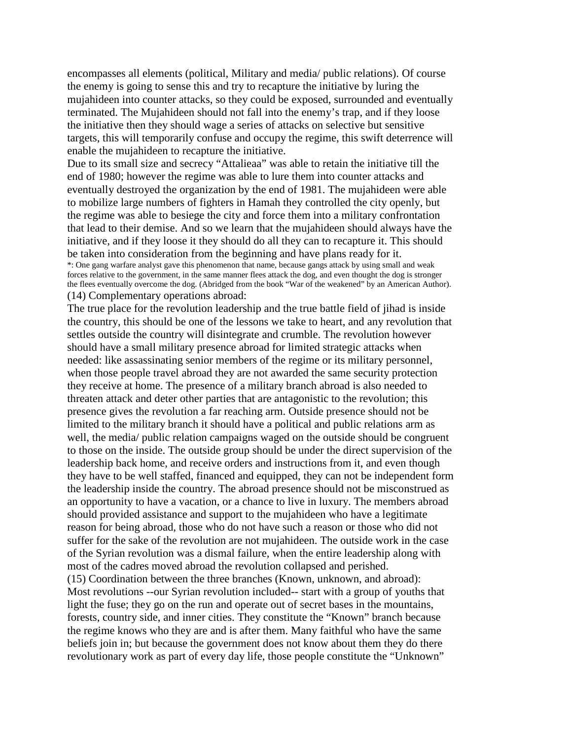encompasses all elements (political, Military and media/ public relations). Of course the enemy is going to sense this and try to recapture the initiative by luring the mujahideen into counter attacks, so they could be exposed, surrounded and eventually terminated. The Mujahideen should not fall into the enemy's trap, and if they loose the initiative then they should wage a series of attacks on selective but sensitive targets, this will temporarily confuse and occupy the regime, this swift deterrence will enable the mujahideen to recapture the initiative.

Due to its small size and secrecy "Attalieaa" was able to retain the initiative till the end of 1980; however the regime was able to lure them into counter attacks and eventually destroyed the organization by the end of 1981. The mujahideen were able to mobilize large numbers of fighters in Hamah they controlled the city openly, but the regime was able to besiege the city and force them into a military confrontation that lead to their demise. And so we learn that the mujahideen should always have the initiative, and if they loose it they should do all they can to recapture it. This should be taken into consideration from the beginning and have plans ready for it.

*: One gang warfare analyst gave this phenomenon that name, because gangs attack by using small and weak forces relative to the government, in the same manner flees attack the dog, and even thought the dog is stronger the flees eventually overcome the dog. (Abridged from the book "War of the weakened" by an American Author).

(14) Complementary operations abroad:

The true place for the revolution leadership and the true battle field of jihad is inside the country, this should be one of the lessons we take to heart, and any revolution that settles outside the country will disintegrate and crumble. The revolution however should have a small military presence abroad for limited strategic attacks when needed: like assassinating senior members of the regime or its military personnel, when those people travel abroad they are not awarded the same security protection they receive at home. The presence of a military branch abroad is also needed to threaten attack and deter other parties that are antagonistic to the revolution; this presence gives the revolution a far reaching arm. Outside presence should not be limited to the military branch it should have a political and public relations arm as well, the media/ public relation campaigns waged on the outside should be congruent to those on the inside. The outside group should be under the direct supervision of the leadership back home, and receive orders and instructions from it, and even though they have to be well staffed, financed and equipped, they can not be independent form the leadership inside the country. The abroad presence should not be misconstrued as an opportunity to have a vacation, or a chance to live in luxury. The members abroad should provided assistance and support to the mujahideen who have a legitimate reason for being abroad, those who do not have such a reason or those who did not suffer for the sake of the revolution are not mujahideen. The outside work in the case of the Syrian revolution was a dismal failure, when the entire leadership along with most of the cadres moved abroad the revolution collapsed and perished.

(15) Coordination between the three branches (Known, unknown, and abroad):

Most revolutions --our Syrian revolution included-- start with a group of youths that light the fuse; they go on the run and operate out of secret bases in the mountains, forests, country side, and inner cities. They constitute the "Known" branch because the regime knows who they are and is after them. Many faithful who have the same beliefs join in; but because the government does not know about them they do there revolutionary work as part of every day life, those people constitute the "Unknown"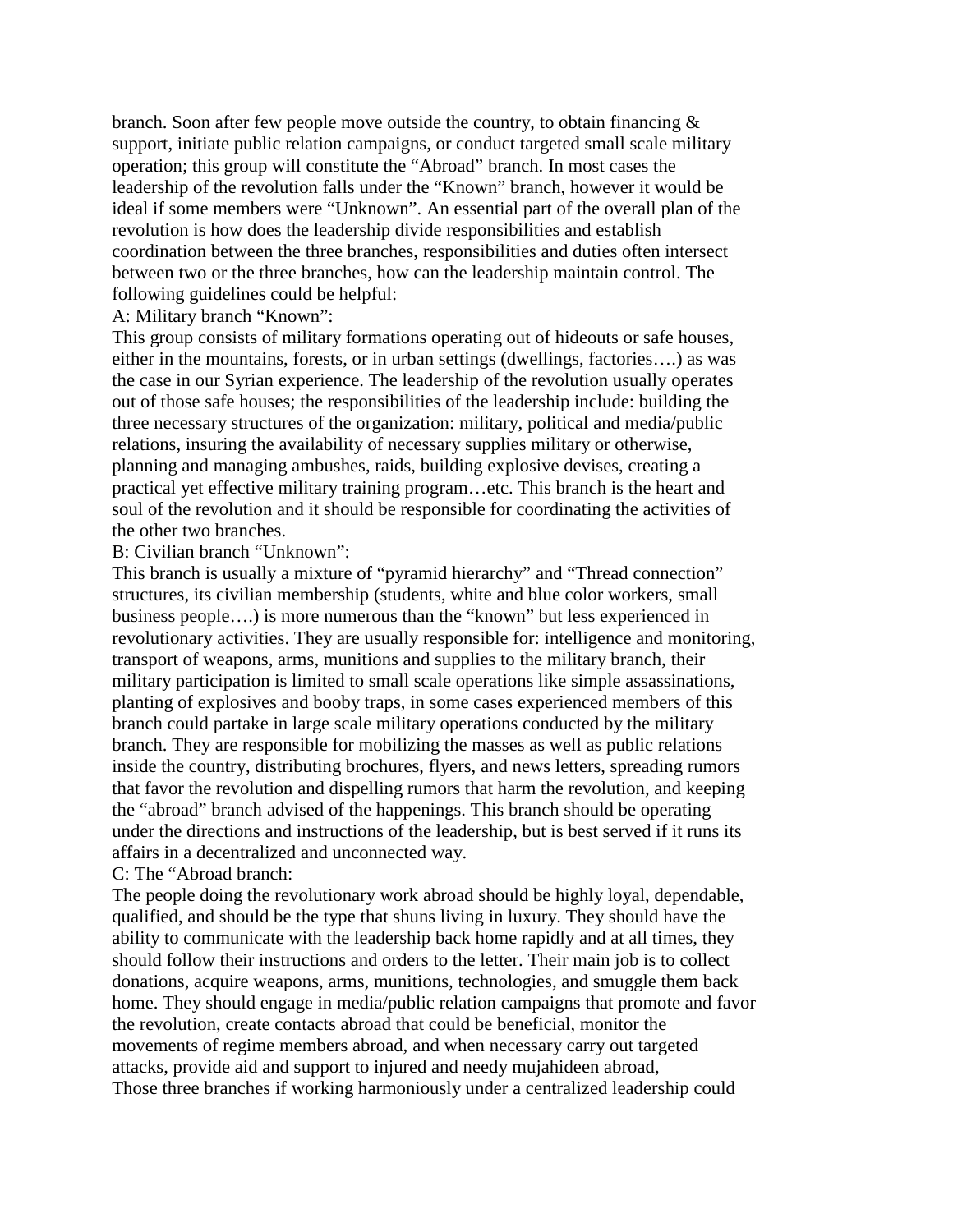branch. Soon after few people move outside the country, to obtain financing & support, initiate public relation campaigns, or conduct targeted small scale military operation; this group will constitute the "Abroad" branch. In most cases the leadership of the revolution falls under the "Known" branch, however it would be ideal if some members were "Unknown". An essential part of the overall plan of the revolution is how does the leadership divide responsibilities and establish coordination between the three branches, responsibilities and duties often intersect between two or the three branches, how can the leadership maintain control. The following guidelines could be helpful:

A: Military branch "Known":

This group consists of military formations operating out of hideouts or safe houses, either in the mountains, forests, or in urban settings (dwellings, factories….) as was the case in our Syrian experience. The leadership of the revolution usually operates out of those safe houses; the responsibilities of the leadership include: building the three necessary structures of the organization: military, political and media/public relations, insuring the availability of necessary supplies military or otherwise, planning and managing ambushes, raids, building explosive devises, creating a practical yet effective military training program…etc. This branch is the heart and soul of the revolution and it should be responsible for coordinating the activities of the other two branches.

B: Civilian branch "Unknown":

This branch is usually a mixture of "pyramid hierarchy" and "Thread connection" structures, its civilian membership (students, white and blue color workers, small business people….) is more numerous than the "known" but less experienced in revolutionary activities. They are usually responsible for: intelligence and monitoring, transport of weapons, arms, munitions and supplies to the military branch, their military participation is limited to small scale operations like simple assassinations, planting of explosives and booby traps, in some cases experienced members of this branch could partake in large scale military operations conducted by the military branch. They are responsible for mobilizing the masses as well as public relations inside the country, distributing brochures, flyers, and news letters, spreading rumors that favor the revolution and dispelling rumors that harm the revolution, and keeping the "abroad" branch advised of the happenings. This branch should be operating under the directions and instructions of the leadership, but is best served if it runs its affairs in a decentralized and unconnected way.

C: The "Abroad branch:

The people doing the revolutionary work abroad should be highly loyal, dependable, qualified, and should be the type that shuns living in luxury. They should have the ability to communicate with the leadership back home rapidly and at all times, they should follow their instructions and orders to the letter. Their main job is to collect donations, acquire weapons, arms, munitions, technologies, and smuggle them back home. They should engage in media/public relation campaigns that promote and favor the revolution, create contacts abroad that could be beneficial, monitor the movements of regime members abroad, and when necessary carry out targeted attacks, provide aid and support to injured and needy mujahideen abroad,

Those three branches if working harmoniously under a centralized leadership could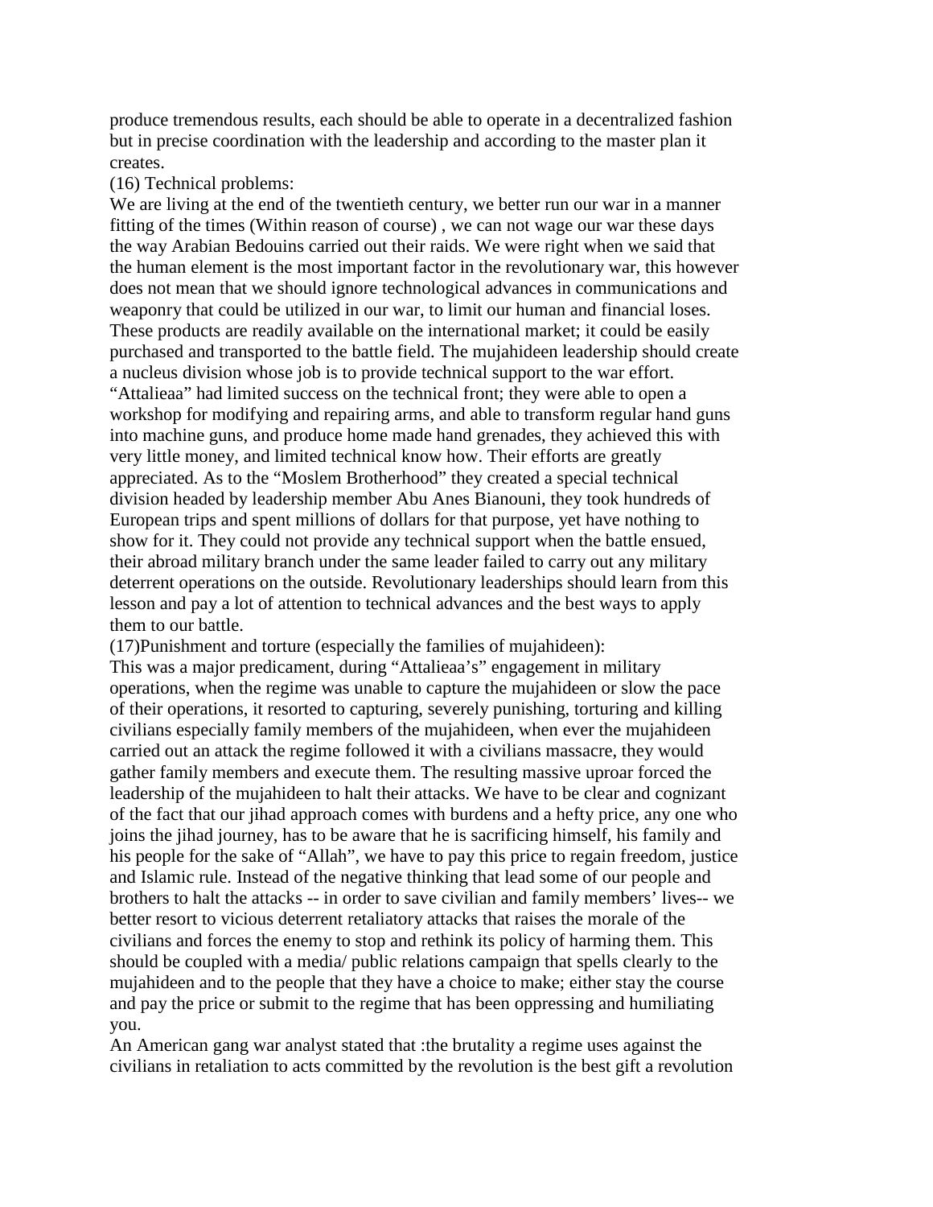produce tremendous results, each should be able to operate in a decentralized fashion but in precise coordination with the leadership and according to the master plan it creates.

(16) Technical problems:

We are living at the end of the twentieth century, we better run our war in a manner fitting of the times (Within reason of course) , we can not wage our war these days the way Arabian Bedouins carried out their raids. We were right when we said that the human element is the most important factor in the revolutionary war, this however does not mean that we should ignore technological advances in communications and weaponry that could be utilized in our war, to limit our human and financial loses. These products are readily available on the international market; it could be easily purchased and transported to the battle field. The mujahideen leadership should create a nucleus division whose job is to provide technical support to the war effort. "Attalieaa" had limited success on the technical front; they were able to open a workshop for modifying and repairing arms, and able to transform regular hand guns into machine guns, and produce home made hand grenades, they achieved this with very little money, and limited technical know how. Their efforts are greatly appreciated. As to the "Moslem Brotherhood" they created a special technical division headed by leadership member Abu Anes Bianouni, they took hundreds of European trips and spent millions of dollars for that purpose, yet have nothing to show for it. They could not provide any technical support when the battle ensued, their abroad military branch under the same leader failed to carry out any military deterrent operations on the outside. Revolutionary leaderships should learn from this lesson and pay a lot of attention to technical advances and the best ways to apply them to our battle.

(17)Punishment and torture (especially the families of mujahideen):

This was a major predicament, during "Attalieaa's" engagement in military operations, when the regime was unable to capture the mujahideen or slow the pace of their operations, it resorted to capturing, severely punishing, torturing and killing civilians especially family members of the mujahideen, when ever the mujahideen carried out an attack the regime followed it with a civilians massacre, they would gather family members and execute them. The resulting massive uproar forced the leadership of the mujahideen to halt their attacks. We have to be clear and cognizant of the fact that our jihad approach comes with burdens and a hefty price, any one who joins the jihad journey, has to be aware that he is sacrificing himself, his family and his people for the sake of "Allah", we have to pay this price to regain freedom, justice and Islamic rule. Instead of the negative thinking that lead some of our people and brothers to halt the attacks -- in order to save civilian and family members' lives-- we better resort to vicious deterrent retaliatory attacks that raises the morale of the civilians and forces the enemy to stop and rethink its policy of harming them. This should be coupled with a media/ public relations campaign that spells clearly to the mujahideen and to the people that they have a choice to make; either stay the course and pay the price or submit to the regime that has been oppressing and humiliating you.

An American gang war analyst stated that :the brutality a regime uses against the civilians in retaliation to acts committed by the revolution is the best gift a revolution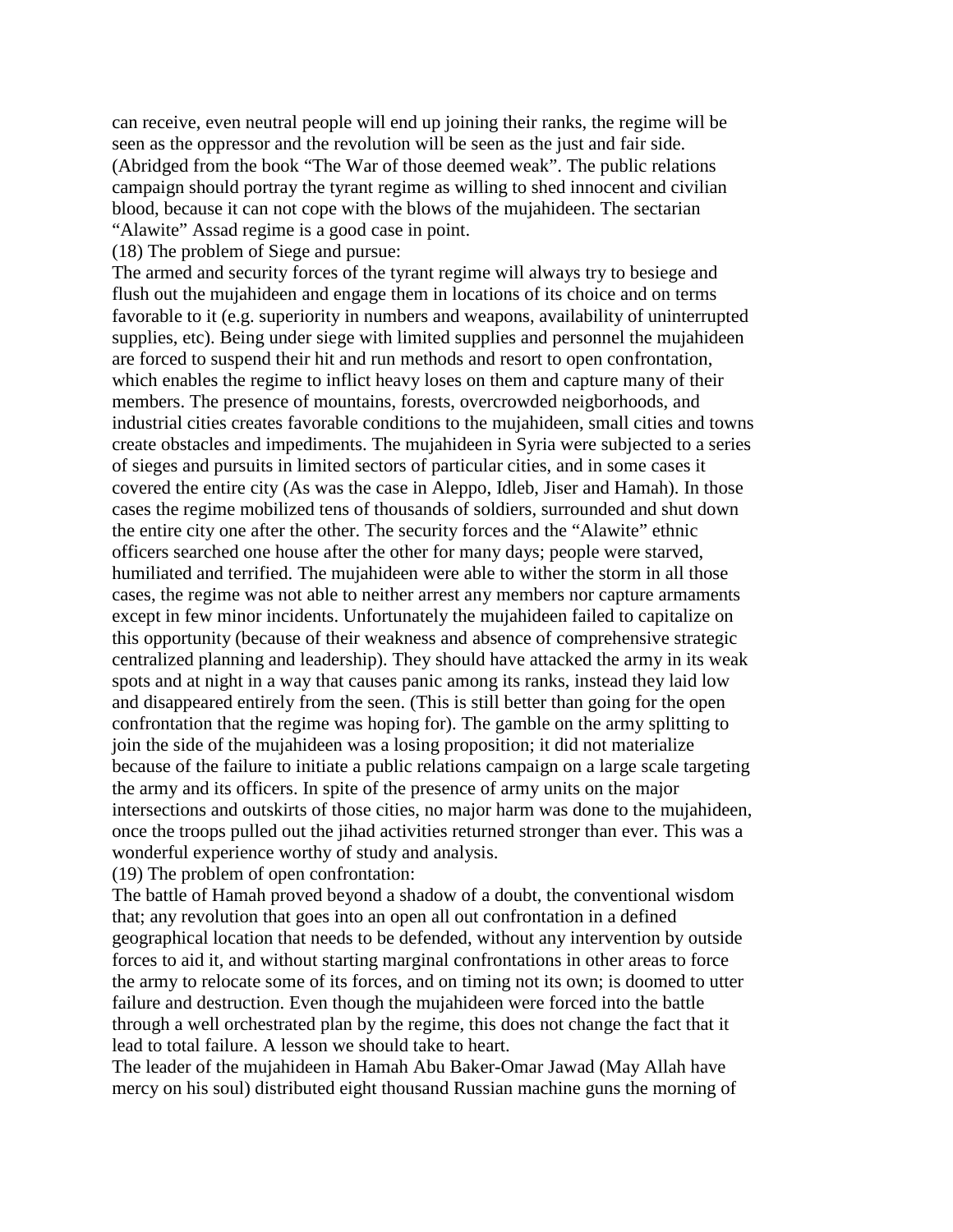can receive, even neutral people will end up joining their ranks, the regime will be seen as the oppressor and the revolution will be seen as the just and fair side. (Abridged from the book "The War of those deemed weak". The public relations campaign should portray the tyrant regime as willing to shed innocent and civilian blood, because it can not cope with the blows of the mujahideen. The sectarian "Alawite" Assad regime is a good case in point.

(18) The problem of Siege and pursue:

The armed and security forces of the tyrant regime will always try to besiege and flush out the mujahideen and engage them in locations of its choice and on terms favorable to it (e.g. superiority in numbers and weapons, availability of uninterrupted supplies, etc). Being under siege with limited supplies and personnel the mujahideen are forced to suspend their hit and run methods and resort to open confrontation, which enables the regime to inflict heavy loses on them and capture many of their members. The presence of mountains, forests, overcrowded neigborhoods, and industrial cities creates favorable conditions to the mujahideen, small cities and towns create obstacles and impediments. The mujahideen in Syria were subjected to a series of sieges and pursuits in limited sectors of particular cities, and in some cases it covered the entire city (As was the case in Aleppo, Idleb, Jiser and Hamah). In those cases the regime mobilized tens of thousands of soldiers, surrounded and shut down the entire city one after the other. The security forces and the "Alawite" ethnic officers searched one house after the other for many days; people were starved, humiliated and terrified. The mujahideen were able to wither the storm in all those cases, the regime was not able to neither arrest any members nor capture armaments except in few minor incidents. Unfortunately the mujahideen failed to capitalize on this opportunity (because of their weakness and absence of comprehensive strategic centralized planning and leadership). They should have attacked the army in its weak spots and at night in a way that causes panic among its ranks, instead they laid low and disappeared entirely from the seen. (This is still better than going for the open confrontation that the regime was hoping for). The gamble on the army splitting to join the side of the mujahideen was a losing proposition; it did not materialize because of the failure to initiate a public relations campaign on a large scale targeting the army and its officers. In spite of the presence of army units on the major intersections and outskirts of those cities, no major harm was done to the mujahideen, once the troops pulled out the jihad activities returned stronger than ever. This was a wonderful experience worthy of study and analysis.

(19) The problem of open confrontation:

The battle of Hamah proved beyond a shadow of a doubt, the conventional wisdom that; any revolution that goes into an open all out confrontation in a defined geographical location that needs to be defended, without any intervention by outside forces to aid it, and without starting marginal confrontations in other areas to force the army to relocate some of its forces, and on timing not its own; is doomed to utter failure and destruction. Even though the mujahideen were forced into the battle through a well orchestrated plan by the regime, this does not change the fact that it lead to total failure. A lesson we should take to heart.

The leader of the mujahideen in Hamah Abu Baker-Omar Jawad (May Allah have mercy on his soul) distributed eight thousand Russian machine guns the morning of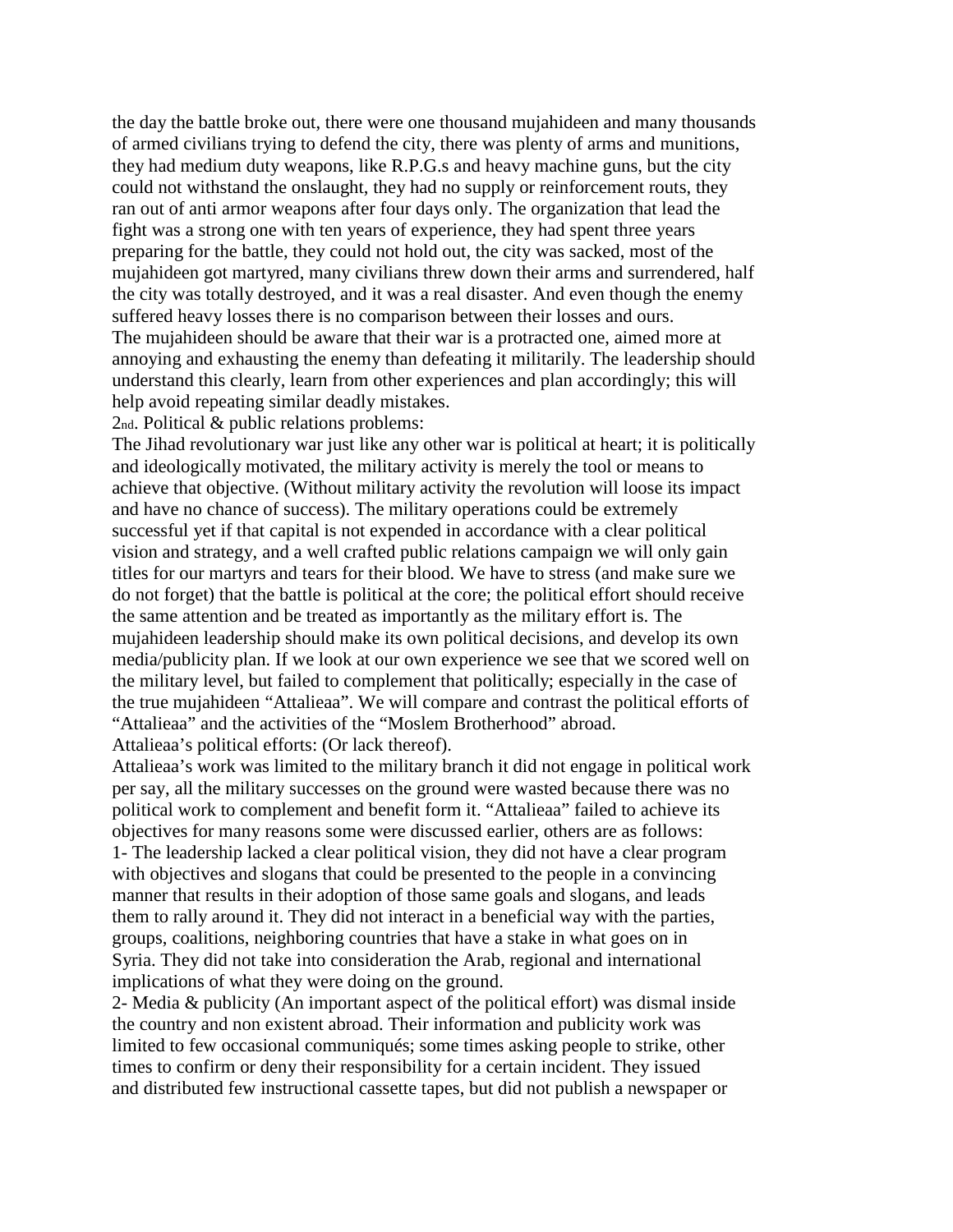the day the battle broke out, there were one thousand mujahideen and many thousands of armed civilians trying to defend the city, there was plenty of arms and munitions, they had medium duty weapons, like R.P.G.s and heavy machine guns, but the city could not withstand the onslaught, they had no supply or reinforcement routs, they ran out of anti armor weapons after four days only. The organization that lead the fight was a strong one with ten years of experience, they had spent three years preparing for the battle, they could not hold out, the city was sacked, most of the mujahideen got martyred, many civilians threw down their arms and surrendered, half the city was totally destroyed, and it was a real disaster. And even though the enemy suffered heavy losses there is no comparison between their losses and ours.

The mujahideen should be aware that their war is a protracted one, aimed more at annoying and exhausting the enemy than defeating it militarily. The leadership should understand this clearly, learn from other experiences and plan accordingly; this will help avoid repeating similar deadly mistakes.

2nd. Political & public relations problems:

The Jihad revolutionary war just like any other war is political at heart; it is politically and ideologically motivated, the military activity is merely the tool or means to achieve that objective. (Without military activity the revolution will loose its impact and have no chance of success). The military operations could be extremely successful yet if that capital is not expended in accordance with a clear political vision and strategy, and a well crafted public relations campaign we will only gain titles for our martyrs and tears for their blood. We have to stress (and make sure we do not forget) that the battle is political at the core; the political effort should receive the same attention and be treated as importantly as the military effort is. The mujahideen leadership should make its own political decisions, and develop its own media/publicity plan. If we look at our own experience we see that we scored well on the military level, but failed to complement that politically; especially in the case of the true mujahideen "Attalieaa". We will compare and contrast the political efforts of "Attalieaa" and the activities of the "Moslem Brotherhood" abroad.

Attalieaa's political efforts: (Or lack thereof).

Attalieaa's work was limited to the military branch it did not engage in political work per say, all the military successes on the ground were wasted because there was no political work to complement and benefit form it. "Attalieaa" failed to achieve its objectives for many reasons some were discussed earlier, others are as follows:

1- The leadership lacked a clear political vision, they did not have a clear program with objectives and slogans that could be presented to the people in a convincing manner that results in their adoption of those same goals and slogans, and leads them to rally around it. They did not interact in a beneficial way with the parties, groups, coalitions, neighboring countries that have a stake in what goes on in Syria. They did not take into consideration the Arab, regional and international implications of what they were doing on the ground.

2- Media & publicity (An important aspect of the political effort) was dismal inside the country and non existent abroad. Their information and publicity work was limited to few occasional communiqués; some times asking people to strike, other times to confirm or deny their responsibility for a certain incident. They issued and distributed few instructional cassette tapes, but did not publish a newspaper or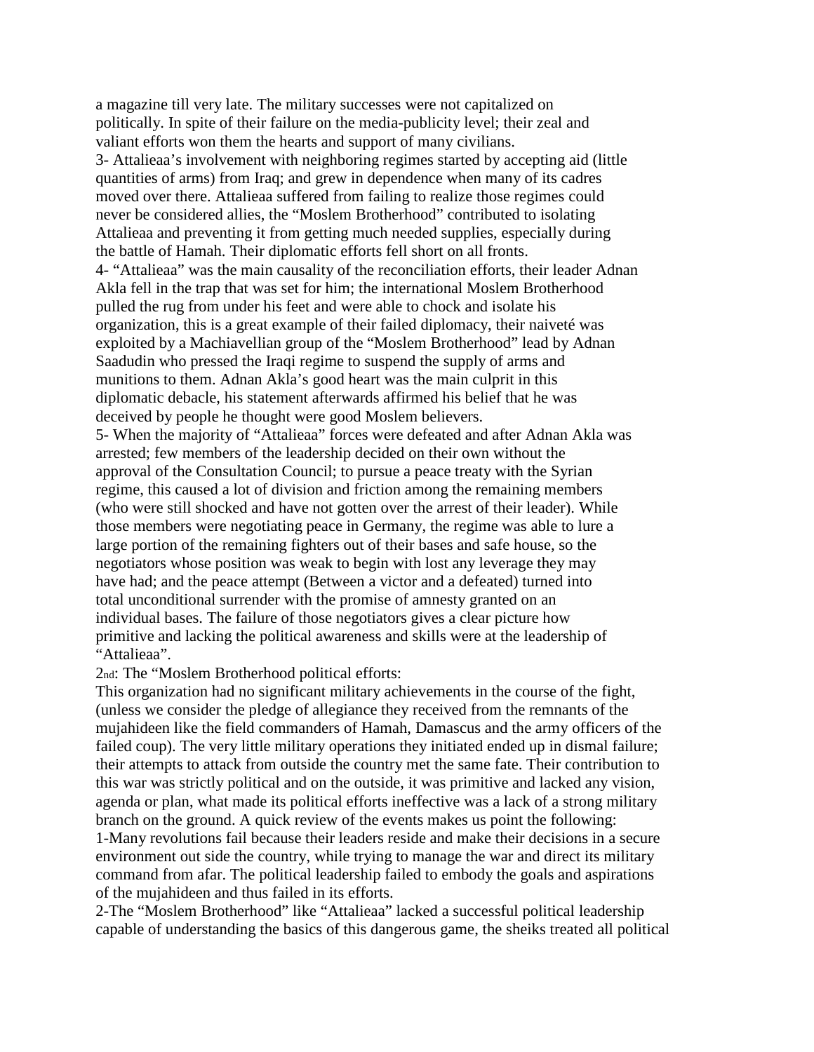a magazine till very late. The military successes were not capitalized on politically. In spite of their failure on the media-publicity level; their zeal and valiant efforts won them the hearts and support of many civilians.

3- Attalieaa's involvement with neighboring regimes started by accepting aid (little quantities of arms) from Iraq; and grew in dependence when many of its cadres moved over there. Attalieaa suffered from failing to realize those regimes could never be considered allies, the "Moslem Brotherhood" contributed to isolating Attalieaa and preventing it from getting much needed supplies, especially during the battle of Hamah. Their diplomatic efforts fell short on all fronts.

4- "Attalieaa" was the main causality of the reconciliation efforts, their leader Adnan Akla fell in the trap that was set for him; the international Moslem Brotherhood pulled the rug from under his feet and were able to chock and isolate his organization, this is a great example of their failed diplomacy, their naiveté was exploited by a Machiavellian group of the "Moslem Brotherhood" lead by Adnan Saadudin who pressed the Iraqi regime to suspend the supply of arms and munitions to them. Adnan Akla's good heart was the main culprit in this diplomatic debacle, his statement afterwards affirmed his belief that he was deceived by people he thought were good Moslem believers.

5- When the majority of "Attalieaa" forces were defeated and after Adnan Akla was arrested; few members of the leadership decided on their own without the approval of the Consultation Council; to pursue a peace treaty with the Syrian regime, this caused a lot of division and friction among the remaining members (who were still shocked and have not gotten over the arrest of their leader). While those members were negotiating peace in Germany, the regime was able to lure a large portion of the remaining fighters out of their bases and safe house, so the negotiators whose position was weak to begin with lost any leverage they may have had; and the peace attempt (Between a victor and a defeated) turned into total unconditional surrender with the promise of amnesty granted on an individual bases. The failure of those negotiators gives a clear picture how primitive and lacking the political awareness and skills were at the leadership of "Attalieaa".

2nd: The "Moslem Brotherhood political efforts:

This organization had no significant military achievements in the course of the fight, (unless we consider the pledge of allegiance they received from the remnants of the mujahideen like the field commanders of Hamah, Damascus and the army officers of the failed coup). The very little military operations they initiated ended up in dismal failure; their attempts to attack from outside the country met the same fate. Their contribution to this war was strictly political and on the outside, it was primitive and lacked any vision, agenda or plan, what made its political efforts ineffective was a lack of a strong military branch on the ground. A quick review of the events makes us point the following:

1-Many revolutions fail because their leaders reside and make their decisions in a secure environment out side the country, while trying to manage the war and direct its military command from afar. The political leadership failed to embody the goals and aspirations of the mujahideen and thus failed in its efforts.

2-The "Moslem Brotherhood" like "Attalieaa" lacked a successful political leadership capable of understanding the basics of this dangerous game, the sheiks treated all political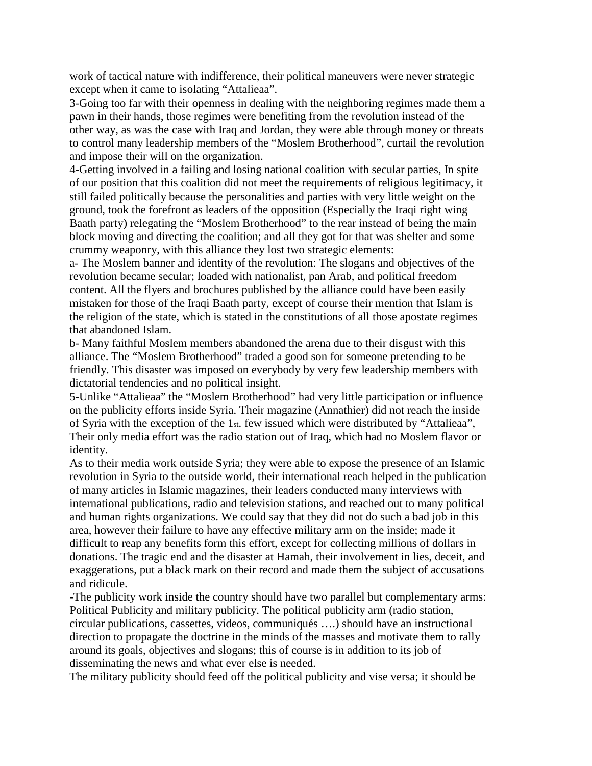work of tactical nature with indifference, their political maneuvers were never strategic except when it came to isolating "Attalieaa".

3-Going too far with their openness in dealing with the neighboring regimes made them a pawn in their hands, those regimes were benefiting from the revolution instead of the other way, as was the case with Iraq and Jordan, they were able through money or threats to control many leadership members of the "Moslem Brotherhood", curtail the revolution and impose their will on the organization.

4-Getting involved in a failing and losing national coalition with secular parties, In spite of our position that this coalition did not meet the requirements of religious legitimacy, it still failed politically because the personalities and parties with very little weight on the ground, took the forefront as leaders of the opposition (Especially the Iraqi right wing Baath party) relegating the "Moslem Brotherhood" to the rear instead of being the main block moving and directing the coalition; and all they got for that was shelter and some crummy weaponry, with this alliance they lost two strategic elements:

a- The Moslem banner and identity of the revolution: The slogans and objectives of the revolution became secular; loaded with nationalist, pan Arab, and political freedom content. All the flyers and brochures published by the alliance could have been easily mistaken for those of the Iraqi Baath party, except of course their mention that Islam is the religion of the state, which is stated in the constitutions of all those apostate regimes that abandoned Islam.

b- Many faithful Moslem members abandoned the arena due to their disgust with this alliance. The "Moslem Brotherhood" traded a good son for someone pretending to be friendly. This disaster was imposed on everybody by very few leadership members with dictatorial tendencies and no political insight.

5-Unlike "Attalieaa" the "Moslem Brotherhood" had very little participation or influence on the publicity efforts inside Syria. Their magazine (Annathier) did not reach the inside of Syria with the exception of the 1st. few issued which were distributed by "Attalieaa", Their only media effort was the radio station out of Iraq, which had no Moslem flavor or identity.

As to their media work outside Syria; they were able to expose the presence of an Islamic revolution in Syria to the outside world, their international reach helped in the publication of many articles in Islamic magazines, their leaders conducted many interviews with international publications, radio and television stations, and reached out to many political and human rights organizations. We could say that they did not do such a bad job in this area, however their failure to have any effective military arm on the inside; made it difficult to reap any benefits form this effort, except for collecting millions of dollars in donations. The tragic end and the disaster at Hamah, their involvement in lies, deceit, and exaggerations, put a black mark on their record and made them the subject of accusations and ridicule.

-The publicity work inside the country should have two parallel but complementary arms: Political Publicity and military publicity. The political publicity arm (radio station, circular publications, cassettes, videos, communiqués ….) should have an instructional direction to propagate the doctrine in the minds of the masses and motivate them to rally around its goals, objectives and slogans; this of course is in addition to its job of disseminating the news and what ever else is needed.

The military publicity should feed off the political publicity and vise versa; it should be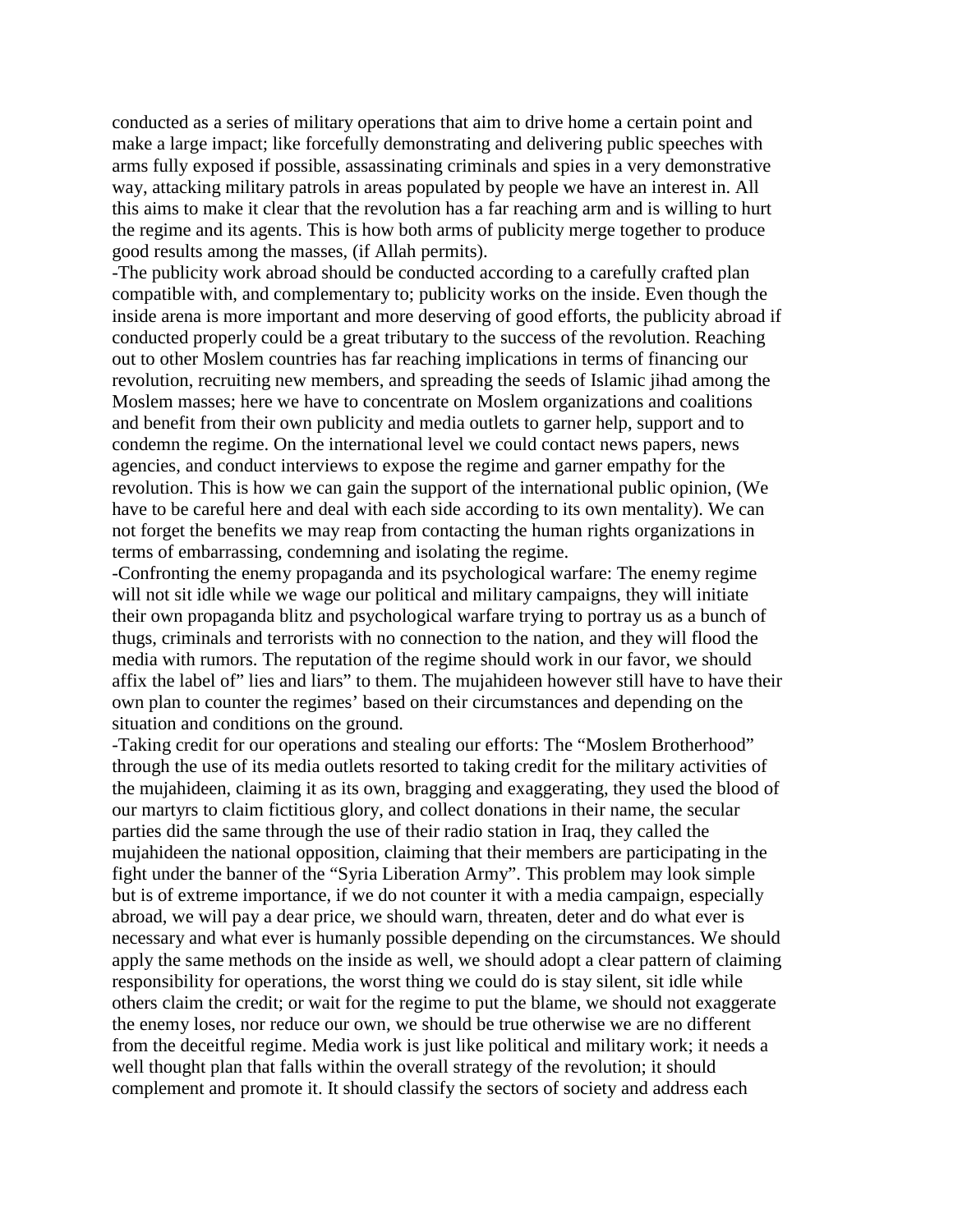conducted as a series of military operations that aim to drive home a certain point and make a large impact; like forcefully demonstrating and delivering public speeches with arms fully exposed if possible, assassinating criminals and spies in a very demonstrative way, attacking military patrols in areas populated by people we have an interest in. All this aims to make it clear that the revolution has a far reaching arm and is willing to hurt the regime and its agents. This is how both arms of publicity merge together to produce good results among the masses, (if Allah permits).

-The publicity work abroad should be conducted according to a carefully crafted plan compatible with, and complementary to; publicity works on the inside. Even though the inside arena is more important and more deserving of good efforts, the publicity abroad if conducted properly could be a great tributary to the success of the revolution. Reaching out to other Moslem countries has far reaching implications in terms of financing our revolution, recruiting new members, and spreading the seeds of Islamic jihad among the Moslem masses; here we have to concentrate on Moslem organizations and coalitions and benefit from their own publicity and media outlets to garner help, support and to condemn the regime. On the international level we could contact news papers, news agencies, and conduct interviews to expose the regime and garner empathy for the revolution. This is how we can gain the support of the international public opinion, (We have to be careful here and deal with each side according to its own mentality). We can not forget the benefits we may reap from contacting the human rights organizations in terms of embarrassing, condemning and isolating the regime.

-Confronting the enemy propaganda and its psychological warfare: The enemy regime will not sit idle while we wage our political and military campaigns, they will initiate their own propaganda blitz and psychological warfare trying to portray us as a bunch of thugs, criminals and terrorists with no connection to the nation, and they will flood the media with rumors. The reputation of the regime should work in our favor, we should affix the label of" lies and liars" to them. The mujahideen however still have to have their own plan to counter the regimes' based on their circumstances and depending on the situation and conditions on the ground.

-Taking credit for our operations and stealing our efforts: The "Moslem Brotherhood" through the use of its media outlets resorted to taking credit for the military activities of the mujahideen, claiming it as its own, bragging and exaggerating, they used the blood of our martyrs to claim fictitious glory, and collect donations in their name, the secular parties did the same through the use of their radio station in Iraq, they called the mujahideen the national opposition, claiming that their members are participating in the fight under the banner of the "Syria Liberation Army". This problem may look simple but is of extreme importance, if we do not counter it with a media campaign, especially abroad, we will pay a dear price, we should warn, threaten, deter and do what ever is necessary and what ever is humanly possible depending on the circumstances. We should apply the same methods on the inside as well, we should adopt a clear pattern of claiming responsibility for operations, the worst thing we could do is stay silent, sit idle while others claim the credit; or wait for the regime to put the blame, we should not exaggerate the enemy loses, nor reduce our own, we should be true otherwise we are no different from the deceitful regime. Media work is just like political and military work; it needs a well thought plan that falls within the overall strategy of the revolution; it should complement and promote it. It should classify the sectors of society and address each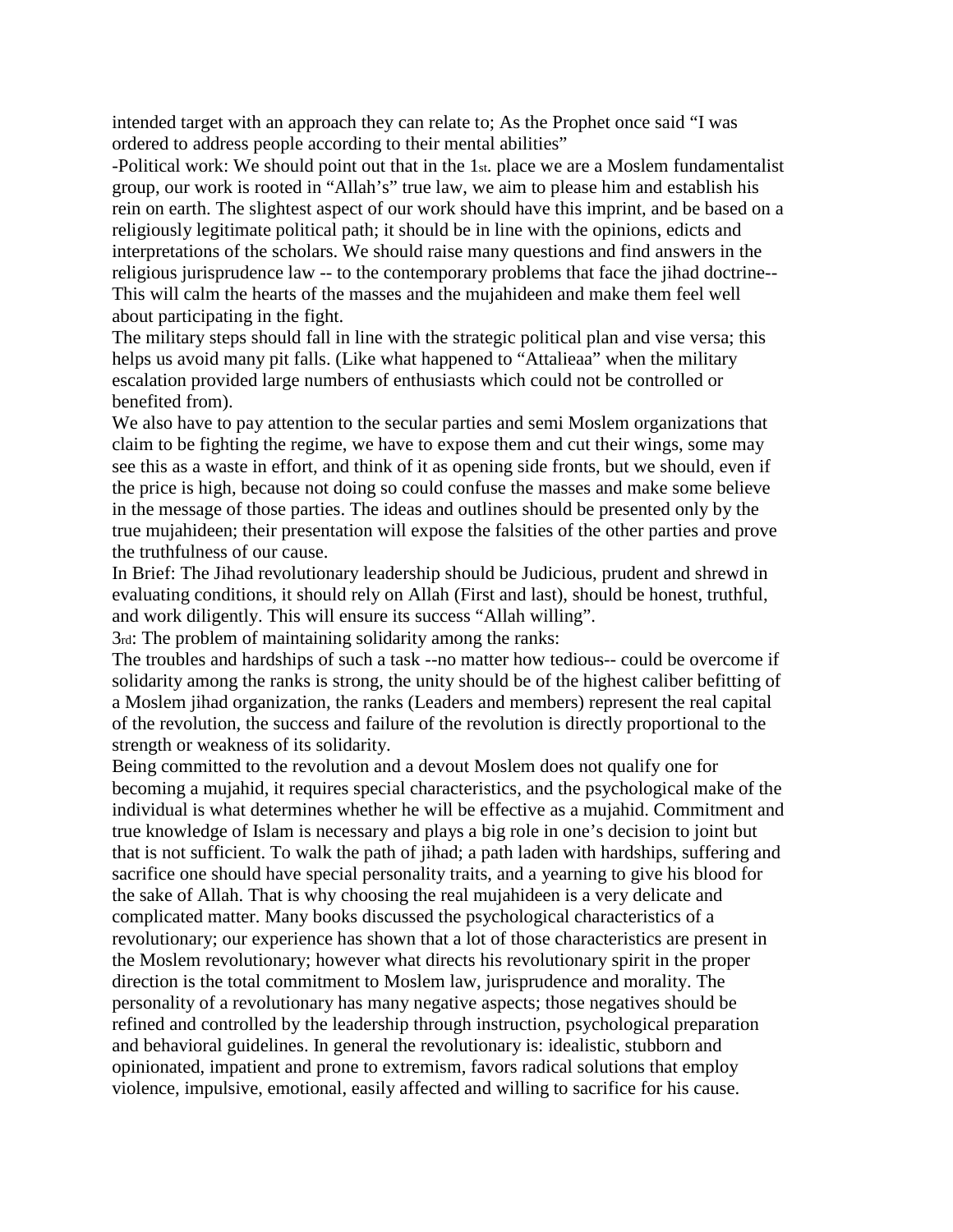intended target with an approach they can relate to; As the Prophet once said "I was ordered to address people according to their mental abilities"

-Political work: We should point out that in the 1st. place we are a Moslem fundamentalist group, our work is rooted in "Allah's" true law, we aim to please him and establish his rein on earth. The slightest aspect of our work should have this imprint, and be based on a religiously legitimate political path; it should be in line with the opinions, edicts and interpretations of the scholars. We should raise many questions and find answers in the religious jurisprudence law -- to the contemporary problems that face the jihad doctrine-- This will calm the hearts of the masses and the mujahideen and make them feel well about participating in the fight.

The military steps should fall in line with the strategic political plan and vise versa; this helps us avoid many pit falls. (Like what happened to "Attalieaa" when the military escalation provided large numbers of enthusiasts which could not be controlled or benefited from).

We also have to pay attention to the secular parties and semi Moslem organizations that claim to be fighting the regime, we have to expose them and cut their wings, some may see this as a waste in effort, and think of it as opening side fronts, but we should, even if the price is high, because not doing so could confuse the masses and make some believe in the message of those parties. The ideas and outlines should be presented only by the true mujahideen; their presentation will expose the falsities of the other parties and prove the truthfulness of our cause.

In Brief: The Jihad revolutionary leadership should be Judicious, prudent and shrewd in evaluating conditions, it should rely on Allah (First and last), should be honest, truthful, and work diligently. This will ensure its success "Allah willing".

3rd: The problem of maintaining solidarity among the ranks:

The troubles and hardships of such a task --no matter how tedious-- could be overcome if solidarity among the ranks is strong, the unity should be of the highest caliber befitting of a Moslem jihad organization, the ranks (Leaders and members) represent the real capital of the revolution, the success and failure of the revolution is directly proportional to the strength or weakness of its solidarity.

Being committed to the revolution and a devout Moslem does not qualify one for becoming a mujahid, it requires special characteristics, and the psychological make of the individual is what determines whether he will be effective as a mujahid. Commitment and true knowledge of Islam is necessary and plays a big role in one's decision to joint but that is not sufficient. To walk the path of jihad; a path laden with hardships, suffering and sacrifice one should have special personality traits, and a yearning to give his blood for the sake of Allah. That is why choosing the real mujahideen is a very delicate and complicated matter. Many books discussed the psychological characteristics of a revolutionary; our experience has shown that a lot of those characteristics are present in the Moslem revolutionary; however what directs his revolutionary spirit in the proper direction is the total commitment to Moslem law, jurisprudence and morality. The personality of a revolutionary has many negative aspects; those negatives should be refined and controlled by the leadership through instruction, psychological preparation and behavioral guidelines. In general the revolutionary is: idealistic, stubborn and opinionated, impatient and prone to extremism, favors radical solutions that employ violence, impulsive, emotional, easily affected and willing to sacrifice for his cause.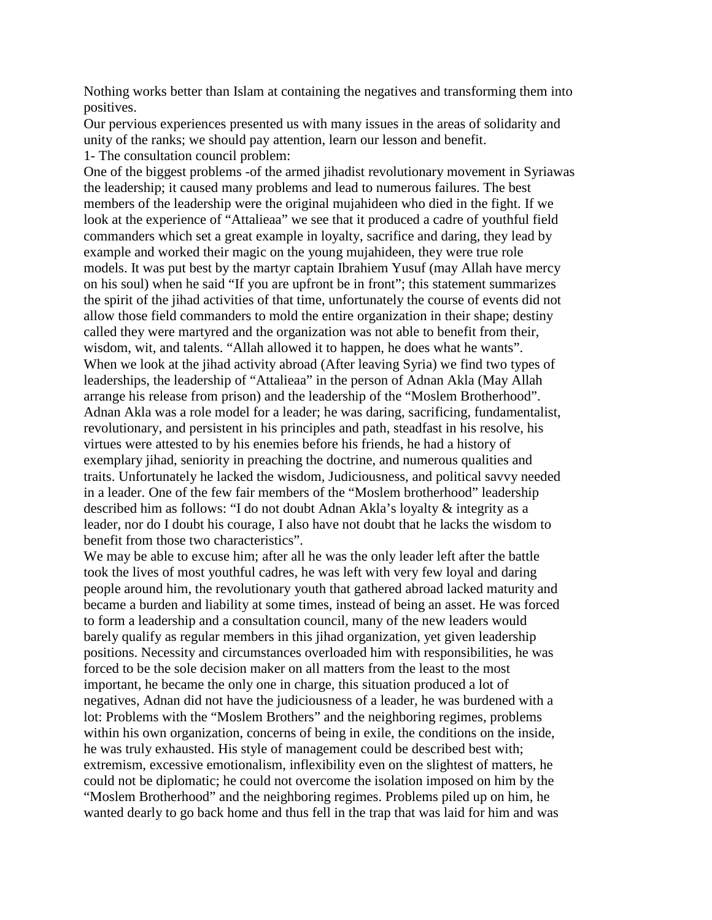Nothing works better than Islam at containing the negatives and transforming them into positives.

Our pervious experiences presented us with many issues in the areas of solidarity and unity of the ranks; we should pay attention, learn our lesson and benefit.

1- The consultation council problem:

One of the biggest problems -of the armed jihadist revolutionary movement in Syriawas the leadership; it caused many problems and lead to numerous failures. The best members of the leadership were the original mujahideen who died in the fight. If we look at the experience of "Attalieaa" we see that it produced a cadre of youthful field commanders which set a great example in loyalty, sacrifice and daring, they lead by example and worked their magic on the young mujahideen, they were true role models. It was put best by the martyr captain Ibrahiem Yusuf (may Allah have mercy on his soul) when he said "If you are upfront be in front"; this statement summarizes the spirit of the jihad activities of that time, unfortunately the course of events did not allow those field commanders to mold the entire organization in their shape; destiny called they were martyred and the organization was not able to benefit from their, wisdom, wit, and talents. "Allah allowed it to happen, he does what he wants". When we look at the jihad activity abroad (After leaving Syria) we find two types of leaderships, the leadership of "Attalieaa" in the person of Adnan Akla (May Allah arrange his release from prison) and the leadership of the "Moslem Brotherhood". Adnan Akla was a role model for a leader; he was daring, sacrificing, fundamentalist, revolutionary, and persistent in his principles and path, steadfast in his resolve, his virtues were attested to by his enemies before his friends, he had a history of exemplary jihad, seniority in preaching the doctrine, and numerous qualities and traits. Unfortunately he lacked the wisdom, Judiciousness, and political savvy needed in a leader. One of the few fair members of the "Moslem brotherhood" leadership described him as follows: "I do not doubt Adnan Akla's loyalty & integrity as a leader, nor do I doubt his courage, I also have not doubt that he lacks the wisdom to benefit from those two characteristics".

We may be able to excuse him; after all he was the only leader left after the battle took the lives of most youthful cadres, he was left with very few loyal and daring people around him, the revolutionary youth that gathered abroad lacked maturity and became a burden and liability at some times, instead of being an asset. He was forced to form a leadership and a consultation council, many of the new leaders would barely qualify as regular members in this jihad organization, yet given leadership positions. Necessity and circumstances overloaded him with responsibilities, he was forced to be the sole decision maker on all matters from the least to the most important, he became the only one in charge, this situation produced a lot of negatives, Adnan did not have the judiciousness of a leader, he was burdened with a lot: Problems with the "Moslem Brothers" and the neighboring regimes, problems within his own organization, concerns of being in exile, the conditions on the inside, he was truly exhausted. His style of management could be described best with; extremism, excessive emotionalism, inflexibility even on the slightest of matters, he could not be diplomatic; he could not overcome the isolation imposed on him by the "Moslem Brotherhood" and the neighboring regimes. Problems piled up on him, he wanted dearly to go back home and thus fell in the trap that was laid for him and was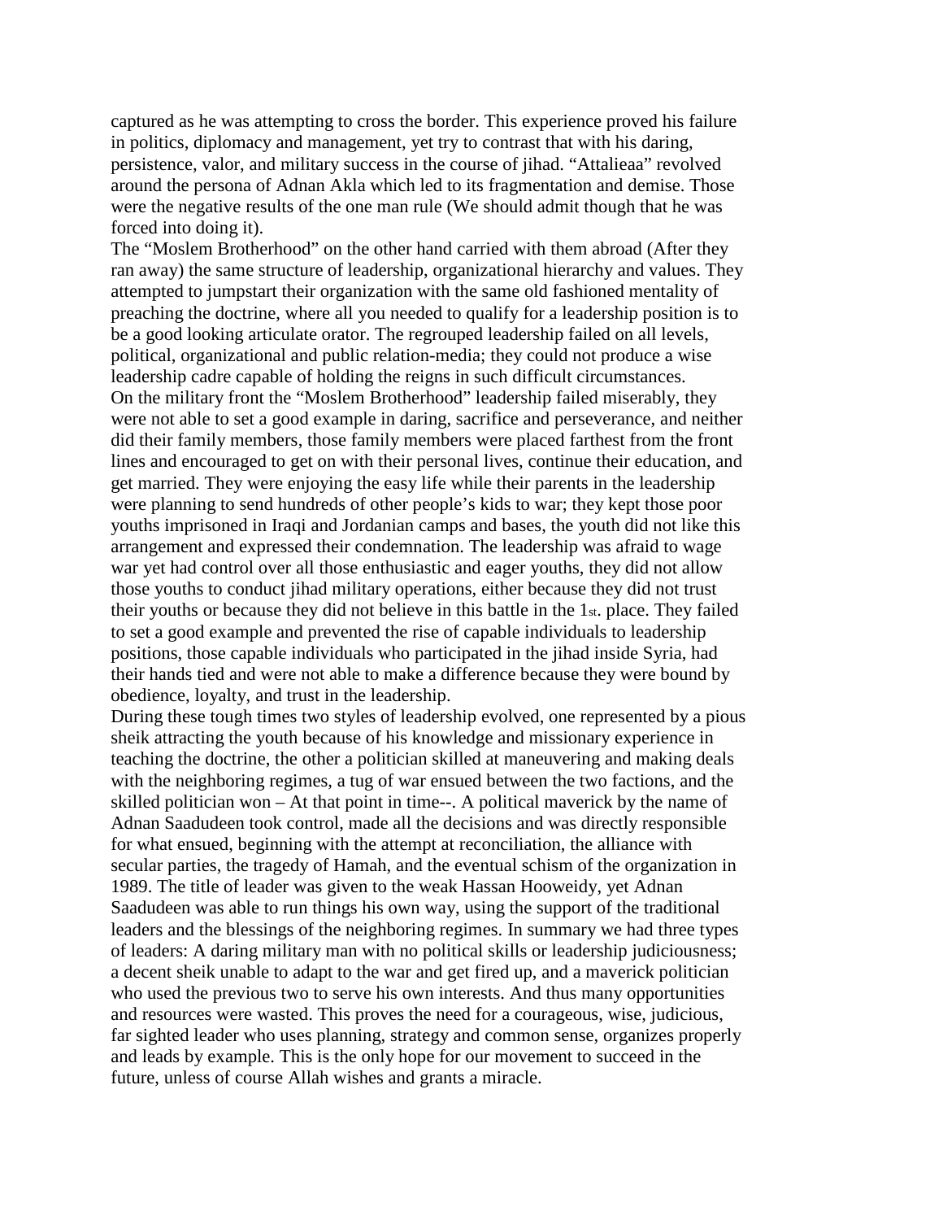captured as he was attempting to cross the border. This experience proved his failure in politics, diplomacy and management, yet try to contrast that with his daring, persistence, valor, and military success in the course of jihad. "Attalieaa" revolved around the persona of Adnan Akla which led to its fragmentation and demise. Those were the negative results of the one man rule (We should admit though that he was forced into doing it).

The "Moslem Brotherhood" on the other hand carried with them abroad (After they ran away) the same structure of leadership, organizational hierarchy and values. They attempted to jumpstart their organization with the same old fashioned mentality of preaching the doctrine, where all you needed to qualify for a leadership position is to be a good looking articulate orator. The regrouped leadership failed on all levels, political, organizational and public relation-media; they could not produce a wise leadership cadre capable of holding the reigns in such difficult circumstances.

On the military front the "Moslem Brotherhood" leadership failed miserably, they were not able to set a good example in daring, sacrifice and perseverance, and neither did their family members, those family members were placed farthest from the front lines and encouraged to get on with their personal lives, continue their education, and get married. They were enjoying the easy life while their parents in the leadership were planning to send hundreds of other people's kids to war; they kept those poor youths imprisoned in Iraqi and Jordanian camps and bases, the youth did not like this arrangement and expressed their condemnation. The leadership was afraid to wage war yet had control over all those enthusiastic and eager youths, they did not allow those youths to conduct jihad military operations, either because they did not trust their youths or because they did not believe in this battle in the 1st. place. They failed to set a good example and prevented the rise of capable individuals to leadership positions, those capable individuals who participated in the jihad inside Syria, had their hands tied and were not able to make a difference because they were bound by obedience, loyalty, and trust in the leadership.

During these tough times two styles of leadership evolved, one represented by a pious sheik attracting the youth because of his knowledge and missionary experience in teaching the doctrine, the other a politician skilled at maneuvering and making deals with the neighboring regimes, a tug of war ensued between the two factions, and the skilled politician won – At that point in time--. A political maverick by the name of Adnan Saadudeen took control, made all the decisions and was directly responsible for what ensued, beginning with the attempt at reconciliation, the alliance with secular parties, the tragedy of Hamah, and the eventual schism of the organization in 1989. The title of leader was given to the weak Hassan Hooweidy, yet Adnan Saadudeen was able to run things his own way, using the support of the traditional leaders and the blessings of the neighboring regimes. In summary we had three types of leaders: A daring military man with no political skills or leadership judiciousness; a decent sheik unable to adapt to the war and get fired up, and a maverick politician who used the previous two to serve his own interests. And thus many opportunities and resources were wasted. This proves the need for a courageous, wise, judicious, far sighted leader who uses planning, strategy and common sense, organizes properly and leads by example. This is the only hope for our movement to succeed in the future, unless of course Allah wishes and grants a miracle.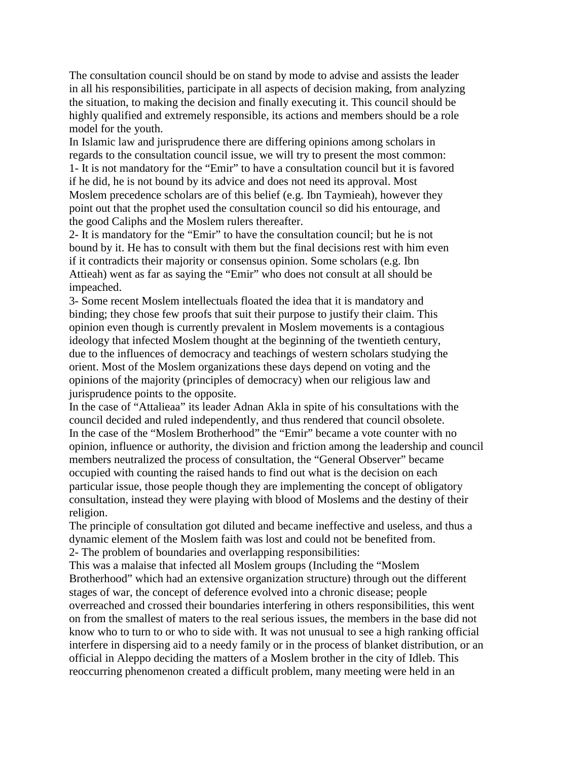The consultation council should be on stand by mode to advise and assists the leader in all his responsibilities, participate in all aspects of decision making, from analyzing the situation, to making the decision and finally executing it. This council should be highly qualified and extremely responsible, its actions and members should be a role model for the youth.

In Islamic law and jurisprudence there are differing opinions among scholars in regards to the consultation council issue, we will try to present the most common:

1- It is not mandatory for the "Emir" to have a consultation council but it is favored if he did, he is not bound by its advice and does not need its approval. Most Moslem precedence scholars are of this belief (e.g. Ibn Taymieah), however they point out that the prophet used the consultation council so did his entourage, and the good Caliphs and the Moslem rulers thereafter.

2- It is mandatory for the "Emir" to have the consultation council; but he is not bound by it. He has to consult with them but the final decisions rest with him even if it contradicts their majority or consensus opinion. Some scholars (e.g. Ibn Attieah) went as far as saying the "Emir" who does not consult at all should be impeached.

3- Some recent Moslem intellectuals floated the idea that it is mandatory and binding; they chose few proofs that suit their purpose to justify their claim. This opinion even though is currently prevalent in Moslem movements is a contagious ideology that infected Moslem thought at the beginning of the twentieth century, due to the influences of democracy and teachings of western scholars studying the orient. Most of the Moslem organizations these days depend on voting and the opinions of the majority (principles of democracy) when our religious law and jurisprudence points to the opposite.

In the case of "Attalieaa" its leader Adnan Akla in spite of his consultations with the council decided and ruled independently, and thus rendered that council obsolete.

In the case of the "Moslem Brotherhood" the "Emir" became a vote counter with no opinion, influence or authority, the division and friction among the leadership and council members neutralized the process of consultation, the "General Observer" became occupied with counting the raised hands to find out what is the decision on each particular issue, those people though they are implementing the concept of obligatory consultation, instead they were playing with blood of Moslems and the destiny of their religion.

The principle of consultation got diluted and became ineffective and useless, and thus a dynamic element of the Moslem faith was lost and could not be benefited from.

2- The problem of boundaries and overlapping responsibilities:

This was a malaise that infected all Moslem groups (Including the "Moslem Brotherhood" which had an extensive organization structure) through out the different stages of war, the concept of deference evolved into a chronic disease; people overreached and crossed their boundaries interfering in others responsibilities, this went on from the smallest of maters to the real serious issues, the members in the base did not know who to turn to or who to side with. It was not unusual to see a high ranking official interfere in dispersing aid to a needy family or in the process of blanket distribution, or an official in Aleppo deciding the matters of a Moslem brother in the city of Idleb. This reoccurring phenomenon created a difficult problem, many meeting were held in an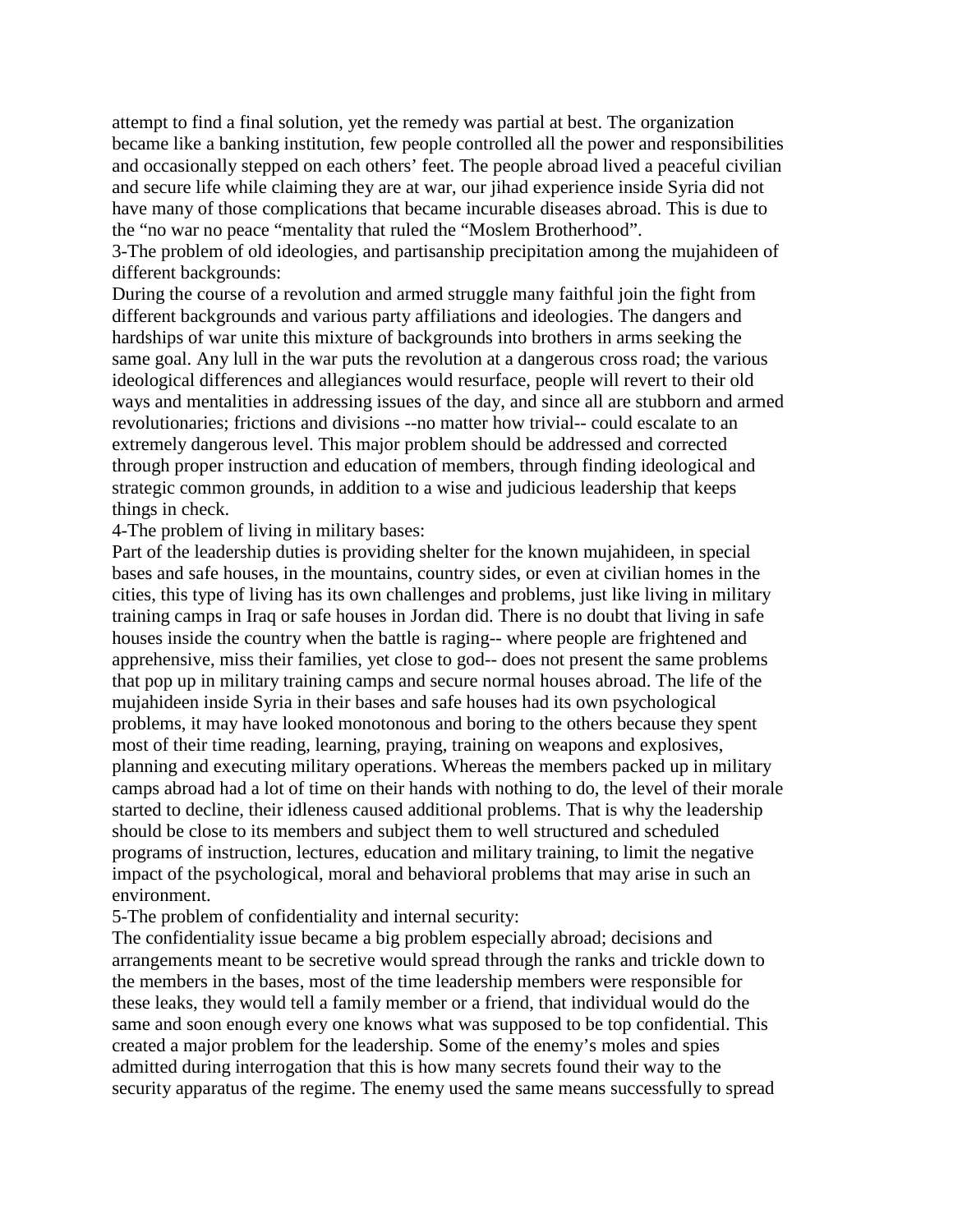attempt to find a final solution, yet the remedy was partial at best. The organization became like a banking institution, few people controlled all the power and responsibilities and occasionally stepped on each others' feet. The people abroad lived a peaceful civilian and secure life while claiming they are at war, our jihad experience inside Syria did not have many of those complications that became incurable diseases abroad. This is due to the "no war no peace "mentality that ruled the "Moslem Brotherhood".

3-The problem of old ideologies, and partisanship precipitation among the mujahideen of different backgrounds:

During the course of a revolution and armed struggle many faithful join the fight from different backgrounds and various party affiliations and ideologies. The dangers and hardships of war unite this mixture of backgrounds into brothers in arms seeking the same goal. Any lull in the war puts the revolution at a dangerous cross road; the various ideological differences and allegiances would resurface, people will revert to their old ways and mentalities in addressing issues of the day, and since all are stubborn and armed revolutionaries; frictions and divisions --no matter how trivial-- could escalate to an extremely dangerous level. This major problem should be addressed and corrected through proper instruction and education of members, through finding ideological and strategic common grounds, in addition to a wise and judicious leadership that keeps things in check.

4-The problem of living in military bases:

Part of the leadership duties is providing shelter for the known mujahideen, in special bases and safe houses, in the mountains, country sides, or even at civilian homes in the cities, this type of living has its own challenges and problems, just like living in military training camps in Iraq or safe houses in Jordan did. There is no doubt that living in safe houses inside the country when the battle is raging-- where people are frightened and apprehensive, miss their families, yet close to god-- does not present the same problems that pop up in military training camps and secure normal houses abroad. The life of the mujahideen inside Syria in their bases and safe houses had its own psychological problems, it may have looked monotonous and boring to the others because they spent most of their time reading, learning, praying, training on weapons and explosives, planning and executing military operations. Whereas the members packed up in military camps abroad had a lot of time on their hands with nothing to do, the level of their morale started to decline, their idleness caused additional problems. That is why the leadership should be close to its members and subject them to well structured and scheduled programs of instruction, lectures, education and military training, to limit the negative impact of the psychological, moral and behavioral problems that may arise in such an environment.

5-The problem of confidentiality and internal security:

The confidentiality issue became a big problem especially abroad; decisions and arrangements meant to be secretive would spread through the ranks and trickle down to the members in the bases, most of the time leadership members were responsible for these leaks, they would tell a family member or a friend, that individual would do the same and soon enough every one knows what was supposed to be top confidential. This created a major problem for the leadership. Some of the enemy's moles and spies admitted during interrogation that this is how many secrets found their way to the security apparatus of the regime. The enemy used the same means successfully to spread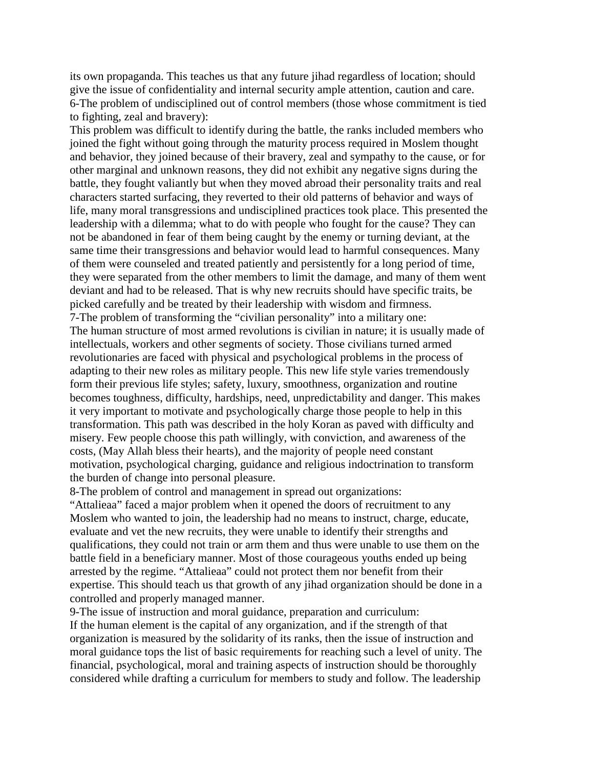its own propaganda. This teaches us that any future jihad regardless of location; should give the issue of confidentiality and internal security ample attention, caution and care.

6-The problem of undisciplined out of control members (those whose commitment is tied to fighting, zeal and bravery):

This problem was difficult to identify during the battle, the ranks included members who joined the fight without going through the maturity process required in Moslem thought and behavior, they joined because of their bravery, zeal and sympathy to the cause, or for other marginal and unknown reasons, they did not exhibit any negative signs during the battle, they fought valiantly but when they moved abroad their personality traits and real characters started surfacing, they reverted to their old patterns of behavior and ways of life, many moral transgressions and undisciplined practices took place. This presented the leadership with a dilemma; what to do with people who fought for the cause? They can not be abandoned in fear of them being caught by the enemy or turning deviant, at the same time their transgressions and behavior would lead to harmful consequences. Many of them were counseled and treated patiently and persistently for a long period of time, they were separated from the other members to limit the damage, and many of them went deviant and had to be released. That is why new recruits should have specific traits, be picked carefully and be treated by their leadership with wisdom and firmness.

7-The problem of transforming the "civilian personality" into a military one:

The human structure of most armed revolutions is civilian in nature; it is usually made of intellectuals, workers and other segments of society. Those civilians turned armed revolutionaries are faced with physical and psychological problems in the process of adapting to their new roles as military people. This new life style varies tremendously form their previous life styles; safety, luxury, smoothness, organization and routine becomes toughness, difficulty, hardships, need, unpredictability and danger. This makes it very important to motivate and psychologically charge those people to help in this transformation. This path was described in the holy Koran as paved with difficulty and misery. Few people choose this path willingly, with conviction, and awareness of the costs, (May Allah bless their hearts), and the majority of people need constant motivation, psychological charging, guidance and religious indoctrination to transform the burden of change into personal pleasure.

8-The problem of control and management in spread out organizations:

"Attalieaa" faced a major problem when it opened the doors of recruitment to any Moslem who wanted to join, the leadership had no means to instruct, charge, educate, evaluate and vet the new recruits, they were unable to identify their strengths and qualifications, they could not train or arm them and thus were unable to use them on the battle field in a beneficiary manner. Most of those courageous youths ended up being arrested by the regime. "Attalieaa" could not protect them nor benefit from their expertise. This should teach us that growth of any jihad organization should be done in a controlled and properly managed manner.

9-The issue of instruction and moral guidance, preparation and curriculum:

If the human element is the capital of any organization, and if the strength of that organization is measured by the solidarity of its ranks, then the issue of instruction and moral guidance tops the list of basic requirements for reaching such a level of unity. The financial, psychological, moral and training aspects of instruction should be thoroughly considered while drafting a curriculum for members to study and follow. The leadership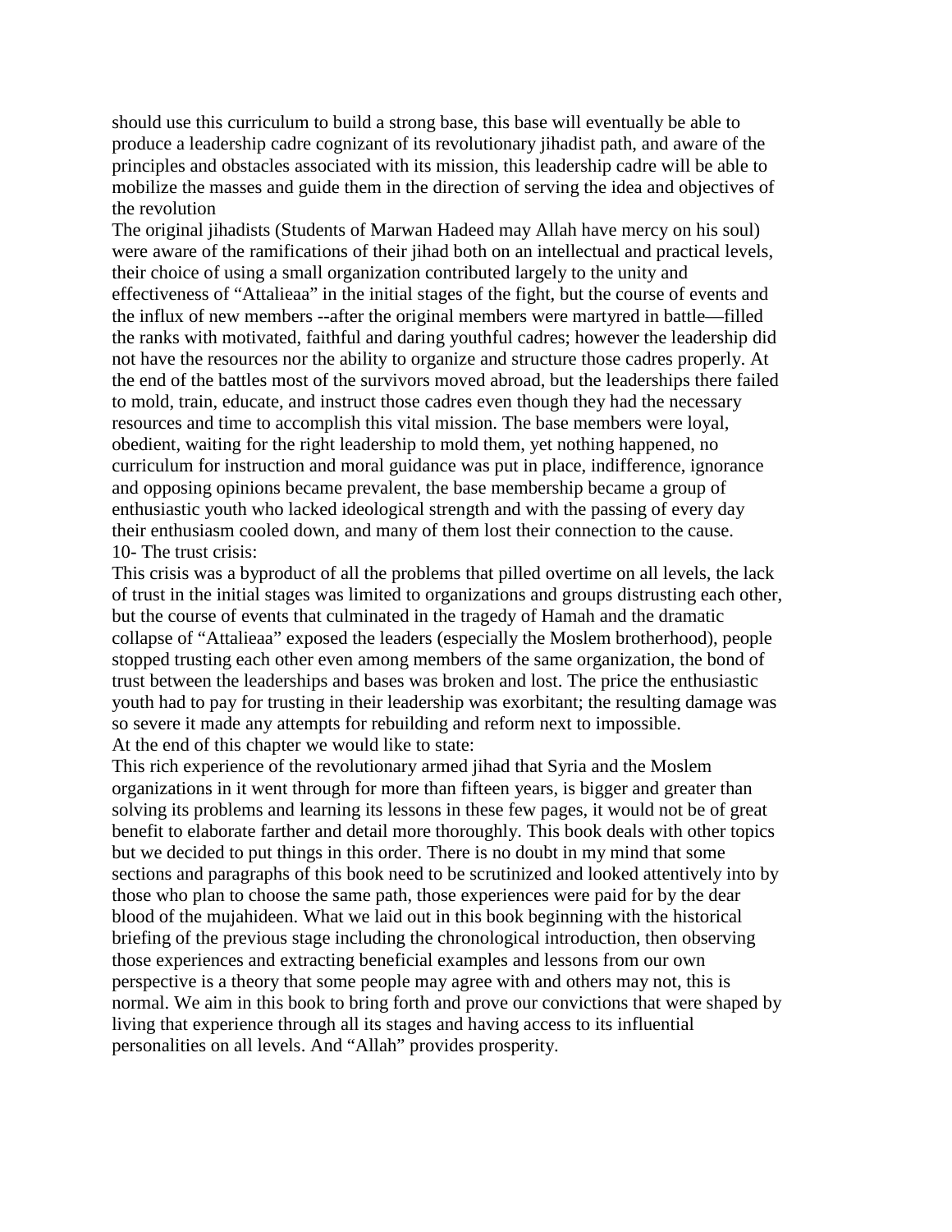should use this curriculum to build a strong base, this base will eventually be able to produce a leadership cadre cognizant of its revolutionary jihadist path, and aware of the principles and obstacles associated with its mission, this leadership cadre will be able to mobilize the masses and guide them in the direction of serving the idea and objectives of the revolution

The original jihadists (Students of Marwan Hadeed may Allah have mercy on his soul) were aware of the ramifications of their jihad both on an intellectual and practical levels, their choice of using a small organization contributed largely to the unity and effectiveness of "Attalieaa" in the initial stages of the fight, but the course of events and the influx of new members --after the original members were martyred in battle—filled the ranks with motivated, faithful and daring youthful cadres; however the leadership did not have the resources nor the ability to organize and structure those cadres properly. At the end of the battles most of the survivors moved abroad, but the leaderships there failed to mold, train, educate, and instruct those cadres even though they had the necessary resources and time to accomplish this vital mission. The base members were loyal, obedient, waiting for the right leadership to mold them, yet nothing happened, no curriculum for instruction and moral guidance was put in place, indifference, ignorance and opposing opinions became prevalent, the base membership became a group of enthusiastic youth who lacked ideological strength and with the passing of every day their enthusiasm cooled down, and many of them lost their connection to the cause.

10- The trust crisis:

This crisis was a byproduct of all the problems that pilled overtime on all levels, the lack of trust in the initial stages was limited to organizations and groups distrusting each other, but the course of events that culminated in the tragedy of Hamah and the dramatic collapse of "Attalieaa" exposed the leaders (especially the Moslem brotherhood), people stopped trusting each other even among members of the same organization, the bond of trust between the leaderships and bases was broken and lost. The price the enthusiastic youth had to pay for trusting in their leadership was exorbitant; the resulting damage was so severe it made any attempts for rebuilding and reform next to impossible.

At the end of this chapter we would like to state:

This rich experience of the revolutionary armed jihad that Syria and the Moslem organizations in it went through for more than fifteen years, is bigger and greater than solving its problems and learning its lessons in these few pages, it would not be of great benefit to elaborate farther and detail more thoroughly. This book deals with other topics but we decided to put things in this order. There is no doubt in my mind that some sections and paragraphs of this book need to be scrutinized and looked attentively into by those who plan to choose the same path, those experiences were paid for by the dear blood of the mujahideen. What we laid out in this book beginning with the historical briefing of the previous stage including the chronological introduction, then observing those experiences and extracting beneficial examples and lessons from our own perspective is a theory that some people may agree with and others may not, this is normal. We aim in this book to bring forth and prove our convictions that were shaped by living that experience through all its stages and having access to its influential personalities on all levels. And "Allah" provides prosperity.